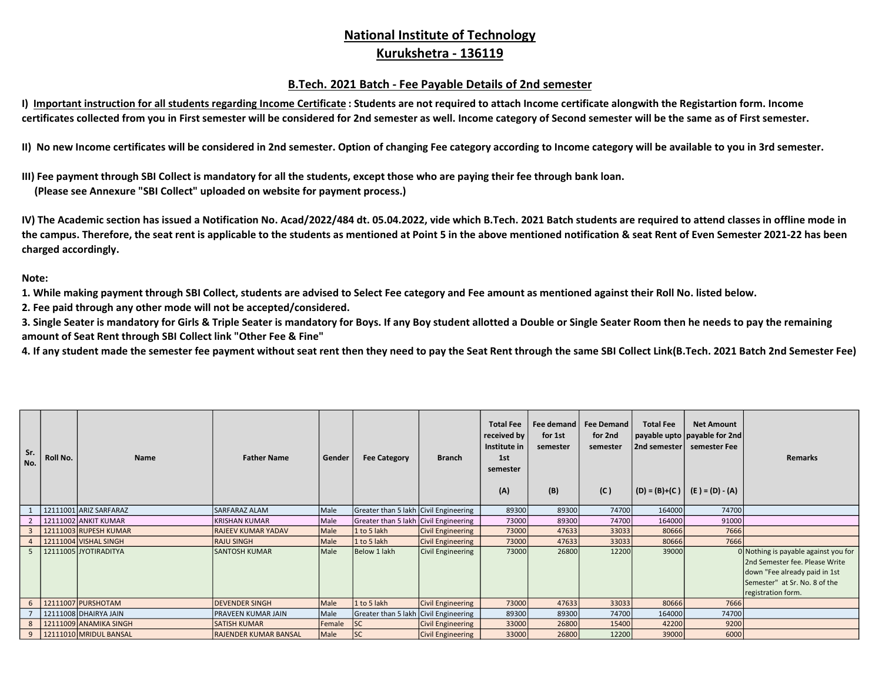# National Institute of Technology
# Kurukshetra - 136119

## B.Tech. 2021 Batch - Fee Payable Details of 2nd semester

**I) Important instruction for all students regarding Income Certificate : Students are not required to attach Income certificate alongwith the Registartion form. Income certificates collected from you in First semester will be considered for 2nd semester as well. Income category of Second semester will be the same as of First semester.**

**II) No new Income certificates will be considered in 2nd semester. Option of changing Fee category according to Income category will be available to you in 3rd semester.**

**III) Fee payment through SBI Collect is mandatory for all the students, except those who are paying their fee through bank loan.**
**(Please see Annexure "SBI Collect" uploaded on website for payment process.)**

**IV) The Academic section has issued a Notification No. Acad/2022/484 dt. 05.04.2022, vide which B.Tech. 2021 Batch students are required to attend classes in offline mode in the campus. Therefore, the seat rent is applicable to the students as mentioned at Point 5 in the above mentioned notification & seat Rent of Even Semester 2021-22 has been charged accordingly.**

**Note:**

**1. While making payment through SBI Collect, students are advised to Select Fee category and Fee amount as mentioned against their Roll No. listed below.**

**2. Fee paid through any other mode will not be accepted/considered.**

**3. Single Seater is mandatory for Girls & Triple Seater is mandatory for Boys. If any Boy student allotted a Double or Single Seater Room then he needs to pay the remaining amount of Seat Rent through SBI Collect link "Other Fee & Fine"**

**4. If any student made the semester fee payment without seat rent then they need to pay the Seat Rent through the same SBI Collect Link(B.Tech. 2021 Batch 2nd Semester Fee)**

| Sr. No. | Roll No. | Name | Father Name | Gender | Fee Category | Branch | Total Fee received by Institute in 1st semester (A) | Fee demand for 1st semester (B) | Fee Demand for 2nd semester (C ) | Total Fee payable upto 2nd semester (D) = (B)+(C ) | Net Amount payable for 2nd semester Fee (E ) = (D) - (A) | Remarks |
|---|---|---|---|---|---|---|---|---|---|---|---|---|
| 1 | 12111001 | ARIZ SARFARAZ | SARFARAZ ALAM | Male | Greater than 5 lakh | Civil Engineering | 89300 | 89300 | 74700 | 164000 | 74700 | |
| 2 | 12111002 | ANKIT KUMAR | KRISHAN KUMAR | Male | Greater than 5 lakh | Civil Engineering | 73000 | 89300 | 74700 | 164000 | 91000 | |
| 3 | 12111003 | RUPESH KUMAR | RAJEEV KUMAR YADAV | Male | 1 to 5 lakh | Civil Engineering | 73000 | 47633 | 33033 | 80666 | 7666 | |
| 4 | 12111004 | VISHAL SINGH | RAJU SINGH | Male | 1 to 5 lakh | Civil Engineering | 73000 | 47633 | 33033 | 80666 | 7666 | |
| 5 | 12111005 | JYOTIRADITYA | SANTOSH KUMAR | Male | Below 1 lakh | Civil Engineering | 73000 | 26800 | 12200 | 39000 | 0 | Nothing is payable against you for 2nd Semester fee. Please Write down "Fee already paid in 1st Semester" at Sr. No. 8 of the registration form. |
| 6 | 12111007 | PURSHOTAM | DEVENDER SINGH | Male | 1 to 5 lakh | Civil Engineering | 73000 | 47633 | 33033 | 80666 | 7666 | |
| 7 | 12111008 | DHAIRYA JAIN | PRAVEEN KUMAR JAIN | Male | Greater than 5 lakh | Civil Engineering | 89300 | 89300 | 74700 | 164000 | 74700 | |
| 8 | 12111009 | ANAMIKA SINGH | SATISH KUMAR | Female | SC | Civil Engineering | 33000 | 26800 | 15400 | 42200 | 9200 | |
| 9 | 12111010 | MRIDUL BANSAL | RAJENDER KUMAR BANSAL | Male | SC | Civil Engineering | 33000 | 26800 | 12200 | 39000 | 6000 | |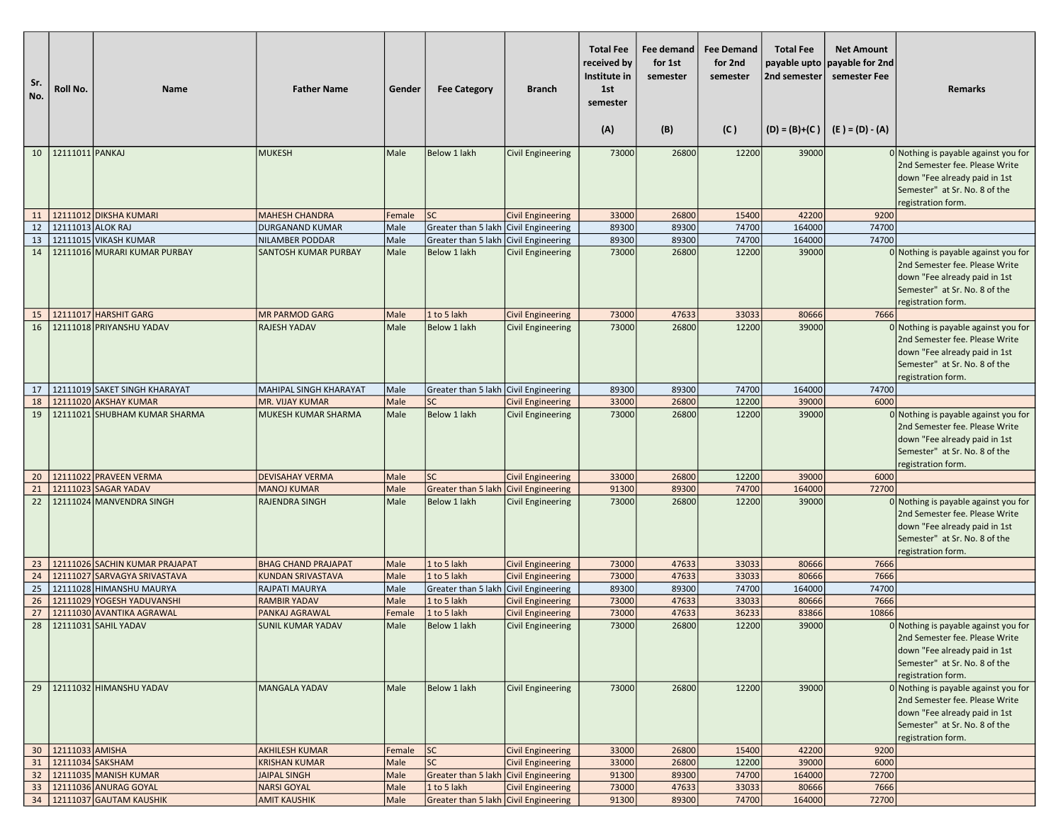| Sr. No. | Roll No. | Name | Father Name | Gender | Fee Category | Branch | Total Fee received by Institute in 1st semester (A) | Fee demand for 1st semester (B) | Fee Demand for 2nd semester (C ) | Total Fee payable upto 2nd semester (D) = (B)+(C ) | Net Amount payable for 2nd semester Fee (E ) = (D) - (A) | Remarks |
|---|---|---|---|---|---|---|---|---|---|---|---|---|
| 10 | 12111011 | PANKAJ | MUKESH | Male | Below 1 lakh | Civil Engineering | 73000 | 26800 | 12200 | 39000 | 0 | Nothing is payable against you for 2nd Semester fee. Please Write down "Fee already paid in 1st Semester" at Sr. No. 8 of the registration form. |
| 11 | 12111012 | DIKSHA KUMARI | MAHESH CHANDRA | Female | SC | Civil Engineering | 33000 | 26800 | 15400 | 42200 | 9200 | |
| 12 | 12111013 | ALOK RAJ | DURGANAND KUMAR | Male | Greater than 5 lakh | Civil Engineering | 89300 | 89300 | 74700 | 164000 | 74700 | |
| 13 | 12111015 | VIKASH KUMAR | NILAMBER PODDAR | Male | Greater than 5 lakh | Civil Engineering | 89300 | 89300 | 74700 | 164000 | 74700 | |
| 14 | 12111016 | MURARI KUMAR PURBAY | SANTOSH KUMAR PURBAY | Male | Below 1 lakh | Civil Engineering | 73000 | 26800 | 12200 | 39000 | 0 | Nothing is payable against you for 2nd Semester fee. Please Write down "Fee already paid in 1st Semester" at Sr. No. 8 of the registration form. |
| 15 | 12111017 | HARSHIT GARG | MR PARMOD GARG | Male | 1 to 5 lakh | Civil Engineering | 73000 | 47633 | 33033 | 80666 | 7666 | |
| 16 | 12111018 | PRIYANSHU YADAV | RAJESH YADAV | Male | Below 1 lakh | Civil Engineering | 73000 | 26800 | 12200 | 39000 | 0 | Nothing is payable against you for 2nd Semester fee. Please Write down "Fee already paid in 1st Semester" at Sr. No. 8 of the registration form. |
| 17 | 12111019 | SAKET SINGH KHARAYAT | MAHIPAL SINGH KHARAYAT | Male | Greater than 5 lakh | Civil Engineering | 89300 | 89300 | 74700 | 164000 | 74700 | |
| 18 | 12111020 | AKSHAY KUMAR | MR. VIJAY KUMAR | Male | SC | Civil Engineering | 33000 | 26800 | 12200 | 39000 | 6000 | |
| 19 | 12111021 | SHUBHAM KUMAR SHARMA | MUKESH KUMAR SHARMA | Male | Below 1 lakh | Civil Engineering | 73000 | 26800 | 12200 | 39000 | 0 | Nothing is payable against you for 2nd Semester fee. Please Write down "Fee already paid in 1st Semester" at Sr. No. 8 of the registration form. |
| 20 | 12111022 | PRAVEEN VERMA | DEVISAHAY VERMA | Male | SC | Civil Engineering | 33000 | 26800 | 12200 | 39000 | 6000 | |
| 21 | 12111023 | SAGAR YADAV | MANOJ KUMAR | Male | Greater than 5 lakh | Civil Engineering | 91300 | 89300 | 74700 | 164000 | 72700 | |
| 22 | 12111024 | MANVENDRA SINGH | RAJENDRA SINGH | Male | Below 1 lakh | Civil Engineering | 73000 | 26800 | 12200 | 39000 | 0 | Nothing is payable against you for 2nd Semester fee. Please Write down "Fee already paid in 1st Semester" at Sr. No. 8 of the registration form. |
| 23 | 12111026 | SACHIN KUMAR PRAJAPAT | BHAG CHAND PRAJAPAT | Male | 1 to 5 lakh | Civil Engineering | 73000 | 47633 | 33033 | 80666 | 7666 | |
| 24 | 12111027 | SARVAGYA SRIVASTAVA | KUNDAN SRIVASTAVA | Male | 1 to 5 lakh | Civil Engineering | 73000 | 47633 | 33033 | 80666 | 7666 | |
| 25 | 12111028 | HIMANSHU MAURYA | RAJPATI MAURYA | Male | Greater than 5 lakh | Civil Engineering | 89300 | 89300 | 74700 | 164000 | 74700 | |
| 26 | 12111029 | YOGESH YADUVANSHI | RAMBIR YADAV | Male | 1 to 5 lakh | Civil Engineering | 73000 | 47633 | 33033 | 80666 | 7666 | |
| 27 | 12111030 | AVANTIKA AGRAWAL | PANKAJ AGRAWAL | Female | 1 to 5 lakh | Civil Engineering | 73000 | 47633 | 36233 | 83866 | 10866 | |
| 28 | 12111031 | SAHIL YADAV | SUNIL KUMAR YADAV | Male | Below 1 lakh | Civil Engineering | 73000 | 26800 | 12200 | 39000 | 0 | Nothing is payable against you for 2nd Semester fee. Please Write down "Fee already paid in 1st Semester" at Sr. No. 8 of the registration form. |
| 29 | 12111032 | HIMANSHU YADAV | MANGALA YADAV | Male | Below 1 lakh | Civil Engineering | 73000 | 26800 | 12200 | 39000 | 0 | Nothing is payable against you for 2nd Semester fee. Please Write down "Fee already paid in 1st Semester" at Sr. No. 8 of the registration form. |
| 30 | 12111033 | AMISHA | AKHILESH KUMAR | Female | SC | Civil Engineering | 33000 | 26800 | 15400 | 42200 | 9200 | |
| 31 | 12111034 | SAKSHAM | KRISHAN KUMAR | Male | SC | Civil Engineering | 33000 | 26800 | 12200 | 39000 | 6000 | |
| 32 | 12111035 | MANISH KUMAR | JAIPAL SINGH | Male | Greater than 5 lakh | Civil Engineering | 91300 | 89300 | 74700 | 164000 | 72700 | |
| 33 | 12111036 | ANURAG GOYAL | NARSI GOYAL | Male | 1 to 5 lakh | Civil Engineering | 73000 | 47633 | 33033 | 80666 | 7666 | |
| 34 | 12111037 | GAUTAM KAUSHIK | AMIT KAUSHIK | Male | Greater than 5 lakh | Civil Engineering | 91300 | 89300 | 74700 | 164000 | 72700 | |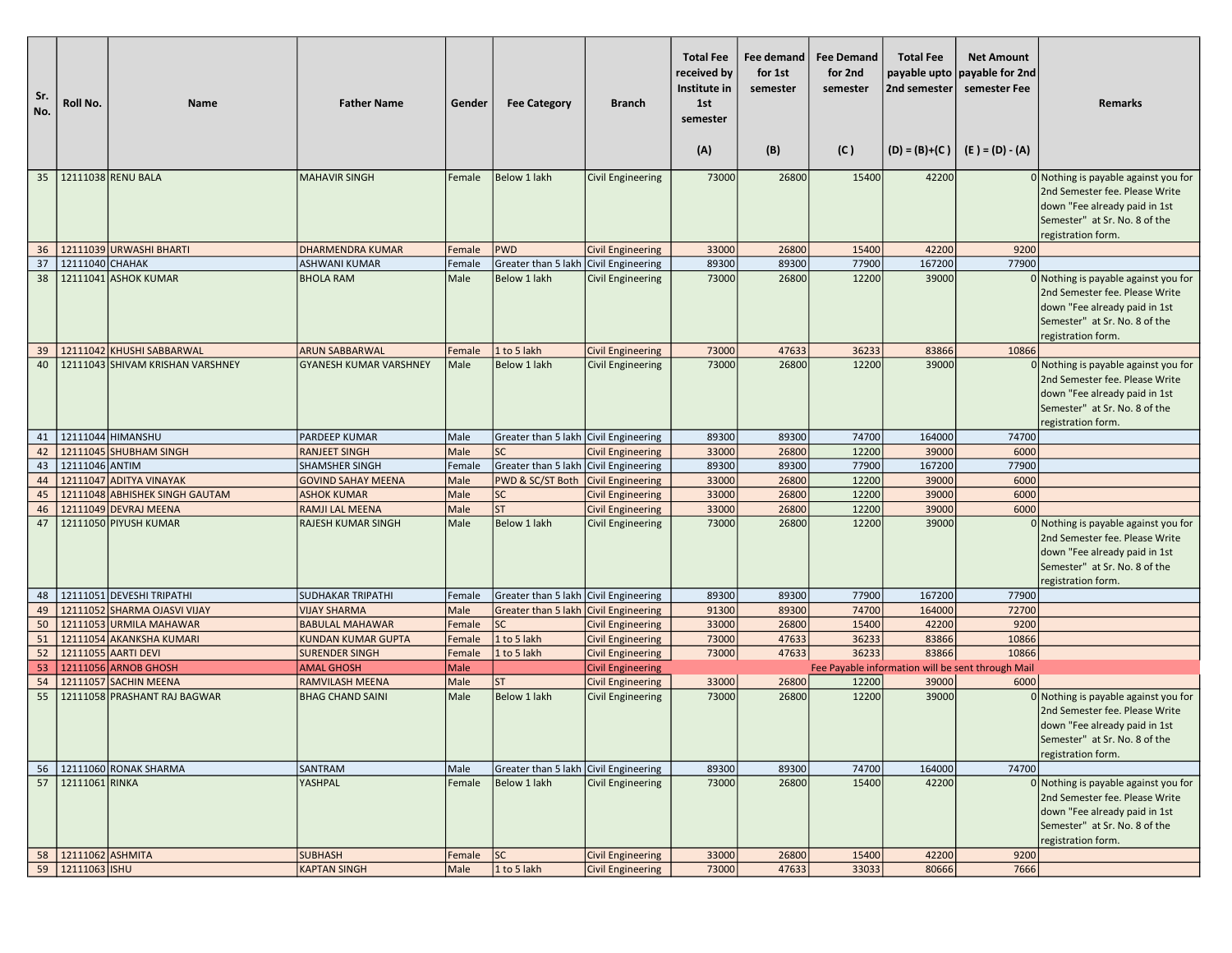| Sr. No. | Roll No. | Name | Father Name | Gender | Fee Category | Branch | Total Fee received by Institute in 1st semester<br><br>(A) | Fee demand for 1st semester<br><br>(B) | Fee Demand for 2nd semester<br><br>(C ) | Total Fee payable upto 2nd semester<br><br>(D) = (B)+(C ) | Net Amount payable for 2nd semester Fee<br><br>(E ) = (D) - (A) | Remarks |
|---|---|---|---|---|---|---|---|---|---|---|---|---|
| 35 | 12111038 | RENU BALA | MAHAVIR SINGH | Female | Below 1 lakh | Civil Engineering | 73000 | 26800 | 15400 | 42200 | 0 | Nothing is payable against you for 2nd Semester fee. Please Write down "Fee already paid in 1st Semester" at Sr. No. 8 of the registration form. |
| 36 | 12111039 | URWASHI BHARTI | DHARMENDRA KUMAR | Female | PWD | Civil Engineering | 33000 | 26800 | 15400 | 42200 | 9200 | |
| 37 | 12111040 | CHAHAK | ASHWANI KUMAR | Female | Greater than 5 lakh | Civil Engineering | 89300 | 89300 | 77900 | 167200 | 77900 | |
| 38 | 12111041 | ASHOK KUMAR | BHOLA RAM | Male | Below 1 lakh | Civil Engineering | 73000 | 26800 | 12200 | 39000 | 0 | Nothing is payable against you for 2nd Semester fee. Please Write down "Fee already paid in 1st Semester" at Sr. No. 8 of the registration form. |
| 39 | 12111042 | KHUSHI SABBARWAL | ARUN SABBARWAL | Female | 1 to 5 lakh | Civil Engineering | 73000 | 47633 | 36233 | 83866 | 10866 | |
| 40 | 12111043 | SHIVAM KRISHAN VARSHNEY | GYANESH KUMAR VARSHNEY | Male | Below 1 lakh | Civil Engineering | 73000 | 26800 | 12200 | 39000 | 0 | Nothing is payable against you for 2nd Semester fee. Please Write down "Fee already paid in 1st Semester" at Sr. No. 8 of the registration form. |
| 41 | 12111044 | HIMANSHU | PARDEEP KUMAR | Male | Greater than 5 lakh | Civil Engineering | 89300 | 89300 | 74700 | 164000 | 74700 | |
| 42 | 12111045 | SHUBHAM SINGH | RANJEET SINGH | Male | SC | Civil Engineering | 33000 | 26800 | 12200 | 39000 | 6000 | |
| 43 | 12111046 | ANTIM | SHAMSHER SINGH | Female | Greater than 5 lakh | Civil Engineering | 89300 | 89300 | 77900 | 167200 | 77900 | |
| 44 | 12111047 | ADITYA VINAYAK | GOVIND SAHAY MEENA | Male | PWD & SC/ST Both | Civil Engineering | 33000 | 26800 | 12200 | 39000 | 6000 | |
| 45 | 12111048 | ABHISHEK SINGH GAUTAM | ASHOK KUMAR | Male | SC | Civil Engineering | 33000 | 26800 | 12200 | 39000 | 6000 | |
| 46 | 12111049 | DEVRAJ MEENA | RAMJI LAL MEENA | Male | ST | Civil Engineering | 33000 | 26800 | 12200 | 39000 | 6000 | |
| 47 | 12111050 | PIYUSH KUMAR | RAJESH KUMAR SINGH | Male | Below 1 lakh | Civil Engineering | 73000 | 26800 | 12200 | 39000 | 0 | Nothing is payable against you for 2nd Semester fee. Please Write down "Fee already paid in 1st Semester" at Sr. No. 8 of the registration form. |
| 48 | 12111051 | DEVESHI TRIPATHI | SUDHAKAR TRIPATHI | Female | Greater than 5 lakh | Civil Engineering | 89300 | 89300 | 77900 | 167200 | 77900 | |
| 49 | 12111052 | SHARMA OJASVI VIJAY | VIJAY SHARMA | Male | Greater than 5 lakh | Civil Engineering | 91300 | 89300 | 74700 | 164000 | 72700 | |
| 50 | 12111053 | URMILA MAHAWAR | BABULAL MAHAWAR | Female | SC | Civil Engineering | 33000 | 26800 | 15400 | 42200 | 9200 | |
| 51 | 12111054 | AKANKSHA KUMARI | KUNDAN KUMAR GUPTA | Female | 1 to 5 lakh | Civil Engineering | 73000 | 47633 | 36233 | 83866 | 10866 | |
| 52 | 12111055 | AARTI DEVI | SURENDER SINGH | Female | 1 to 5 lakh | Civil Engineering | 73000 | 47633 | 36233 | 83866 | 10866 | |
| 53 | 12111056 | ARNOB GHOSH | AMAL GHOSH | Male | | Civil Engineering | Fee Payable information will be sent through Mail | | | | | |
| 54 | 12111057 | SACHIN MEENA | RAMVILASH MEENA | Male | ST | Civil Engineering | 33000 | 26800 | 12200 | 39000 | 6000 | |
| 55 | 12111058 | PRASHANT RAJ BAGWAR | BHAG CHAND SAINI | Male | Below 1 lakh | Civil Engineering | 73000 | 26800 | 12200 | 39000 | 0 | Nothing is payable against you for 2nd Semester fee. Please Write down "Fee already paid in 1st Semester" at Sr. No. 8 of the registration form. |
| 56 | 12111060 | RONAK SHARMA | SANTRAM | Male | Greater than 5 lakh | Civil Engineering | 89300 | 89300 | 74700 | 164000 | 74700 | |
| 57 | 12111061 | RINKA | YASHPAL | Female | Below 1 lakh | Civil Engineering | 73000 | 26800 | 15400 | 42200 | 0 | Nothing is payable against you for 2nd Semester fee. Please Write down "Fee already paid in 1st Semester" at Sr. No. 8 of the registration form. |
| 58 | 12111062 | ASHMITA | SUBHASH | Female | SC | Civil Engineering | 33000 | 26800 | 15400 | 42200 | 9200 | |
| 59 | 12111063 | ISHU | KAPTAN SINGH | Male | 1 to 5 lakh | Civil Engineering | 73000 | 47633 | 33033 | 80666 | 7666 | |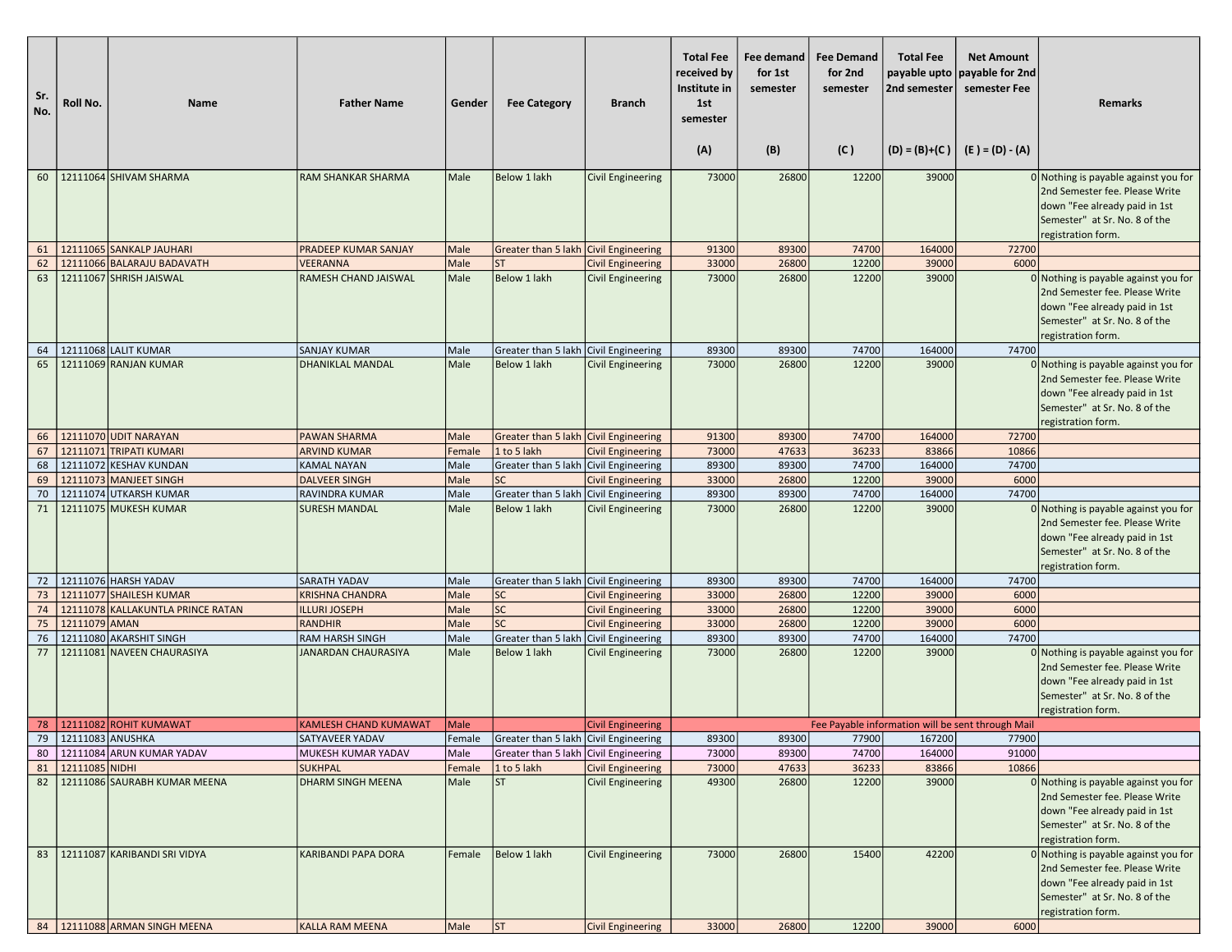| Sr. No. | Roll No. | Name | Father Name | Gender | Fee Category | Branch | Total Fee received by Institute in 1st semester (A) | Fee demand for 1st semester (B) | Fee Demand for 2nd semester (C ) | Total Fee payable upto 2nd semester (D) = (B)+(C ) | Net Amount payable for 2nd semester Fee (E ) = (D) - (A) | Remarks |
|---|---|---|---|---|---|---|---|---|---|---|---|---|
| 60 | 12111064 | SHIVAM SHARMA | RAM SHANKAR SHARMA | Male | Below 1 lakh | Civil Engineering | 73000 | 26800 | 12200 | 39000 | 0 | Nothing is payable against you for 2nd Semester fee. Please Write down "Fee already paid in 1st Semester" at Sr. No. 8 of the registration form. |
| 61 | 12111065 | SANKALP JAUHARI | PRADEEP KUMAR SANJAY | Male | Greater than 5 lakh | Civil Engineering | 91300 | 89300 | 74700 | 164000 | 72700 | |
| 62 | 12111066 | BALARAJU BADAVATH | VEERANNA | Male | ST | Civil Engineering | 33000 | 26800 | 12200 | 39000 | 6000 | |
| 63 | 12111067 | SHRISH JAISWAL | RAMESH CHAND JAISWAL | Male | Below 1 lakh | Civil Engineering | 73000 | 26800 | 12200 | 39000 | 0 | Nothing is payable against you for 2nd Semester fee. Please Write down "Fee already paid in 1st Semester" at Sr. No. 8 of the registration form. |
| 64 | 12111068 | LALIT KUMAR | SANJAY KUMAR | Male | Greater than 5 lakh | Civil Engineering | 89300 | 89300 | 74700 | 164000 | 74700 | |
| 65 | 12111069 | RANJAN KUMAR | DHANIKLAL MANDAL | Male | Below 1 lakh | Civil Engineering | 73000 | 26800 | 12200 | 39000 | 0 | Nothing is payable against you for 2nd Semester fee. Please Write down "Fee already paid in 1st Semester" at Sr. No. 8 of the registration form. |
| 66 | 12111070 | UDIT NARAYAN | PAWAN SHARMA | Male | Greater than 5 lakh | Civil Engineering | 91300 | 89300 | 74700 | 164000 | 72700 | |
| 67 | 12111071 | TRIPATI KUMARI | ARVIND KUMAR | Female | 1 to 5 lakh | Civil Engineering | 73000 | 47633 | 36233 | 83866 | 10866 | |
| 68 | 12111072 | KESHAV KUNDAN | KAMAL NAYAN | Male | Greater than 5 lakh | Civil Engineering | 89300 | 89300 | 74700 | 164000 | 74700 | |
| 69 | 12111073 | MANJEET SINGH | DALVEER SINGH | Male | SC | Civil Engineering | 33000 | 26800 | 12200 | 39000 | 6000 | |
| 70 | 12111074 | UTKARSH KUMAR | RAVINDRA KUMAR | Male | Greater than 5 lakh | Civil Engineering | 89300 | 89300 | 74700 | 164000 | 74700 | |
| 71 | 12111075 | MUKESH KUMAR | SURESH MANDAL | Male | Below 1 lakh | Civil Engineering | 73000 | 26800 | 12200 | 39000 | 0 | Nothing is payable against you for 2nd Semester fee. Please Write down "Fee already paid in 1st Semester" at Sr. No. 8 of the registration form. |
| 72 | 12111076 | HARSH YADAV | SARATH YADAV | Male | Greater than 5 lakh | Civil Engineering | 89300 | 89300 | 74700 | 164000 | 74700 | |
| 73 | 12111077 | SHAILESH KUMAR | KRISHNA CHANDRA | Male | SC | Civil Engineering | 33000 | 26800 | 12200 | 39000 | 6000 | |
| 74 | 12111078 | KALLAKUNTLA PRINCE RATAN | ILLURI JOSEPH | Male | SC | Civil Engineering | 33000 | 26800 | 12200 | 39000 | 6000 | |
| 75 | 12111079 | AMAN | RANDHIR | Male | SC | Civil Engineering | 33000 | 26800 | 12200 | 39000 | 6000 | |
| 76 | 12111080 | AKARSHIT SINGH | RAM HARSH SINGH | Male | Greater than 5 lakh | Civil Engineering | 89300 | 89300 | 74700 | 164000 | 74700 | |
| 77 | 12111081 | NAVEEN CHAURASIYA | JANARDAN CHAURASIYA | Male | Below 1 lakh | Civil Engineering | 73000 | 26800 | 12200 | 39000 | 0 | Nothing is payable against you for 2nd Semester fee. Please Write down "Fee already paid in 1st Semester" at Sr. No. 8 of the registration form. |
| 78 | 12111082 | ROHIT KUMAWAT | KAMLESH CHAND KUMAWAT | Male | | Civil Engineering | Fee Payable information will be sent through Mail | | | | | |
| 79 | 12111083 | ANUSHKA | SATYAVEER YADAV | Female | Greater than 5 lakh | Civil Engineering | 89300 | 89300 | 77900 | 167200 | 77900 | |
| 80 | 12111084 | ARUN KUMAR YADAV | MUKESH KUMAR YADAV | Male | Greater than 5 lakh | Civil Engineering | 73000 | 89300 | 74700 | 164000 | 91000 | |
| 81 | 12111085 | NIDHI | SUKHPAL | Female | 1 to 5 lakh | Civil Engineering | 73000 | 47633 | 36233 | 83866 | 10866 | |
| 82 | 12111086 | SAURABH KUMAR MEENA | DHARM SINGH MEENA | Male | ST | Civil Engineering | 49300 | 26800 | 12200 | 39000 | 0 | Nothing is payable against you for 2nd Semester fee. Please Write down "Fee already paid in 1st Semester" at Sr. No. 8 of the registration form. |
| 83 | 12111087 | KARIBANDI SRI VIDYA | KARIBANDI PAPA DORA | Female | Below 1 lakh | Civil Engineering | 73000 | 26800 | 15400 | 42200 | 0 | Nothing is payable against you for 2nd Semester fee. Please Write down "Fee already paid in 1st Semester" at Sr. No. 8 of the registration form. |
| 84 | 12111088 | ARMAN SINGH MEENA | KALLA RAM MEENA | Male | ST | Civil Engineering | 33000 | 26800 | 12200 | 39000 | 6000 | |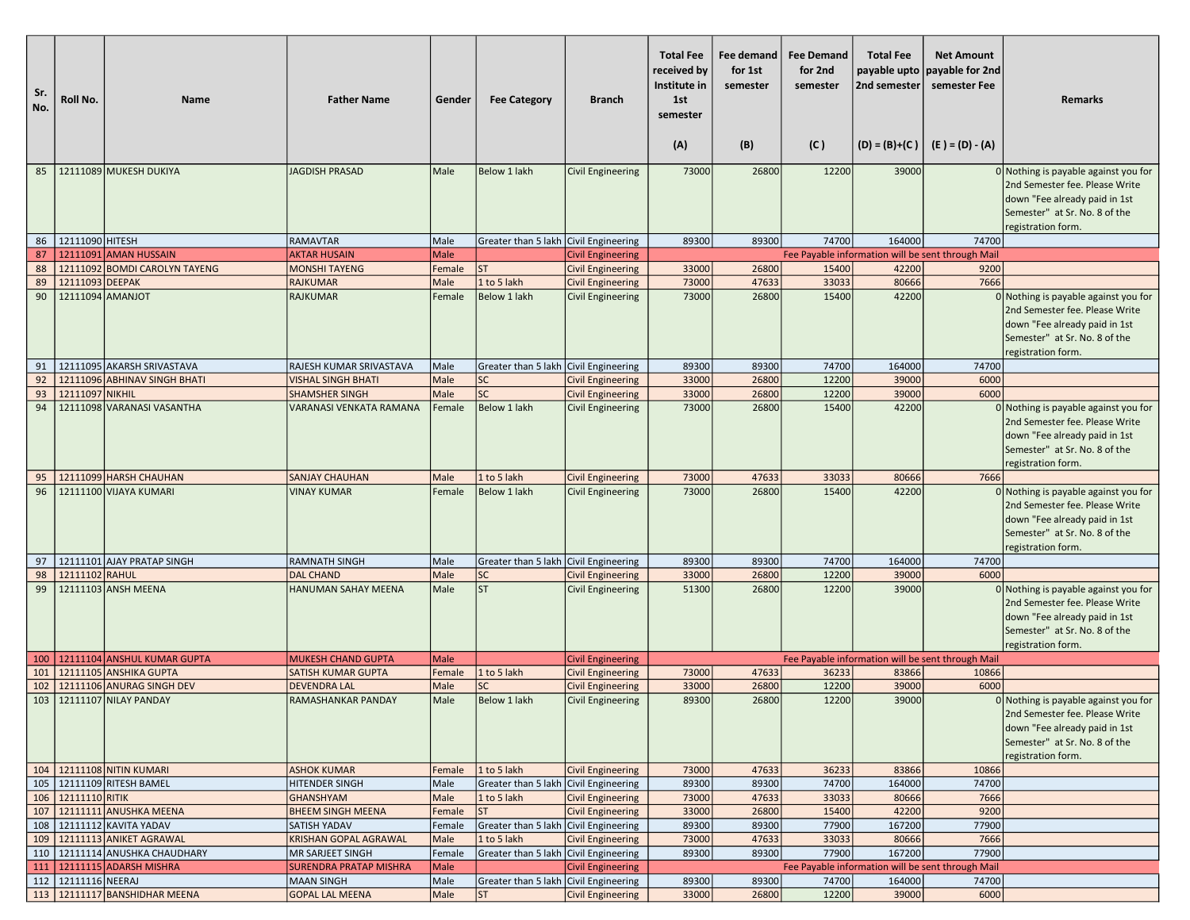| Sr. No. | Roll No. | Name | Father Name | Gender | Fee Category | Branch | Total Fee received by Institute in 1st semester (A) | Fee demand for 1st semester (B) | Fee Demand for 2nd semester (C ) | Total Fee payable upto 2nd semester (D) = (B)+(C ) | Net Amount payable for 2nd semester Fee (E ) = (D) - (A) | Remarks |
|---|---|---|---|---|---|---|---|---|---|---|---|---|
| 85 | 12111089 | MUKESH DUKIYA | JAGDISH PRASAD | Male | Below 1 lakh | Civil Engineering | 73000 | 26800 | 12200 | 39000 | 0 | Nothing is payable against you for 2nd Semester fee. Please Write down "Fee already paid in 1st Semester" at Sr. No. 8 of the registration form. |
| 86 | 12111090 | HITESH | RAMAVTAR | Male | Greater than 5 lakh | Civil Engineering | 89300 | 89300 | 74700 | 164000 | 74700 | |
| 87 | 12111091 | AMAN HUSSAIN | AKTAR HUSAIN | Male | | Civil Engineering | Fee Payable information will be sent through Mail | | | | | |
| 88 | 12111092 | BOMDI CAROLYN TAYENG | MONSHI TAYENG | Female | ST | Civil Engineering | 33000 | 26800 | 15400 | 42200 | 9200 | |
| 89 | 12111093 | DEEPAK | RAJKUMAR | Male | 1 to 5 lakh | Civil Engineering | 73000 | 47633 | 33033 | 80666 | 7666 | |
| 90 | 12111094 | AMANJOT | RAJKUMAR | Female | Below 1 lakh | Civil Engineering | 73000 | 26800 | 15400 | 42200 | 0 | Nothing is payable against you for 2nd Semester fee. Please Write down "Fee already paid in 1st Semester" at Sr. No. 8 of the registration form. |
| 91 | 12111095 | AKARSH SRIVASTAVA | RAJESH KUMAR SRIVASTAVA | Male | Greater than 5 lakh | Civil Engineering | 89300 | 89300 | 74700 | 164000 | 74700 | |
| 92 | 12111096 | ABHINAV SINGH BHATI | VISHAL SINGH BHATI | Male | SC | Civil Engineering | 33000 | 26800 | 12200 | 39000 | 6000 | |
| 93 | 12111097 | NIKHIL | SHAMSHER SINGH | Male | SC | Civil Engineering | 33000 | 26800 | 12200 | 39000 | 6000 | |
| 94 | 12111098 | VARANASI VASANTHA | VARANASI VENKATA RAMANA | Female | Below 1 lakh | Civil Engineering | 73000 | 26800 | 15400 | 42200 | 0 | Nothing is payable against you for 2nd Semester fee. Please Write down "Fee already paid in 1st Semester" at Sr. No. 8 of the registration form. |
| 95 | 12111099 | HARSH CHAUHAN | SANJAY CHAUHAN | Male | 1 to 5 lakh | Civil Engineering | 73000 | 47633 | 33033 | 80666 | 7666 | |
| 96 | 12111100 | VIJAYA KUMARI | VINAY KUMAR | Female | Below 1 lakh | Civil Engineering | 73000 | 26800 | 15400 | 42200 | 0 | Nothing is payable against you for 2nd Semester fee. Please Write down "Fee already paid in 1st Semester" at Sr. No. 8 of the registration form. |
| 97 | 12111101 | AJAY PRATAP SINGH | RAMNATH SINGH | Male | Greater than 5 lakh | Civil Engineering | 89300 | 89300 | 74700 | 164000 | 74700 | |
| 98 | 12111102 | RAHUL | DAL CHAND | Male | SC | Civil Engineering | 33000 | 26800 | 12200 | 39000 | 6000 | |
| 99 | 12111103 | ANSH MEENA | HANUMAN SAHAY MEENA | Male | ST | Civil Engineering | 51300 | 26800 | 12200 | 39000 | 0 | Nothing is payable against you for 2nd Semester fee. Please Write down "Fee already paid in 1st Semester" at Sr. No. 8 of the registration form. |
| 100 | 12111104 | ANSHUL KUMAR GUPTA | MUKESH CHAND GUPTA | Male | | Civil Engineering | Fee Payable information will be sent through Mail | | | | | |
| 101 | 12111105 | ANSHIKA GUPTA | SATISH KUMAR GUPTA | Female | 1 to 5 lakh | Civil Engineering | 73000 | 47633 | 36233 | 83866 | 10866 | |
| 102 | 12111106 | ANURAG SINGH DEV | DEVENDRA LAL | Male | SC | Civil Engineering | 33000 | 26800 | 12200 | 39000 | 6000 | |
| 103 | 12111107 | NILAY PANDAY | RAMASHANKAR PANDAY | Male | Below 1 lakh | Civil Engineering | 89300 | 26800 | 12200 | 39000 | 0 | Nothing is payable against you for 2nd Semester fee. Please Write down "Fee already paid in 1st Semester" at Sr. No. 8 of the registration form. |
| 104 | 12111108 | NITIN KUMARI | ASHOK KUMAR | Female | 1 to 5 lakh | Civil Engineering | 73000 | 47633 | 36233 | 83866 | 10866 | |
| 105 | 12111109 | RITESH BAMEL | HITENDER SINGH | Male | Greater than 5 lakh | Civil Engineering | 89300 | 89300 | 74700 | 164000 | 74700 | |
| 106 | 12111110 | RITIK | GHANSHYAM | Male | 1 to 5 lakh | Civil Engineering | 73000 | 47633 | 33033 | 80666 | 7666 | |
| 107 | 12111111 | ANUSHKA MEENA | BHEEM SINGH MEENA | Female | ST | Civil Engineering | 33000 | 26800 | 15400 | 42200 | 9200 | |
| 108 | 12111112 | KAVITA YADAV | SATISH YADAV | Female | Greater than 5 lakh | Civil Engineering | 89300 | 89300 | 77900 | 167200 | 77900 | |
| 109 | 12111113 | ANIKET AGRAWAL | KRISHAN GOPAL AGRAWAL | Male | 1 to 5 lakh | Civil Engineering | 73000 | 47633 | 33033 | 80666 | 7666 | |
| 110 | 12111114 | ANUSHKA CHAUDHARY | MR SARJEET SINGH | Female | Greater than 5 lakh | Civil Engineering | 89300 | 89300 | 77900 | 167200 | 77900 | |
| 111 | 12111115 | ADARSH MISHRA | SURENDRA PRATAP MISHRA | Male | | Civil Engineering | Fee Payable information will be sent through Mail | | | | | |
| 112 | 12111116 | NEERAJ | MAAN SINGH | Male | Greater than 5 lakh | Civil Engineering | 89300 | 89300 | 74700 | 164000 | 74700 | |
| 113 | 12111117 | BANSHIDHAR MEENA | GOPAL LAL MEENA | Male | ST | Civil Engineering | 33000 | 26800 | 12200 | 39000 | 6000 | |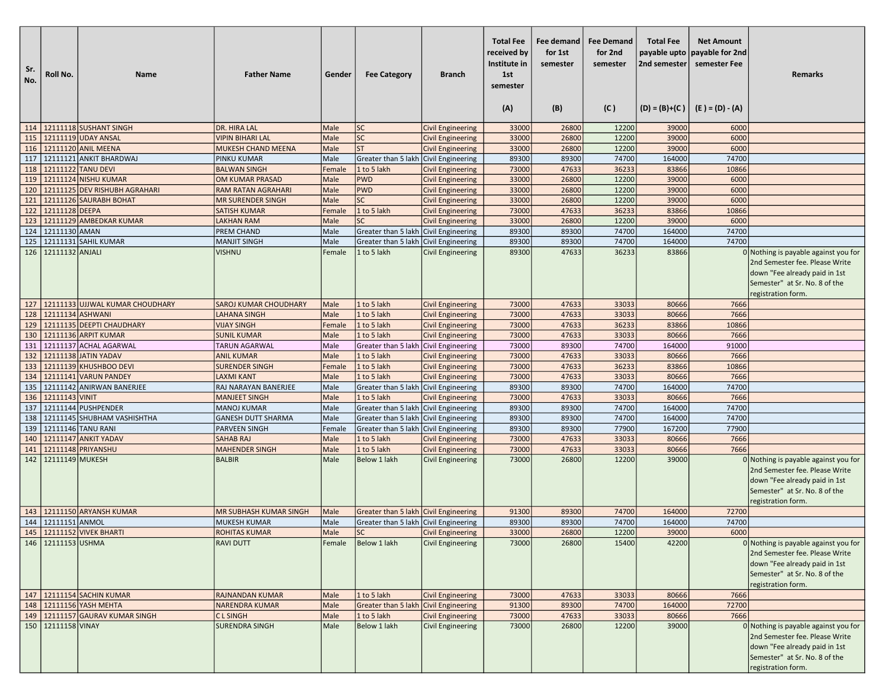| Sr. No. | Roll No. | Name | Father Name | Gender | Fee Category | Branch | Total Fee received by Institute in 1st semester (A) | Fee demand for 1st semester (B) | Fee Demand for 2nd semester (C ) | Total Fee payable upto 2nd semester (D) = (B)+(C ) | Net Amount payable for 2nd semester Fee (E ) = (D) - (A) | Remarks |
|---|---|---|---|---|---|---|---|---|---|---|---|---|
| 114 | 12111118 | SUSHANT SINGH | DR. HIRA LAL | Male | SC | Civil Engineering | 33000 | 26800 | 12200 | 39000 | 6000 | |
| 115 | 12111119 | UDAY ANSAL | VIPIN BIHARI LAL | Male | SC | Civil Engineering | 33000 | 26800 | 12200 | 39000 | 6000 | |
| 116 | 12111120 | ANIL MEENA | MUKESH CHAND MEENA | Male | ST | Civil Engineering | 33000 | 26800 | 12200 | 39000 | 6000 | |
| 117 | 12111121 | ANKIT BHARDWAJ | PINKU KUMAR | Male | Greater than 5 lakh | Civil Engineering | 89300 | 89300 | 74700 | 164000 | 74700 | |
| 118 | 12111122 | TANU DEVI | BALWAN SINGH | Female | 1 to 5 lakh | Civil Engineering | 73000 | 47633 | 36233 | 83866 | 10866 | |
| 119 | 12111124 | NISHU KUMAR | OM KUMAR PRASAD | Male | PWD | Civil Engineering | 33000 | 26800 | 12200 | 39000 | 6000 | |
| 120 | 12111125 | DEV RISHUBH AGRAHARI | RAM RATAN AGRAHARI | Male | PWD | Civil Engineering | 33000 | 26800 | 12200 | 39000 | 6000 | |
| 121 | 12111126 | SAURABH BOHAT | MR SURENDER SINGH | Male | SC | Civil Engineering | 33000 | 26800 | 12200 | 39000 | 6000 | |
| 122 | 12111128 | DEEPA | SATISH KUMAR | Female | 1 to 5 lakh | Civil Engineering | 73000 | 47633 | 36233 | 83866 | 10866 | |
| 123 | 12111129 | AMBEDKAR KUMAR | LAKHAN RAM | Male | SC | Civil Engineering | 33000 | 26800 | 12200 | 39000 | 6000 | |
| 124 | 12111130 | AMAN | PREM CHAND | Male | Greater than 5 lakh | Civil Engineering | 89300 | 89300 | 74700 | 164000 | 74700 | |
| 125 | 12111131 | SAHIL KUMAR | MANJIT SINGH | Male | Greater than 5 lakh | Civil Engineering | 89300 | 89300 | 74700 | 164000 | 74700 | |
| 126 | 12111132 | ANJALI | VISHNU | Female | 1 to 5 lakh | Civil Engineering | 89300 | 47633 | 36233 | 83866 | 0 | Nothing is payable against you for 2nd Semester fee. Please Write down "Fee already paid in 1st Semester" at Sr. No. 8 of the registration form. |
| 127 | 12111133 | UJJWAL KUMAR CHOUDHARY | SAROJ KUMAR CHOUDHARY | Male | 1 to 5 lakh | Civil Engineering | 73000 | 47633 | 33033 | 80666 | 7666 | |
| 128 | 12111134 | ASHWANI | LAHANA SINGH | Male | 1 to 5 lakh | Civil Engineering | 73000 | 47633 | 33033 | 80666 | 7666 | |
| 129 | 12111135 | DEEPTI CHAUDHARY | VIJAY SINGH | Female | 1 to 5 lakh | Civil Engineering | 73000 | 47633 | 36233 | 83866 | 10866 | |
| 130 | 12111136 | ARPIT KUMAR | SUNIL KUMAR | Male | 1 to 5 lakh | Civil Engineering | 73000 | 47633 | 33033 | 80666 | 7666 | |
| 131 | 12111137 | ACHAL AGARWAL | TARUN AGARWAL | Male | Greater than 5 lakh | Civil Engineering | 73000 | 89300 | 74700 | 164000 | 91000 | |
| 132 | 12111138 | JATIN YADAV | ANIL KUMAR | Male | 1 to 5 lakh | Civil Engineering | 73000 | 47633 | 33033 | 80666 | 7666 | |
| 133 | 12111139 | KHUSHBOO DEVI | SURENDER SINGH | Female | 1 to 5 lakh | Civil Engineering | 73000 | 47633 | 36233 | 83866 | 10866 | |
| 134 | 12111141 | VARUN PANDEY | LAXMI KANT | Male | 1 to 5 lakh | Civil Engineering | 73000 | 47633 | 33033 | 80666 | 7666 | |
| 135 | 12111142 | ANIRWAN BANERJEE | RAJ NARAYAN BANERJEE | Male | Greater than 5 lakh | Civil Engineering | 89300 | 89300 | 74700 | 164000 | 74700 | |
| 136 | 12111143 | VINIT | MANJEET SINGH | Male | 1 to 5 lakh | Civil Engineering | 73000 | 47633 | 33033 | 80666 | 7666 | |
| 137 | 12111144 | PUSHPENDER | MANOJ KUMAR | Male | Greater than 5 lakh | Civil Engineering | 89300 | 89300 | 74700 | 164000 | 74700 | |
| 138 | 12111145 | SHUBHAM VASHISHTHA | GANESH DUTT SHARMA | Male | Greater than 5 lakh | Civil Engineering | 89300 | 89300 | 74700 | 164000 | 74700 | |
| 139 | 12111146 | TANU RANI | PARVEEN SINGH | Female | Greater than 5 lakh | Civil Engineering | 89300 | 89300 | 77900 | 167200 | 77900 | |
| 140 | 12111147 | ANKIT YADAV | SAHAB RAJ | Male | 1 to 5 lakh | Civil Engineering | 73000 | 47633 | 33033 | 80666 | 7666 | |
| 141 | 12111148 | PRIYANSHU | MAHENDER SINGH | Male | 1 to 5 lakh | Civil Engineering | 73000 | 47633 | 33033 | 80666 | 7666 | |
| 142 | 12111149 | MUKESH | BALBIR | Male | Below 1 lakh | Civil Engineering | 73000 | 26800 | 12200 | 39000 | 0 | Nothing is payable against you for 2nd Semester fee. Please Write down "Fee already paid in 1st Semester" at Sr. No. 8 of the registration form. |
| 143 | 12111150 | ARYANSH KUMAR | MR SUBHASH KUMAR SINGH | Male | Greater than 5 lakh | Civil Engineering | 91300 | 89300 | 74700 | 164000 | 72700 | |
| 144 | 12111151 | ANMOL | MUKESH KUMAR | Male | Greater than 5 lakh | Civil Engineering | 89300 | 89300 | 74700 | 164000 | 74700 | |
| 145 | 12111152 | VIVEK BHARTI | ROHITAS KUMAR | Male | SC | Civil Engineering | 33000 | 26800 | 12200 | 39000 | 6000 | |
| 146 | 12111153 | USHMA | RAVI DUTT | Female | Below 1 lakh | Civil Engineering | 73000 | 26800 | 15400 | 42200 | 0 | Nothing is payable against you for 2nd Semester fee. Please Write down "Fee already paid in 1st Semester" at Sr. No. 8 of the registration form. |
| 147 | 12111154 | SACHIN KUMAR | RAJNANDAN KUMAR | Male | 1 to 5 lakh | Civil Engineering | 73000 | 47633 | 33033 | 80666 | 7666 | |
| 148 | 12111156 | YASH MEHTA | NARENDRA KUMAR | Male | Greater than 5 lakh | Civil Engineering | 91300 | 89300 | 74700 | 164000 | 72700 | |
| 149 | 12111157 | GAURAV KUMAR SINGH | C L SINGH | Male | 1 to 5 lakh | Civil Engineering | 73000 | 47633 | 33033 | 80666 | 7666 | |
| 150 | 12111158 | VINAY | SURENDRA SINGH | Male | Below 1 lakh | Civil Engineering | 73000 | 26800 | 12200 | 39000 | 0 | Nothing is payable against you for 2nd Semester fee. Please Write down "Fee already paid in 1st Semester" at Sr. No. 8 of the registration form. |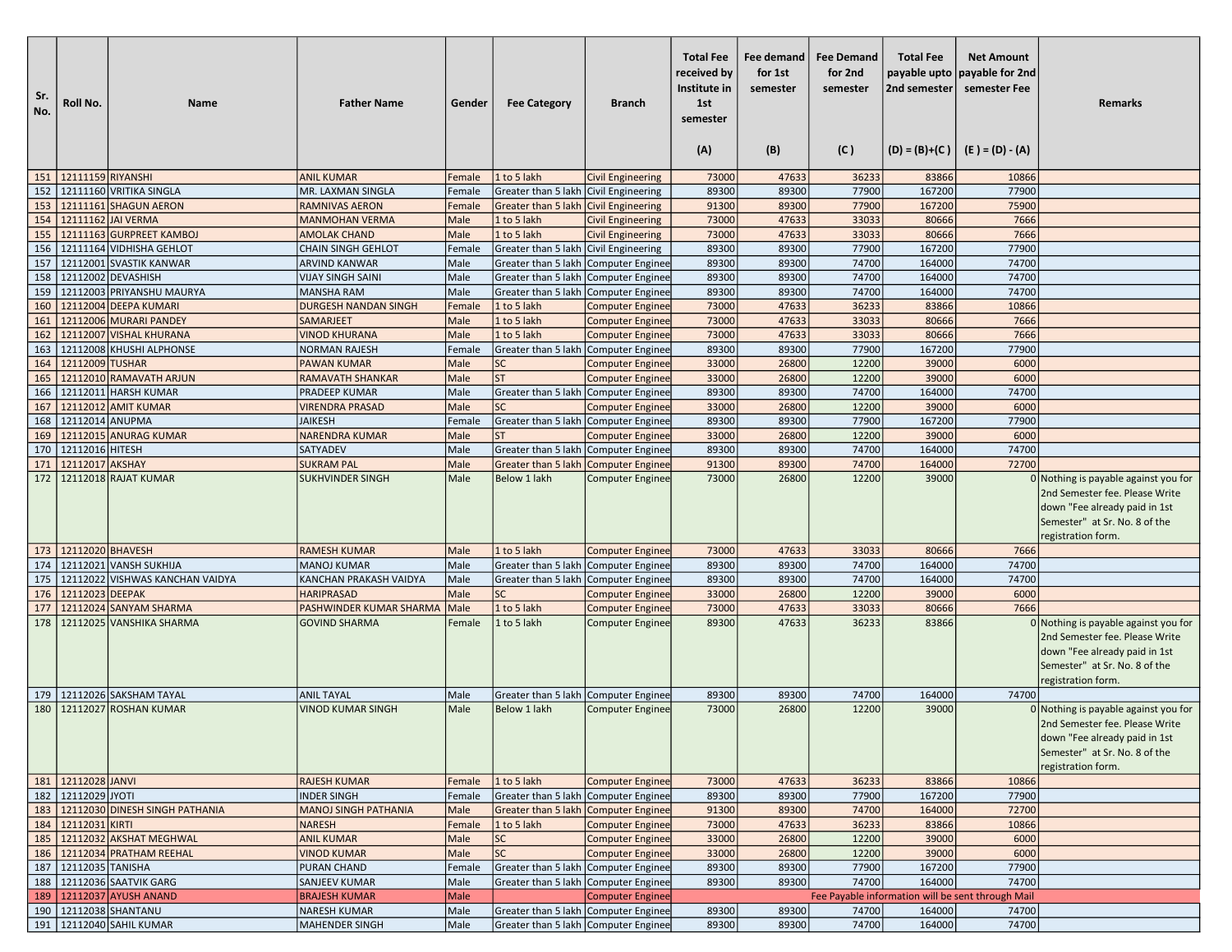| Sr. No. | Roll No. | Name | Father Name | Gender | Fee Category | Branch | Total Fee received by Institute in 1st semester (A) | Fee demand for 1st semester (B) | Fee Demand for 2nd semester (C ) | Total Fee payable upto 2nd semester (D) = (B)+(C ) | Net Amount payable for 2nd semester Fee (E ) = (D) - (A) | Remarks |
|---|---|---|---|---|---|---|---|---|---|---|---|---|
| 151 | 12111159 | RIYANSHI | ANIL KUMAR | Female | 1 to 5 lakh | Civil Engineering | 73000 | 47633 | 36233 | 83866 | 10866 | |
| 152 | 12111160 | VRITIKA SINGLA | MR. LAXMAN SINGLA | Female | Greater than 5 lakh | Civil Engineering | 89300 | 89300 | 77900 | 167200 | 77900 | |
| 153 | 12111161 | SHAGUN AERON | RAMNIVAS AERON | Female | Greater than 5 lakh | Civil Engineering | 91300 | 89300 | 77900 | 167200 | 75900 | |
| 154 | 12111162 | JAI VERMA | MANMOHAN VERMA | Male | 1 to 5 lakh | Civil Engineering | 73000 | 47633 | 33033 | 80666 | 7666 | |
| 155 | 12111163 | GURPREET KAMBOJ | AMOLAK CHAND | Male | 1 to 5 lakh | Civil Engineering | 73000 | 47633 | 33033 | 80666 | 7666 | |
| 156 | 12111164 | VIDHISHA GEHLOT | CHAIN SINGH GEHLOT | Female | Greater than 5 lakh | Civil Engineering | 89300 | 89300 | 77900 | 167200 | 77900 | |
| 157 | 12112001 | SVASTIK KANWAR | ARVIND KANWAR | Male | Greater than 5 lakh | Computer Enginee | 89300 | 89300 | 74700 | 164000 | 74700 | |
| 158 | 12112002 | DEVASHISH | VIJAY SINGH SAINI | Male | Greater than 5 lakh | Computer Enginee | 89300 | 89300 | 74700 | 164000 | 74700 | |
| 159 | 12112003 | PRIYANSHU MAURYA | MANSHA RAM | Male | Greater than 5 lakh | Computer Enginee | 89300 | 89300 | 74700 | 164000 | 74700 | |
| 160 | 12112004 | DEEPA KUMARI | DURGESH NANDAN SINGH | Female | 1 to 5 lakh | Computer Enginee | 73000 | 47633 | 36233 | 83866 | 10866 | |
| 161 | 12112006 | MURARI PANDEY | SAMARJEET | Male | 1 to 5 lakh | Computer Enginee | 73000 | 47633 | 33033 | 80666 | 7666 | |
| 162 | 12112007 | VISHAL KHURANA | VINOD KHURANA | Male | 1 to 5 lakh | Computer Enginee | 73000 | 47633 | 33033 | 80666 | 7666 | |
| 163 | 12112008 | KHUSHI ALPHONSE | NORMAN RAJESH | Female | Greater than 5 lakh | Computer Enginee | 89300 | 89300 | 77900 | 167200 | 77900 | |
| 164 | 12112009 | TUSHAR | PAWAN KUMAR | Male | SC | Computer Enginee | 33000 | 26800 | 12200 | 39000 | 6000 | |
| 165 | 12112010 | RAMAVATH ARJUN | RAMAVATH SHANKAR | Male | ST | Computer Enginee | 33000 | 26800 | 12200 | 39000 | 6000 | |
| 166 | 12112011 | HARSH KUMAR | PRADEEP KUMAR | Male | Greater than 5 lakh | Computer Enginee | 89300 | 89300 | 74700 | 164000 | 74700 | |
| 167 | 12112012 | AMIT KUMAR | VIRENDRA PRASAD | Male | SC | Computer Enginee | 33000 | 26800 | 12200 | 39000 | 6000 | |
| 168 | 12112014 | ANUPMA | JAIKESH | Female | Greater than 5 lakh | Computer Enginee | 89300 | 89300 | 77900 | 167200 | 77900 | |
| 169 | 12112015 | ANURAG KUMAR | NARENDRA KUMAR | Male | ST | Computer Enginee | 33000 | 26800 | 12200 | 39000 | 6000 | |
| 170 | 12112016 | HITESH | SATYADEV | Male | Greater than 5 lakh | Computer Enginee | 89300 | 89300 | 74700 | 164000 | 74700 | |
| 171 | 12112017 | AKSHAY | SUKRAM PAL | Male | Greater than 5 lakh | Computer Enginee | 91300 | 89300 | 74700 | 164000 | 72700 | |
| 172 | 12112018 | RAJAT KUMAR | SUKHVINDER SINGH | Male | Below 1 lakh | Computer Enginee | 73000 | 26800 | 12200 | 39000 | 0 | Nothing is payable against you for 2nd Semester fee. Please Write down "Fee already paid in 1st Semester" at Sr. No. 8 of the registration form. |
| 173 | 12112020 | BHAVESH | RAMESH KUMAR | Male | 1 to 5 lakh | Computer Enginee | 73000 | 47633 | 33033 | 80666 | 7666 | |
| 174 | 12112021 | VANSH SUKHIJA | MANOJ KUMAR | Male | Greater than 5 lakh | Computer Enginee | 89300 | 89300 | 74700 | 164000 | 74700 | |
| 175 | 12112022 | VISHWAS KANCHAN VAIDYA | KANCHAN PRAKASH VAIDYA | Male | Greater than 5 lakh | Computer Enginee | 89300 | 89300 | 74700 | 164000 | 74700 | |
| 176 | 12112023 | DEEPAK | HARIPRASAD | Male | SC | Computer Enginee | 33000 | 26800 | 12200 | 39000 | 6000 | |
| 177 | 12112024 | SANYAM SHARMA | PASHWINDER KUMAR SHARMA | Male | 1 to 5 lakh | Computer Enginee | 73000 | 47633 | 33033 | 80666 | 7666 | |
| 178 | 12112025 | VANSHIKA SHARMA | GOVIND SHARMA | Female | 1 to 5 lakh | Computer Enginee | 89300 | 47633 | 36233 | 83866 | 0 | Nothing is payable against you for 2nd Semester fee. Please Write down "Fee already paid in 1st Semester" at Sr. No. 8 of the registration form. |
| 179 | 12112026 | SAKSHAM TAYAL | ANIL TAYAL | Male | Greater than 5 lakh | Computer Enginee | 89300 | 89300 | 74700 | 164000 | 74700 | |
| 180 | 12112027 | ROSHAN KUMAR | VINOD KUMAR SINGH | Male | Below 1 lakh | Computer Enginee | 73000 | 26800 | 12200 | 39000 | 0 | Nothing is payable against you for 2nd Semester fee. Please Write down "Fee already paid in 1st Semester" at Sr. No. 8 of the registration form. |
| 181 | 12112028 | JANVI | RAJESH KUMAR | Female | 1 to 5 lakh | Computer Enginee | 73000 | 47633 | 36233 | 83866 | 10866 | |
| 182 | 12112029 | JYOTI | INDER SINGH | Female | Greater than 5 lakh | Computer Enginee | 89300 | 89300 | 77900 | 167200 | 77900 | |
| 183 | 12112030 | DINESH SINGH PATHANIA | MANOJ SINGH PATHANIA | Male | Greater than 5 lakh | Computer Enginee | 91300 | 89300 | 74700 | 164000 | 72700 | |
| 184 | 12112031 | KIRTI | NARESH | Female | 1 to 5 lakh | Computer Enginee | 73000 | 47633 | 36233 | 83866 | 10866 | |
| 185 | 12112032 | AKSHAT MEGHWAL | ANIL KUMAR | Male | SC | Computer Enginee | 33000 | 26800 | 12200 | 39000 | 6000 | |
| 186 | 12112034 | PRATHAM REEHAL | VINOD KUMAR | Male | SC | Computer Enginee | 33000 | 26800 | 12200 | 39000 | 6000 | |
| 187 | 12112035 | TANISHA | PURAN CHAND | Female | Greater than 5 lakh | Computer Enginee | 89300 | 89300 | 77900 | 167200 | 77900 | |
| 188 | 12112036 | SAATVIK GARG | SANJEEV KUMAR | Male | Greater than 5 lakh | Computer Enginee | 89300 | 89300 | 74700 | 164000 | 74700 | |
| 189 | 12112037 | AYUSH ANAND | BRAJESH KUMAR | Male | | Computer Enginee | Fee Payable information will be sent through Mail | | | | | |
| 190 | 12112038 | SHANTANU | NARESH KUMAR | Male | Greater than 5 lakh | Computer Enginee | 89300 | 89300 | 74700 | 164000 | 74700 | |
| 191 | 12112040 | SAHIL KUMAR | MAHENDER SINGH | Male | Greater than 5 lakh | Computer Enginee | 89300 | 89300 | 74700 | 164000 | 74700 | |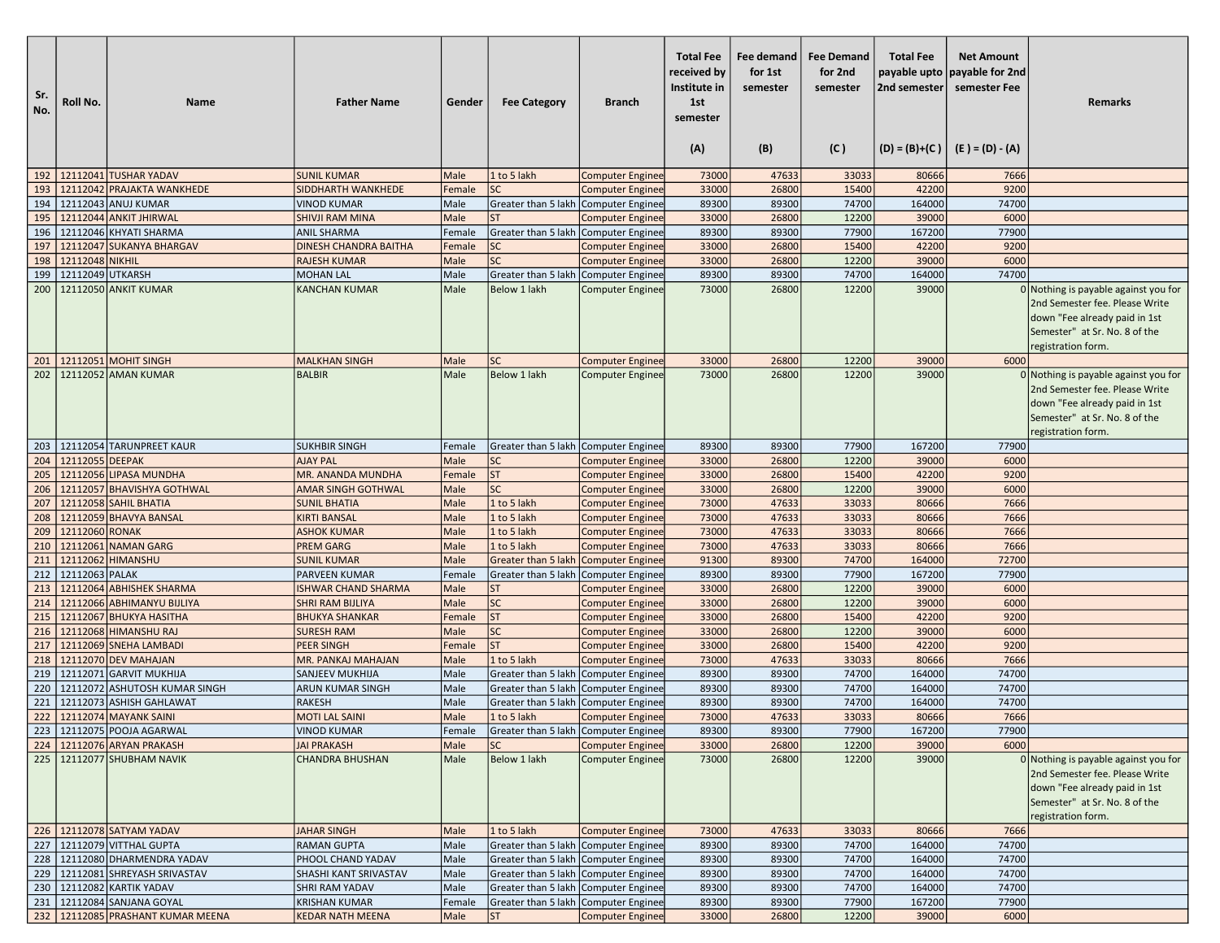| Sr. No. | Roll No. | Name | Father Name | Gender | Fee Category | Branch | Total Fee received by Institute in 1st semester (A) | Fee demand for 1st semester (B) | Fee Demand for 2nd semester (C) | Total Fee payable upto 2nd semester (D) = (B)+(C) | Net Amount payable for 2nd semester Fee (E) = (D) - (A) | Remarks |
|---|---|---|---|---|---|---|---|---|---|---|---|---|
| 192 | 12112041 | TUSHAR YADAV | SUNIL KUMAR | Male | 1 to 5 lakh | Computer Enginee | 73000 | 47633 | 33033 | 80666 | 7666 | |
| 193 | 12112042 | PRAJAKTA WANKHEDE | SIDDHARTH WANKHEDE | Female | SC | Computer Enginee | 33000 | 26800 | 15400 | 42200 | 9200 | |
| 194 | 12112043 | ANUJ KUMAR | VINOD KUMAR | Male | Greater than 5 lakh | Computer Enginee | 89300 | 89300 | 74700 | 164000 | 74700 | |
| 195 | 12112044 | ANKIT JHIRWAL | SHIVJI RAM MINA | Male | ST | Computer Enginee | 33000 | 26800 | 12200 | 39000 | 6000 | |
| 196 | 12112046 | KHYATI SHARMA | ANIL SHARMA | Female | Greater than 5 lakh | Computer Enginee | 89300 | 89300 | 77900 | 167200 | 77900 | |
| 197 | 12112047 | SUKANYA BHARGAV | DINESH CHANDRA BAITHA | Female | SC | Computer Enginee | 33000 | 26800 | 15400 | 42200 | 9200 | |
| 198 | 12112048 | NIKHIL | RAJESH KUMAR | Male | SC | Computer Enginee | 33000 | 26800 | 12200 | 39000 | 6000 | |
| 199 | 12112049 | UTKARSH | MOHAN LAL | Male | Greater than 5 lakh | Computer Enginee | 89300 | 89300 | 74700 | 164000 | 74700 | |
| 200 | 12112050 | ANKIT KUMAR | KANCHAN KUMAR | Male | Below 1 lakh | Computer Enginee | 73000 | 26800 | 12200 | 39000 | 0 | Nothing is payable against you for 2nd Semester fee. Please Write down "Fee already paid in 1st Semester" at Sr. No. 8 of the registration form. |
| 201 | 12112051 | MOHIT SINGH | MALKHAN SINGH | Male | SC | Computer Enginee | 33000 | 26800 | 12200 | 39000 | 6000 | |
| 202 | 12112052 | AMAN KUMAR | BALBIR | Male | Below 1 lakh | Computer Enginee | 73000 | 26800 | 12200 | 39000 | 0 | Nothing is payable against you for 2nd Semester fee. Please Write down "Fee already paid in 1st Semester" at Sr. No. 8 of the registration form. |
| 203 | 12112054 | TARUNPREET KAUR | SUKHBIR SINGH | Female | Greater than 5 lakh | Computer Enginee | 89300 | 89300 | 77900 | 167200 | 77900 | |
| 204 | 12112055 | DEEPAK | AJAY PAL | Male | SC | Computer Enginee | 33000 | 26800 | 12200 | 39000 | 6000 | |
| 205 | 12112056 | LIPASA MUNDHA | MR. ANANDA MUNDHA | Female | ST | Computer Enginee | 33000 | 26800 | 15400 | 42200 | 9200 | |
| 206 | 12112057 | BHAVISHYA GOTHWAL | AMAR SINGH GOTHWAL | Male | SC | Computer Enginee | 33000 | 26800 | 12200 | 39000 | 6000 | |
| 207 | 12112058 | SAHIL BHATIA | SUNIL BHATIA | Male | 1 to 5 lakh | Computer Enginee | 73000 | 47633 | 33033 | 80666 | 7666 | |
| 208 | 12112059 | BHAVYA BANSAL | KIRTI BANSAL | Male | 1 to 5 lakh | Computer Enginee | 73000 | 47633 | 33033 | 80666 | 7666 | |
| 209 | 12112060 | RONAK | ASHOK KUMAR | Male | 1 to 5 lakh | Computer Enginee | 73000 | 47633 | 33033 | 80666 | 7666 | |
| 210 | 12112061 | NAMAN GARG | PREM GARG | Male | 1 to 5 lakh | Computer Enginee | 73000 | 47633 | 33033 | 80666 | 7666 | |
| 211 | 12112062 | HIMANSHU | SUNIL KUMAR | Male | Greater than 5 lakh | Computer Enginee | 91300 | 89300 | 74700 | 164000 | 72700 | |
| 212 | 12112063 | PALAK | PARVEEN KUMAR | Female | Greater than 5 lakh | Computer Enginee | 89300 | 89300 | 77900 | 167200 | 77900 | |
| 213 | 12112064 | ABHISHEK SHARMA | ISHWAR CHAND SHARMA | Male | ST | Computer Enginee | 33000 | 26800 | 12200 | 39000 | 6000 | |
| 214 | 12112066 | ABHIMANYU BIJLIYA | SHRI RAM BIJLIYA | Male | SC | Computer Enginee | 33000 | 26800 | 12200 | 39000 | 6000 | |
| 215 | 12112067 | BHUKYA HASITHA | BHUKYA SHANKAR | Female | ST | Computer Enginee | 33000 | 26800 | 15400 | 42200 | 9200 | |
| 216 | 12112068 | HIMANSHU RAJ | SURESH RAM | Male | SC | Computer Enginee | 33000 | 26800 | 12200 | 39000 | 6000 | |
| 217 | 12112069 | SNEHA LAMBADI | PEER SINGH | Female | ST | Computer Enginee | 33000 | 26800 | 15400 | 42200 | 9200 | |
| 218 | 12112070 | DEV MAHAJAN | MR. PANKAJ MAHAJAN | Male | 1 to 5 lakh | Computer Enginee | 73000 | 47633 | 33033 | 80666 | 7666 | |
| 219 | 12112071 | GARVIT MUKHIJA | SANJEEV MUKHIJA | Male | Greater than 5 lakh | Computer Enginee | 89300 | 89300 | 74700 | 164000 | 74700 | |
| 220 | 12112072 | ASHUTOSH KUMAR SINGH | ARUN KUMAR SINGH | Male | Greater than 5 lakh | Computer Enginee | 89300 | 89300 | 74700 | 164000 | 74700 | |
| 221 | 12112073 | ASHISH GAHLAWAT | RAKESH | Male | Greater than 5 lakh | Computer Enginee | 89300 | 89300 | 74700 | 164000 | 74700 | |
| 222 | 12112074 | MAYANK SAINI | MOTI LAL SAINI | Male | 1 to 5 lakh | Computer Enginee | 73000 | 47633 | 33033 | 80666 | 7666 | |
| 223 | 12112075 | POOJA AGARWAL | VINOD KUMAR | Female | Greater than 5 lakh | Computer Enginee | 89300 | 89300 | 77900 | 167200 | 77900 | |
| 224 | 12112076 | ARYAN PRAKASH | JAI PRAKASH | Male | SC | Computer Enginee | 33000 | 26800 | 12200 | 39000 | 6000 | |
| 225 | 12112077 | SHUBHAM NAVIK | CHANDRA BHUSHAN | Male | Below 1 lakh | Computer Enginee | 73000 | 26800 | 12200 | 39000 | 0 | Nothing is payable against you for 2nd Semester fee. Please Write down "Fee already paid in 1st Semester" at Sr. No. 8 of the registration form. |
| 226 | 12112078 | SATYAM YADAV | JAHAR SINGH | Male | 1 to 5 lakh | Computer Enginee | 73000 | 47633 | 33033 | 80666 | 7666 | |
| 227 | 12112079 | VITTHAL GUPTA | RAMAN GUPTA | Male | Greater than 5 lakh | Computer Enginee | 89300 | 89300 | 74700 | 164000 | 74700 | |
| 228 | 12112080 | DHARMENDRA YADAV | PHOOL CHAND YADAV | Male | Greater than 5 lakh | Computer Enginee | 89300 | 89300 | 74700 | 164000 | 74700 | |
| 229 | 12112081 | SHREYASH SRIVASTAV | SHASHI KANT SRIVASTAV | Male | Greater than 5 lakh | Computer Enginee | 89300 | 89300 | 74700 | 164000 | 74700 | |
| 230 | 12112082 | KARTIK YADAV | SHRI RAM YADAV | Male | Greater than 5 lakh | Computer Enginee | 89300 | 89300 | 74700 | 164000 | 74700 | |
| 231 | 12112084 | SANJANA GOYAL | KRISHAN KUMAR | Female | Greater than 5 lakh | Computer Enginee | 89300 | 89300 | 77900 | 167200 | 77900 | |
| 232 | 12112085 | PRASHANT KUMAR MEENA | KEDAR NATH MEENA | Male | ST | Computer Enginee | 33000 | 26800 | 12200 | 39000 | 6000 | |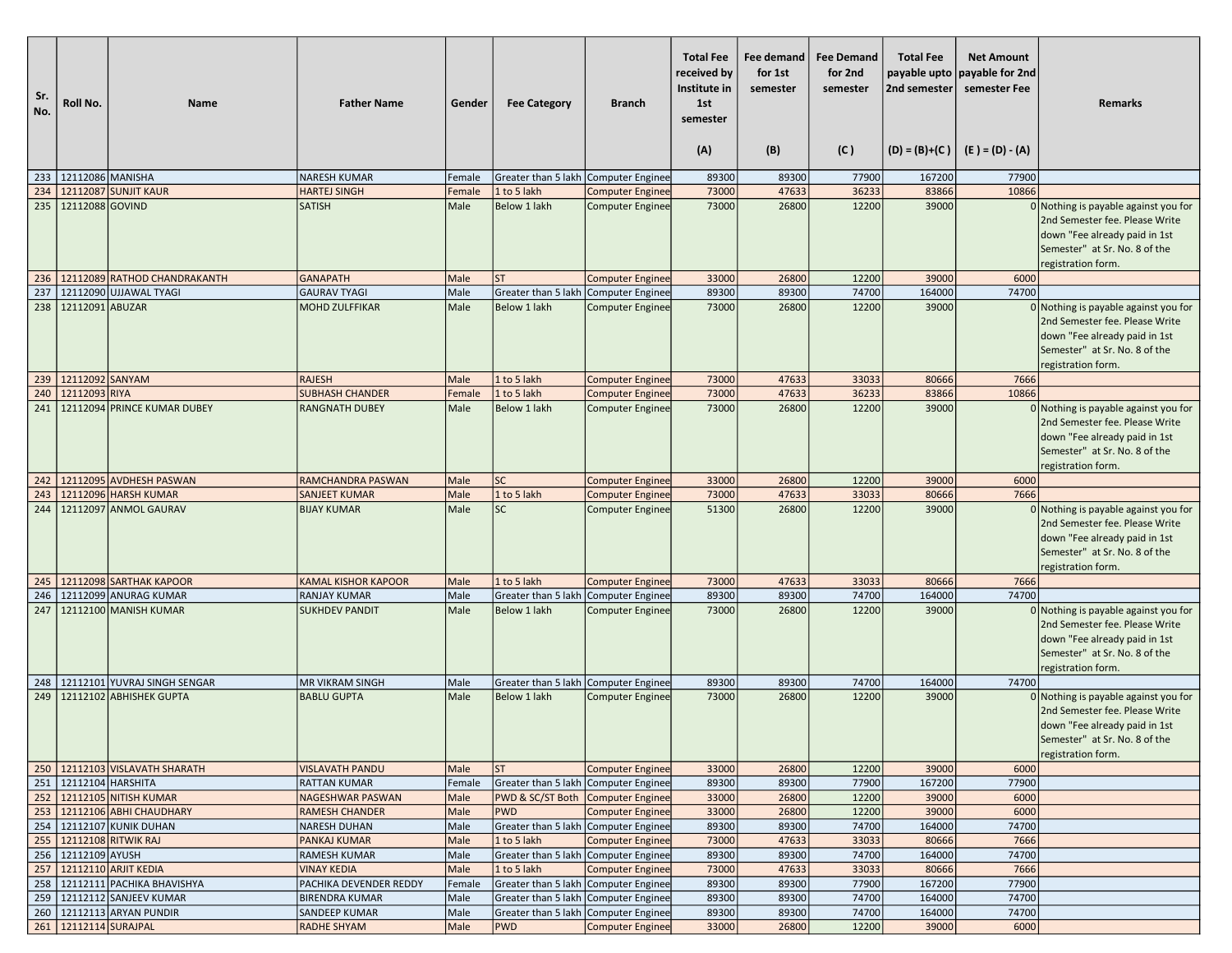| Sr. No. | Roll No. | Name | Father Name | Gender | Fee Category | Branch | Total Fee received by Institute in 1st semester (A) | Fee demand for 1st semester (B) | Fee Demand for 2nd semester (C ) | Total Fee payable upto 2nd semester (D) = (B)+(C ) | Net Amount payable for 2nd semester Fee (E ) = (D) - (A) | Remarks |
|---|---|---|---|---|---|---|---|---|---|---|---|---|
| 233 | 12112086 | MANISHA | NARESH KUMAR | Female | Greater than 5 lakh | Computer Enginee | 89300 | 89300 | 77900 | 167200 | 77900 | |
| 234 | 12112087 | SUNJIT KAUR | HARTEJ SINGH | Female | 1 to 5 lakh | Computer Enginee | 73000 | 47633 | 36233 | 83866 | 10866 | |
| 235 | 12112088 | GOVIND | SATISH | Male | Below 1 lakh | Computer Enginee | 73000 | 26800 | 12200 | 39000 | 0 | Nothing is payable against you for 2nd Semester fee. Please Write down "Fee already paid in 1st Semester" at Sr. No. 8 of the registration form. |
| 236 | 12112089 | RATHOD CHANDRAKANTH | GANAPATH | Male | ST | Computer Enginee | 33000 | 26800 | 12200 | 39000 | 6000 | |
| 237 | 12112090 | UJJAWAL TYAGI | GAURAV TYAGI | Male | Greater than 5 lakh | Computer Enginee | 89300 | 89300 | 74700 | 164000 | 74700 | |
| 238 | 12112091 | ABUZAR | MOHD ZULFFIKAR | Male | Below 1 lakh | Computer Enginee | 73000 | 26800 | 12200 | 39000 | 0 | Nothing is payable against you for 2nd Semester fee. Please Write down "Fee already paid in 1st Semester" at Sr. No. 8 of the registration form. |
| 239 | 12112092 | SANYAM | RAJESH | Male | 1 to 5 lakh | Computer Enginee | 73000 | 47633 | 33033 | 80666 | 7666 | |
| 240 | 12112093 | RIYA | SUBHASH CHANDER | Female | 1 to 5 lakh | Computer Enginee | 73000 | 47633 | 36233 | 83866 | 10866 | |
| 241 | 12112094 | PRINCE KUMAR DUBEY | RANGNATH DUBEY | Male | Below 1 lakh | Computer Enginee | 73000 | 26800 | 12200 | 39000 | 0 | Nothing is payable against you for 2nd Semester fee. Please Write down "Fee already paid in 1st Semester" at Sr. No. 8 of the registration form. |
| 242 | 12112095 | AVDHESH PASWAN | RAMCHANDRA PASWAN | Male | SC | Computer Enginee | 33000 | 26800 | 12200 | 39000 | 6000 | |
| 243 | 12112096 | HARSH KUMAR | SANJEET KUMAR | Male | 1 to 5 lakh | Computer Enginee | 73000 | 47633 | 33033 | 80666 | 7666 | |
| 244 | 12112097 | ANMOL GAURAV | BIJAY KUMAR | Male | SC | Computer Enginee | 51300 | 26800 | 12200 | 39000 | 0 | Nothing is payable against you for 2nd Semester fee. Please Write down "Fee already paid in 1st Semester" at Sr. No. 8 of the registration form. |
| 245 | 12112098 | SARTHAK KAPOOR | KAMAL KISHOR KAPOOR | Male | 1 to 5 lakh | Computer Enginee | 73000 | 47633 | 33033 | 80666 | 7666 | |
| 246 | 12112099 | ANURAG KUMAR | RANJAY KUMAR | Male | Greater than 5 lakh | Computer Enginee | 89300 | 89300 | 74700 | 164000 | 74700 | |
| 247 | 12112100 | MANISH KUMAR | SUKHDEV PANDIT | Male | Below 1 lakh | Computer Enginee | 73000 | 26800 | 12200 | 39000 | 0 | Nothing is payable against you for 2nd Semester fee. Please Write down "Fee already paid in 1st Semester" at Sr. No. 8 of the registration form. |
| 248 | 12112101 | YUVRAJ SINGH SENGAR | MR VIKRAM SINGH | Male | Greater than 5 lakh | Computer Enginee | 89300 | 89300 | 74700 | 164000 | 74700 | |
| 249 | 12112102 | ABHISHEK GUPTA | BABLU GUPTA | Male | Below 1 lakh | Computer Enginee | 73000 | 26800 | 12200 | 39000 | 0 | Nothing is payable against you for 2nd Semester fee. Please Write down "Fee already paid in 1st Semester" at Sr. No. 8 of the registration form. |
| 250 | 12112103 | VISLAVATH SHARATH | VISLAVATH PANDU | Male | ST | Computer Enginee | 33000 | 26800 | 12200 | 39000 | 6000 | |
| 251 | 12112104 | HARSHITA | RATTAN KUMAR | Female | Greater than 5 lakh | Computer Enginee | 89300 | 89300 | 77900 | 167200 | 77900 | |
| 252 | 12112105 | NITISH KUMAR | NAGESHWAR PASWAN | Male | PWD & SC/ST Both | Computer Enginee | 33000 | 26800 | 12200 | 39000 | 6000 | |
| 253 | 12112106 | ABHI CHAUDHARY | RAMESH CHANDER | Male | PWD | Computer Enginee | 33000 | 26800 | 12200 | 39000 | 6000 | |
| 254 | 12112107 | KUNIK DUHAN | NARESH DUHAN | Male | Greater than 5 lakh | Computer Enginee | 89300 | 89300 | 74700 | 164000 | 74700 | |
| 255 | 12112108 | RITWIK RAJ | PANKAJ KUMAR | Male | 1 to 5 lakh | Computer Enginee | 73000 | 47633 | 33033 | 80666 | 7666 | |
| 256 | 12112109 | AYUSH | RAMESH KUMAR | Male | Greater than 5 lakh | Computer Enginee | 89300 | 89300 | 74700 | 164000 | 74700 | |
| 257 | 12112110 | ARJIT KEDIA | VINAY KEDIA | Male | 1 to 5 lakh | Computer Enginee | 73000 | 47633 | 33033 | 80666 | 7666 | |
| 258 | 12112111 | PACHIKA BHAVISHYA | PACHIKA DEVENDER REDDY | Female | Greater than 5 lakh | Computer Enginee | 89300 | 89300 | 77900 | 167200 | 77900 | |
| 259 | 12112112 | SANJEEV KUMAR | BIRENDRA KUMAR | Male | Greater than 5 lakh | Computer Enginee | 89300 | 89300 | 74700 | 164000 | 74700 | |
| 260 | 12112113 | ARYAN PUNDIR | SANDEEP KUMAR | Male | Greater than 5 lakh | Computer Enginee | 89300 | 89300 | 74700 | 164000 | 74700 | |
| 261 | 12112114 | SURAJPAL | RADHE SHYAM | Male | PWD | Computer Enginee | 33000 | 26800 | 12200 | 39000 | 6000 | |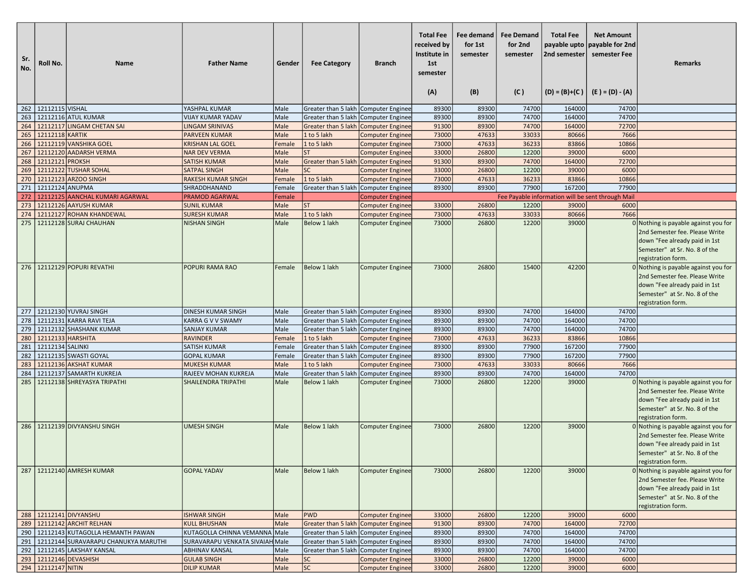| Sr. No. | Roll No. | Name | Father Name | Gender | Fee Category | Branch | Total Fee received by Institute in 1st semester (A) | Fee demand for 1st semester (B) | Fee Demand for 2nd semester (C ) | Total Fee payable upto 2nd semester (D) = (B)+(C ) | Net Amount payable for 2nd semester Fee (E ) = (D) - (A) | Remarks |
|---|---|---|---|---|---|---|---|---|---|---|---|---|
| 262 | 12112115 | VISHAL | YASHPAL KUMAR | Male | Greater than 5 lakh | Computer Enginee | 89300 | 89300 | 74700 | 164000 | 74700 | |
| 263 | 12112116 | ATUL KUMAR | VIJAY KUMAR YADAV | Male | Greater than 5 lakh | Computer Enginee | 89300 | 89300 | 74700 | 164000 | 74700 | |
| 264 | 12112117 | LINGAM CHETAN SAI | LINGAM SRINIVAS | Male | Greater than 5 lakh | Computer Enginee | 91300 | 89300 | 74700 | 164000 | 72700 | |
| 265 | 12112118 | KARTIK | PARVEEN KUMAR | Male | 1 to 5 lakh | Computer Enginee | 73000 | 47633 | 33033 | 80666 | 7666 | |
| 266 | 12112119 | VANSHIKA GOEL | KRISHAN LAL GOEL | Female | 1 to 5 lakh | Computer Enginee | 73000 | 47633 | 36233 | 83866 | 10866 | |
| 267 | 12112120 | AADARSH VERMA | NAR DEV VERMA | Male | ST | Computer Enginee | 33000 | 26800 | 12200 | 39000 | 6000 | |
| 268 | 12112121 | PROKSH | SATISH KUMAR | Male | Greater than 5 lakh | Computer Enginee | 91300 | 89300 | 74700 | 164000 | 72700 | |
| 269 | 12112122 | TUSHAR SOHAL | SATPAL SINGH | Male | SC | Computer Enginee | 33000 | 26800 | 12200 | 39000 | 6000 | |
| 270 | 12112123 | ARZOO SINGH | RAKESH KUMAR SINGH | Female | 1 to 5 lakh | Computer Enginee | 73000 | 47633 | 36233 | 83866 | 10866 | |
| 271 | 12112124 | ANUPMA | SHRADDHANAND | Female | Greater than 5 lakh | Computer Enginee | 89300 | 89300 | 77900 | 167200 | 77900 | |
| 272 | 12112125 | AANCHAL KUMARI AGARWAL | PRAMOD AGARWAL | Female | | Computer Enginee | Fee Payable information will be sent through Mail | | | | | |
| 273 | 12112126 | AAYUSH KUMAR | SUNIL KUMAR | Male | ST | Computer Enginee | 33000 | 26800 | 12200 | 39000 | 6000 | |
| 274 | 12112127 | ROHAN KHANDEWAL | SURESH KUMAR | Male | 1 to 5 lakh | Computer Enginee | 73000 | 47633 | 33033 | 80666 | 7666 | |
| 275 | 12112128 | SURAJ CHAUHAN | NISHAN SINGH | Male | Below 1 lakh | Computer Enginee | 73000 | 26800 | 12200 | 39000 | 0 | Nothing is payable against you for 2nd Semester fee. Please Write down "Fee already paid in 1st Semester" at Sr. No. 8 of the registration form. |
| 276 | 12112129 | POPURI REVATHI | POPURI RAMA RAO | Female | Below 1 lakh | Computer Enginee | 73000 | 26800 | 15400 | 42200 | 0 | Nothing is payable against you for 2nd Semester fee. Please Write down "Fee already paid in 1st Semester" at Sr. No. 8 of the registration form. |
| 277 | 12112130 | YUVRAJ SINGH | DINESH KUMAR SINGH | Male | Greater than 5 lakh | Computer Enginee | 89300 | 89300 | 74700 | 164000 | 74700 | |
| 278 | 12112131 | KARRA RAVI TEJA | KARRA G V V SWAMY | Male | Greater than 5 lakh | Computer Enginee | 89300 | 89300 | 74700 | 164000 | 74700 | |
| 279 | 12112132 | SHASHANK KUMAR | SANJAY KUMAR | Male | Greater than 5 lakh | Computer Enginee | 89300 | 89300 | 74700 | 164000 | 74700 | |
| 280 | 12112133 | HARSHITA | RAVINDER | Female | 1 to 5 lakh | Computer Enginee | 73000 | 47633 | 36233 | 83866 | 10866 | |
| 281 | 12112134 | SALINKI | SATISH KUMAR | Female | Greater than 5 lakh | Computer Enginee | 89300 | 89300 | 77900 | 167200 | 77900 | |
| 282 | 12112135 | SWASTI GOYAL | GOPAL KUMAR | Female | Greater than 5 lakh | Computer Enginee | 89300 | 89300 | 77900 | 167200 | 77900 | |
| 283 | 12112136 | AKSHAT KUMAR | MUKESH KUMAR | Male | 1 to 5 lakh | Computer Enginee | 73000 | 47633 | 33033 | 80666 | 7666 | |
| 284 | 12112137 | SAMARTH KUKREJA | RAJEEV MOHAN KUKREJA | Male | Greater than 5 lakh | Computer Enginee | 89300 | 89300 | 74700 | 164000 | 74700 | |
| 285 | 12112138 | SHREYASYA TRIPATHI | SHAILENDRA TRIPATHI | Male | Below 1 lakh | Computer Enginee | 73000 | 26800 | 12200 | 39000 | 0 | Nothing is payable against you for 2nd Semester fee. Please Write down "Fee already paid in 1st Semester" at Sr. No. 8 of the registration form. |
| 286 | 12112139 | DIVYANSHU SINGH | UMESH SINGH | Male | Below 1 lakh | Computer Enginee | 73000 | 26800 | 12200 | 39000 | 0 | Nothing is payable against you for 2nd Semester fee. Please Write down "Fee already paid in 1st Semester" at Sr. No. 8 of the registration form. |
| 287 | 12112140 | AMRESH KUMAR | GOPAL YADAV | Male | Below 1 lakh | Computer Enginee | 73000 | 26800 | 12200 | 39000 | 0 | Nothing is payable against you for 2nd Semester fee. Please Write down "Fee already paid in 1st Semester" at Sr. No. 8 of the registration form. |
| 288 | 12112141 | DIVYANSHU | ISHWAR SINGH | Male | PWD | Computer Enginee | 33000 | 26800 | 12200 | 39000 | 6000 | |
| 289 | 12112142 | ARCHIT RELHAN | KULL BHUSHAN | Male | Greater than 5 lakh | Computer Enginee | 91300 | 89300 | 74700 | 164000 | 72700 | |
| 290 | 12112143 | KUTAGOLLA HEMANTH PAWAN | KUTAGOLLA CHINNA VEMANNA | Male | Greater than 5 lakh | Computer Enginee | 89300 | 89300 | 74700 | 164000 | 74700 | |
| 291 | 12112144 | SURAVARAPU CHANUKYA MARUTHI | SURAVARAPU VENKATA SIVAIAH | Male | Greater than 5 lakh | Computer Enginee | 89300 | 89300 | 74700 | 164000 | 74700 | |
| 292 | 12112145 | LAKSHAY KANSAL | ABHINAV KANSAL | Male | Greater than 5 lakh | Computer Enginee | 89300 | 89300 | 74700 | 164000 | 74700 | |
| 293 | 12112146 | DEVASHISH | GULAB SINGH | Male | SC | Computer Enginee | 33000 | 26800 | 12200 | 39000 | 6000 | |
| 294 | 12112147 | NITIN | DILIP KUMAR | Male | SC | Computer Enginee | 33000 | 26800 | 12200 | 39000 | 6000 | |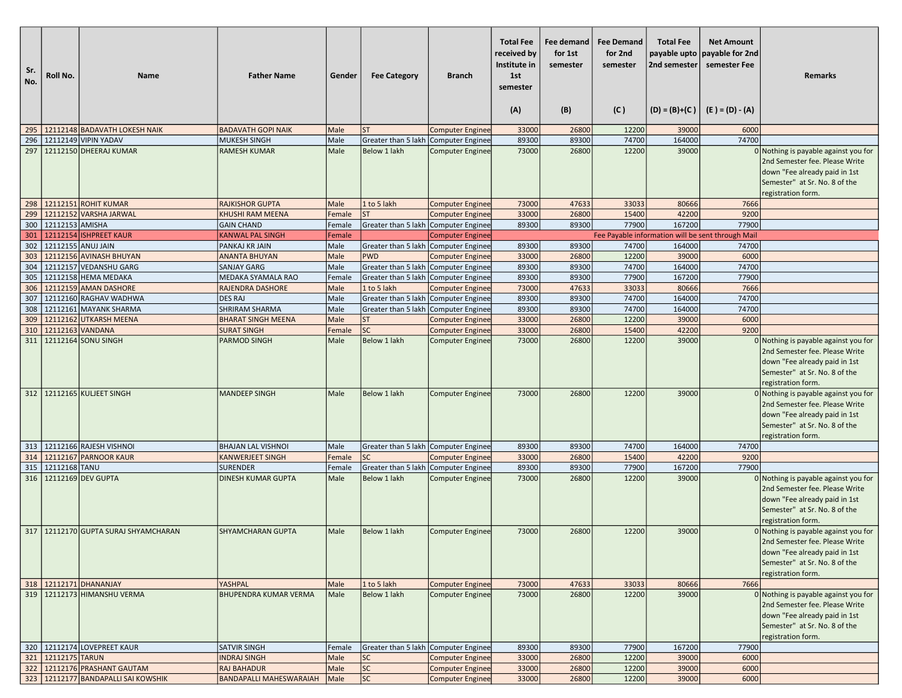| Sr. No. | Roll No. | Name | Father Name | Gender | Fee Category | Branch | Total Fee received by Institute in 1st semester (A) | Fee demand for 1st semester (B) | Fee Demand for 2nd semester (C ) | Total Fee payable upto 2nd semester (D) = (B)+(C ) | Net Amount payable for 2nd semester Fee (E ) = (D) - (A) | Remarks |
|---|---|---|---|---|---|---|---|---|---|---|---|---|
| 295 | 12112148 | BADAVATH LOKESH NAIK | BADAVATH GOPI NAIK | Male | ST | Computer Enginee | 33000 | 26800 | 12200 | 39000 | 6000 | |
| 296 | 12112149 | VIPIN YADAV | MUKESH SINGH | Male | Greater than 5 lakh | Computer Enginee | 89300 | 89300 | 74700 | 164000 | 74700 | |
| 297 | 12112150 | DHEERAJ KUMAR | RAMESH KUMAR | Male | Below 1 lakh | Computer Enginee | 73000 | 26800 | 12200 | 39000 | 0 | Nothing is payable against you for 2nd Semester fee. Please Write down "Fee already paid in 1st Semester" at Sr. No. 8 of the registration form. |
| 298 | 12112151 | ROHIT KUMAR | RAJKISHOR GUPTA | Male | 1 to 5 lakh | Computer Enginee | 73000 | 47633 | 33033 | 80666 | 7666 | |
| 299 | 12112152 | VARSHA JARWAL | KHUSHI RAM MEENA | Female | ST | Computer Enginee | 33000 | 26800 | 15400 | 42200 | 9200 | |
| 300 | 12112153 | AMISHA | GAIN CHAND | Female | Greater than 5 lakh | Computer Enginee | 89300 | 89300 | 77900 | 167200 | 77900 | |
| 301 | 12112154 | ISHPREET KAUR | KANWAL PAL SINGH | Female | | Computer Enginee | Fee Payable information will be sent through Mail | | | | | |
| 302 | 12112155 | ANUJ JAIN | PANKAJ KR JAIN | Male | Greater than 5 lakh | Computer Enginee | 89300 | 89300 | 74700 | 164000 | 74700 | |
| 303 | 12112156 | AVINASH BHUYAN | ANANTA BHUYAN | Male | PWD | Computer Enginee | 33000 | 26800 | 12200 | 39000 | 6000 | |
| 304 | 12112157 | VEDANSHU GARG | SANJAY GARG | Male | Greater than 5 lakh | Computer Enginee | 89300 | 89300 | 74700 | 164000 | 74700 | |
| 305 | 12112158 | HEMA MEDAKA | MEDAKA SYAMALA RAO | Female | Greater than 5 lakh | Computer Enginee | 89300 | 89300 | 77900 | 167200 | 77900 | |
| 306 | 12112159 | AMAN DASHORE | RAJENDRA DASHORE | Male | 1 to 5 lakh | Computer Enginee | 73000 | 47633 | 33033 | 80666 | 7666 | |
| 307 | 12112160 | RAGHAV WADHWA | DES RAJ | Male | Greater than 5 lakh | Computer Enginee | 89300 | 89300 | 74700 | 164000 | 74700 | |
| 308 | 12112161 | MAYANK SHARMA | SHRIRAM SHARMA | Male | Greater than 5 lakh | Computer Enginee | 89300 | 89300 | 74700 | 164000 | 74700 | |
| 309 | 12112162 | UTKARSH MEENA | BHARAT SINGH MEENA | Male | ST | Computer Enginee | 33000 | 26800 | 12200 | 39000 | 6000 | |
| 310 | 12112163 | VANDANA | SURAT SINGH | Female | SC | Computer Enginee | 33000 | 26800 | 15400 | 42200 | 9200 | |
| 311 | 12112164 | SONU SINGH | PARMOD SINGH | Male | Below 1 lakh | Computer Enginee | 73000 | 26800 | 12200 | 39000 | 0 | Nothing is payable against you for 2nd Semester fee. Please Write down "Fee already paid in 1st Semester" at Sr. No. 8 of the registration form. |
| 312 | 12112165 | KULJEET SINGH | MANDEEP SINGH | Male | Below 1 lakh | Computer Enginee | 73000 | 26800 | 12200 | 39000 | 0 | Nothing is payable against you for 2nd Semester fee. Please Write down "Fee already paid in 1st Semester" at Sr. No. 8 of the registration form. |
| 313 | 12112166 | RAJESH VISHNOI | BHAJAN LAL VISHNOI | Male | Greater than 5 lakh | Computer Enginee | 89300 | 89300 | 74700 | 164000 | 74700 | |
| 314 | 12112167 | PARNOOR KAUR | KANWERJEET SINGH | Female | SC | Computer Enginee | 33000 | 26800 | 15400 | 42200 | 9200 | |
| 315 | 12112168 | TANU | SURENDER | Female | Greater than 5 lakh | Computer Enginee | 89300 | 89300 | 77900 | 167200 | 77900 | |
| 316 | 12112169 | DEV GUPTA | DINESH KUMAR GUPTA | Male | Below 1 lakh | Computer Enginee | 73000 | 26800 | 12200 | 39000 | 0 | Nothing is payable against you for 2nd Semester fee. Please Write down "Fee already paid in 1st Semester" at Sr. No. 8 of the registration form. |
| 317 | 12112170 | GUPTA SURAJ SHYAMCHARAN | SHYAMCHARAN GUPTA | Male | Below 1 lakh | Computer Enginee | 73000 | 26800 | 12200 | 39000 | 0 | Nothing is payable against you for 2nd Semester fee. Please Write down "Fee already paid in 1st Semester" at Sr. No. 8 of the registration form. |
| 318 | 12112171 | DHANANJAY | YASHPAL | Male | 1 to 5 lakh | Computer Enginee | 73000 | 47633 | 33033 | 80666 | 7666 | |
| 319 | 12112173 | HIMANSHU VERMA | BHUPENDRA KUMAR VERMA | Male | Below 1 lakh | Computer Enginee | 73000 | 26800 | 12200 | 39000 | 0 | Nothing is payable against you for 2nd Semester fee. Please Write down "Fee already paid in 1st Semester" at Sr. No. 8 of the registration form. |
| 320 | 12112174 | LOVEPREET KAUR | SATVIR SINGH | Female | Greater than 5 lakh | Computer Enginee | 89300 | 89300 | 77900 | 167200 | 77900 | |
| 321 | 12112175 | TARUN | INDRAJ SINGH | Male | SC | Computer Enginee | 33000 | 26800 | 12200 | 39000 | 6000 | |
| 322 | 12112176 | PRASHANT GAUTAM | RAJ BAHADUR | Male | SC | Computer Enginee | 33000 | 26800 | 12200 | 39000 | 6000 | |
| 323 | 12112177 | BANDAPALLI SAI KOWSHIK | BANDAPALLI MAHESWARAIAH | Male | SC | Computer Enginee | 33000 | 26800 | 12200 | 39000 | 6000 | |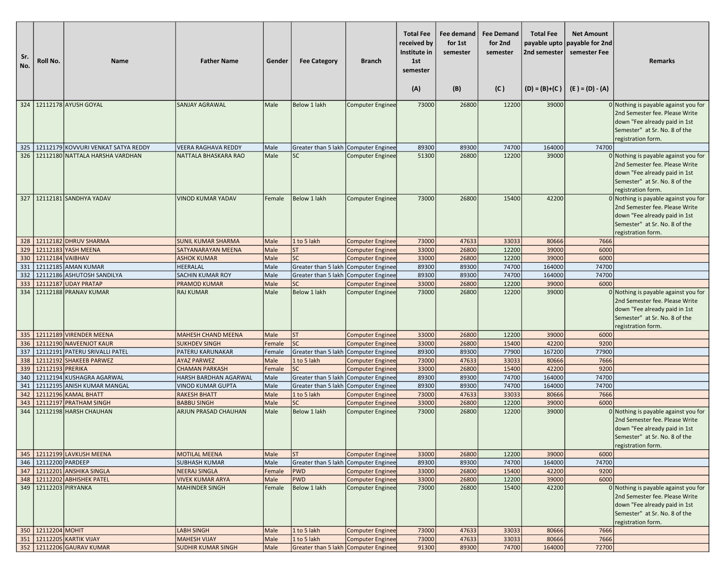| Sr. No. | Roll No. | Name | Father Name | Gender | Fee Category | Branch | Total Fee received by Institute in 1st semester (A) | Fee demand for 1st semester (B) | Fee Demand for 2nd semester (C ) | Total Fee payable upto 2nd semester (D) = (B)+(C ) | Net Amount payable for 2nd semester Fee (E ) = (D) - (A) | Remarks |
|---|---|---|---|---|---|---|---|---|---|---|---|---|
| 324 | 12112178 | AYUSH GOYAL | SANJAY AGRAWAL | Male | Below 1 lakh | Computer Enginee | 73000 | 26800 | 12200 | 39000 | 0 | Nothing is payable against you for 2nd Semester fee. Please Write down "Fee already paid in 1st Semester" at Sr. No. 8 of the registration form. |
| 325 | 12112179 | KOVVURI VENKAT SATYA REDDY | VEERA RAGHAVA REDDY | Male | Greater than 5 lakh | Computer Enginee | 89300 | 89300 | 74700 | 164000 | 74700 | |
| 326 | 12112180 | NATTALA HARSHA VARDHAN | NATTALA BHASKARA RAO | Male | SC | Computer Enginee | 51300 | 26800 | 12200 | 39000 | 0 | Nothing is payable against you for 2nd Semester fee. Please Write down "Fee already paid in 1st Semester" at Sr. No. 8 of the registration form. |
| 327 | 12112181 | SANDHYA YADAV | VINOD KUMAR YADAV | Female | Below 1 lakh | Computer Enginee | 73000 | 26800 | 15400 | 42200 | 0 | Nothing is payable against you for 2nd Semester fee. Please Write down "Fee already paid in 1st Semester" at Sr. No. 8 of the registration form. |
| 328 | 12112182 | DHRUV SHARMA | SUNIL KUMAR SHARMA | Male | 1 to 5 lakh | Computer Enginee | 73000 | 47633 | 33033 | 80666 | 7666 | |
| 329 | 12112183 | YASH MEENA | SATYANARAYAN MEENA | Male | ST | Computer Enginee | 33000 | 26800 | 12200 | 39000 | 6000 | |
| 330 | 12112184 | VAIBHAV | ASHOK KUMAR | Male | SC | Computer Enginee | 33000 | 26800 | 12200 | 39000 | 6000 | |
| 331 | 12112185 | AMAN KUMAR | HEERALAL | Male | Greater than 5 lakh | Computer Enginee | 89300 | 89300 | 74700 | 164000 | 74700 | |
| 332 | 12112186 | ASHUTOSH SANDILYA | SACHIN KUMAR ROY | Male | Greater than 5 lakh | Computer Enginee | 89300 | 89300 | 74700 | 164000 | 74700 | |
| 333 | 12112187 | UDAY PRATAP | PRAMOD KUMAR | Male | SC | Computer Enginee | 33000 | 26800 | 12200 | 39000 | 6000 | |
| 334 | 12112188 | PRANAV KUMAR | RAJ KUMAR | Male | Below 1 lakh | Computer Enginee | 73000 | 26800 | 12200 | 39000 | 0 | Nothing is payable against you for 2nd Semester fee. Please Write down "Fee already paid in 1st Semester" at Sr. No. 8 of the registration form. |
| 335 | 12112189 | VIRENDER MEENA | MAHESH CHAND MEENA | Male | ST | Computer Enginee | 33000 | 26800 | 12200 | 39000 | 6000 | |
| 336 | 12112190 | NAVEENJOT KAUR | SUKHDEV SINGH | Female | SC | Computer Enginee | 33000 | 26800 | 15400 | 42200 | 9200 | |
| 337 | 12112191 | PATERU SRIVALLI PATEL | PATERU KARUNAKAR | Female | Greater than 5 lakh | Computer Enginee | 89300 | 89300 | 77900 | 167200 | 77900 | |
| 338 | 12112192 | SHAKEEB PARWEZ | AYAZ PARWEZ | Male | 1 to 5 lakh | Computer Enginee | 73000 | 47633 | 33033 | 80666 | 7666 | |
| 339 | 12112193 | PRERIKA | CHAMAN PARKASH | Female | SC | Computer Enginee | 33000 | 26800 | 15400 | 42200 | 9200 | |
| 340 | 12112194 | KUSHAGRA AGARWAL | HARSH BARDHAN AGARWAL | Male | Greater than 5 lakh | Computer Enginee | 89300 | 89300 | 74700 | 164000 | 74700 | |
| 341 | 12112195 | ANISH KUMAR MANGAL | VINOD KUMAR GUPTA | Male | Greater than 5 lakh | Computer Enginee | 89300 | 89300 | 74700 | 164000 | 74700 | |
| 342 | 12112196 | KAMAL BHATT | RAKESH BHATT | Male | 1 to 5 lakh | Computer Enginee | 73000 | 47633 | 33033 | 80666 | 7666 | |
| 343 | 12112197 | PRATHAM SINGH | BABBU SINGH | Male | SC | Computer Enginee | 33000 | 26800 | 12200 | 39000 | 6000 | |
| 344 | 12112198 | HARSH CHAUHAN | ARJUN PRASAD CHAUHAN | Male | Below 1 lakh | Computer Enginee | 73000 | 26800 | 12200 | 39000 | 0 | Nothing is payable against you for 2nd Semester fee. Please Write down "Fee already paid in 1st Semester" at Sr. No. 8 of the registration form. |
| 345 | 12112199 | LAVKUSH MEENA | MOTILAL MEENA | Male | ST | Computer Enginee | 33000 | 26800 | 12200 | 39000 | 6000 | |
| 346 | 12112200 | PARDEEP | SUBHASH KUMAR | Male | Greater than 5 lakh | Computer Enginee | 89300 | 89300 | 74700 | 164000 | 74700 | |
| 347 | 12112201 | ANSHIKA SINGLA | NEERAJ SINGLA | Female | PWD | Computer Enginee | 33000 | 26800 | 15400 | 42200 | 9200 | |
| 348 | 12112202 | ABHISHEK PATEL | VIVEK KUMAR ARYA | Male | PWD | Computer Enginee | 33000 | 26800 | 12200 | 39000 | 6000 | |
| 349 | 12112203 | PIRYANKA | MAHINDER SINGH | Female | Below 1 lakh | Computer Enginee | 73000 | 26800 | 15400 | 42200 | 0 | Nothing is payable against you for 2nd Semester fee. Please Write down "Fee already paid in 1st Semester" at Sr. No. 8 of the registration form. |
| 350 | 12112204 | MOHIT | LABH SINGH | Male | 1 to 5 lakh | Computer Enginee | 73000 | 47633 | 33033 | 80666 | 7666 | |
| 351 | 12112205 | KARTIK VIJAY | MAHESH VIJAY | Male | 1 to 5 lakh | Computer Enginee | 73000 | 47633 | 33033 | 80666 | 7666 | |
| 352 | 12112206 | GAURAV KUMAR | SUDHIR KUMAR SINGH | Male | Greater than 5 lakh | Computer Enginee | 91300 | 89300 | 74700 | 164000 | 72700 | |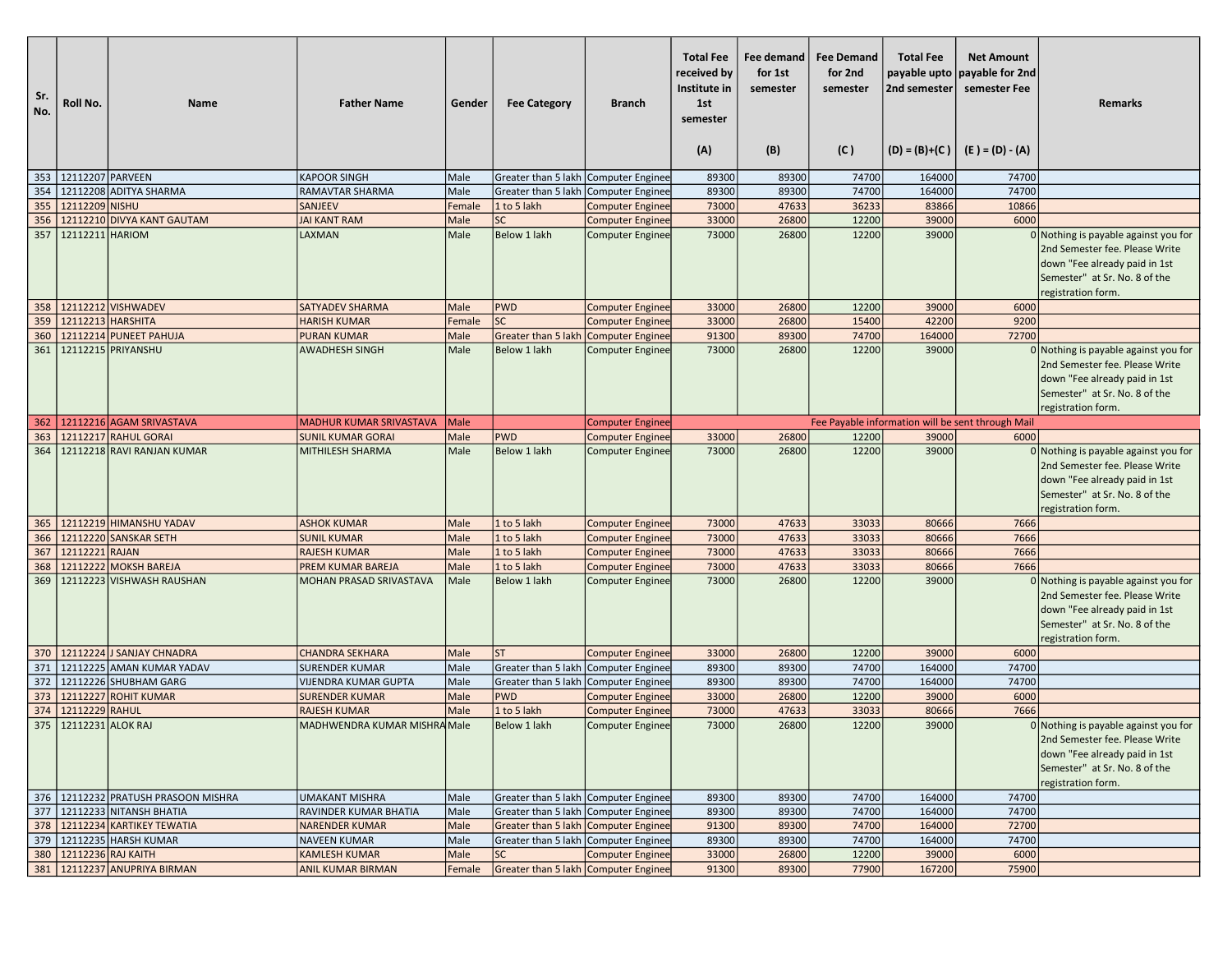| Sr. No. | Roll No. | Name | Father Name | Gender | Fee Category | Branch | Total Fee received by Institute in 1st semester (A) | Fee demand for 1st semester (B) | Fee Demand for 2nd semester (C ) | Total Fee payable upto 2nd semester (D) = (B)+(C ) | Net Amount payable for 2nd semester Fee (E ) = (D) - (A) | Remarks |
|---|---|---|---|---|---|---|---|---|---|---|---|---|
| 353 | 12112207 | PARVEEN | KAPOOR SINGH | Male | Greater than 5 lakh | Computer Enginee | 89300 | 89300 | 74700 | 164000 | 74700 | |
| 354 | 12112208 | ADITYA SHARMA | RAMAVTAR SHARMA | Male | Greater than 5 lakh | Computer Enginee | 89300 | 89300 | 74700 | 164000 | 74700 | |
| 355 | 12112209 | NISHU | SANJEEV | Female | 1 to 5 lakh | Computer Enginee | 73000 | 47633 | 36233 | 83866 | 10866 | |
| 356 | 12112210 | DIVYA KANT GAUTAM | JAI KANT RAM | Male | SC | Computer Enginee | 33000 | 26800 | 12200 | 39000 | 6000 | |
| 357 | 12112211 | HARIOM | LAXMAN | Male | Below 1 lakh | Computer Enginee | 73000 | 26800 | 12200 | 39000 | 0 | Nothing is payable against you for 2nd Semester fee. Please Write down "Fee already paid in 1st Semester" at Sr. No. 8 of the registration form. |
| 358 | 12112212 | VISHWADEV | SATYADEV SHARMA | Male | PWD | Computer Enginee | 33000 | 26800 | 12200 | 39000 | 6000 | |
| 359 | 12112213 | HARSHITA | HARISH KUMAR | Female | SC | Computer Enginee | 33000 | 26800 | 15400 | 42200 | 9200 | |
| 360 | 12112214 | PUNEET PAHUJA | PURAN KUMAR | Male | Greater than 5 lakh | Computer Enginee | 91300 | 89300 | 74700 | 164000 | 72700 | |
| 361 | 12112215 | PRIYANSHU | AWADHESH SINGH | Male | Below 1 lakh | Computer Enginee | 73000 | 26800 | 12200 | 39000 | 0 | Nothing is payable against you for 2nd Semester fee. Please Write down "Fee already paid in 1st Semester" at Sr. No. 8 of the registration form. |
| 362 | 12112216 | AGAM SRIVASTAVA | MADHUR KUMAR SRIVASTAVA | Male | | Computer Enginee | Fee Payable information will be sent through Mail | | | | | |
| 363 | 12112217 | RAHUL GORAI | SUNIL KUMAR GORAI | Male | PWD | Computer Enginee | 33000 | 26800 | 12200 | 39000 | 6000 | |
| 364 | 12112218 | RAVI RANJAN KUMAR | MITHILESH SHARMA | Male | Below 1 lakh | Computer Enginee | 73000 | 26800 | 12200 | 39000 | 0 | Nothing is payable against you for 2nd Semester fee. Please Write down "Fee already paid in 1st Semester" at Sr. No. 8 of the registration form. |
| 365 | 12112219 | HIMANSHU YADAV | ASHOK KUMAR | Male | 1 to 5 lakh | Computer Enginee | 73000 | 47633 | 33033 | 80666 | 7666 | |
| 366 | 12112220 | SANSKAR SETH | SUNIL KUMAR | Male | 1 to 5 lakh | Computer Enginee | 73000 | 47633 | 33033 | 80666 | 7666 | |
| 367 | 12112221 | RAJAN | RAJESH KUMAR | Male | 1 to 5 lakh | Computer Enginee | 73000 | 47633 | 33033 | 80666 | 7666 | |
| 368 | 12112222 | MOKSH BAREJA | PREM KUMAR BAREJA | Male | 1 to 5 lakh | Computer Enginee | 73000 | 47633 | 33033 | 80666 | 7666 | |
| 369 | 12112223 | VISHWASH RAUSHAN | MOHAN PRASAD SRIVASTAVA | Male | Below 1 lakh | Computer Enginee | 73000 | 26800 | 12200 | 39000 | 0 | Nothing is payable against you for 2nd Semester fee. Please Write down "Fee already paid in 1st Semester" at Sr. No. 8 of the registration form. |
| 370 | 12112224 | J SANJAY CHNADRA | CHANDRA SEKHARA | Male | ST | Computer Enginee | 33000 | 26800 | 12200 | 39000 | 6000 | |
| 371 | 12112225 | AMAN KUMAR YADAV | SURENDER KUMAR | Male | Greater than 5 lakh | Computer Enginee | 89300 | 89300 | 74700 | 164000 | 74700 | |
| 372 | 12112226 | SHUBHAM GARG | VIJENDRA KUMAR GUPTA | Male | Greater than 5 lakh | Computer Enginee | 89300 | 89300 | 74700 | 164000 | 74700 | |
| 373 | 12112227 | ROHIT KUMAR | SURENDER KUMAR | Male | PWD | Computer Enginee | 33000 | 26800 | 12200 | 39000 | 6000 | |
| 374 | 12112229 | RAHUL | RAJESH KUMAR | Male | 1 to 5 lakh | Computer Enginee | 73000 | 47633 | 33033 | 80666 | 7666 | |
| 375 | 12112231 | ALOK RAJ | MADHWENDRA KUMAR MISHRA | Male | Below 1 lakh | Computer Enginee | 73000 | 26800 | 12200 | 39000 | 0 | Nothing is payable against you for 2nd Semester fee. Please Write down "Fee already paid in 1st Semester" at Sr. No. 8 of the registration form. |
| 376 | 12112232 | PRATUSH PRASOON MISHRA | UMAKANT MISHRA | Male | Greater than 5 lakh | Computer Enginee | 89300 | 89300 | 74700 | 164000 | 74700 | |
| 377 | 12112233 | NITANSH BHATIA | RAVINDER KUMAR BHATIA | Male | Greater than 5 lakh | Computer Enginee | 89300 | 89300 | 74700 | 164000 | 74700 | |
| 378 | 12112234 | KARTIKEY TEWATIA | NARENDER KUMAR | Male | Greater than 5 lakh | Computer Enginee | 91300 | 89300 | 74700 | 164000 | 72700 | |
| 379 | 12112235 | HARSH KUMAR | NAVEEN KUMAR | Male | Greater than 5 lakh | Computer Enginee | 89300 | 89300 | 74700 | 164000 | 74700 | |
| 380 | 12112236 | RAJ KAITH | KAMLESH KUMAR | Male | SC | Computer Enginee | 33000 | 26800 | 12200 | 39000 | 6000 | |
| 381 | 12112237 | ANUPRIYA BIRMAN | ANIL KUMAR BIRMAN | Female | Greater than 5 lakh | Computer Enginee | 91300 | 89300 | 77900 | 167200 | 75900 | |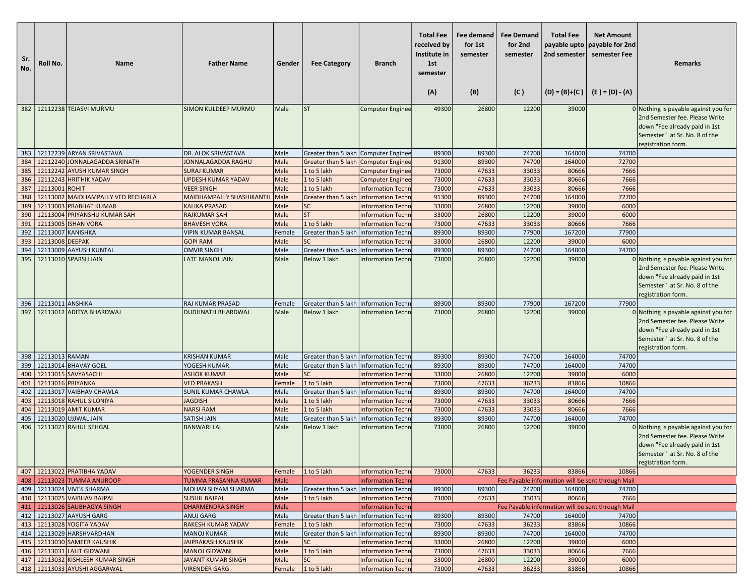| Sr. No. | Roll No. | Name | Father Name | Gender | Fee Category | Branch | Total Fee received by Institute in 1st semester (A) | Fee demand for 1st semester (B) | Fee Demand for 2nd semester (C) | Total Fee payable upto 2nd semester (D) = (B)+(C) | Net Amount payable for 2nd semester Fee (E) = (D) - (A) | Remarks |
|---|---|---|---|---|---|---|---|---|---|---|---|---|
| 382 | 12112238 | TEJASVI MURMU | SIMON KULDEEP MURMU | Male | ST | Computer Enginee | 49300 | 26800 | 12200 | 39000 | 0 | Nothing is payable against you for 2nd Semester fee. Please Write down "Fee already paid in 1st Semester" at Sr. No. 8 of the registration form. |
| 383 | 12112239 | ARYAN SRIVASTAVA | DR. ALOK SRIVASTAVA | Male | Greater than 5 lakh | Computer Enginee | 89300 | 89300 | 74700 | 164000 | 74700 | |
| 384 | 12112240 | JONNALAGADDA SRINATH | JONNALAGADDA RAGHU | Male | Greater than 5 lakh | Computer Enginee | 91300 | 89300 | 74700 | 164000 | 72700 | |
| 385 | 12112242 | AYUSH KUMAR SINGH | SURAJ KUMAR | Male | 1 to 5 lakh | Computer Enginee | 73000 | 47633 | 33033 | 80666 | 7666 | |
| 386 | 12112243 | HRITHIK YADAV | UPDESH KUMAR YADAV | Male | 1 to 5 lakh | Computer Enginee | 73000 | 47633 | 33033 | 80666 | 7666 | |
| 387 | 12113001 | ROHIT | VEER SINGH | Male | 1 to 5 lakh | Information Techn | 73000 | 47633 | 33033 | 80666 | 7666 | |
| 388 | 12113002 | MAIDHAMPALLY VED RECHARLA | MAIDHAMPALLY SHASHIKANTH | Male | Greater than 5 lakh | Information Techn | 91300 | 89300 | 74700 | 164000 | 72700 | |
| 389 | 12113003 | PRABHAT KUMAR | KALIKA PRASAD | Male | SC | Information Techn | 33000 | 26800 | 12200 | 39000 | 6000 | |
| 390 | 12113004 | PRIYANSHU KUMAR SAH | RAJKUMAR SAH | Male | ST | Information Techn | 33000 | 26800 | 12200 | 39000 | 6000 | |
| 391 | 12113005 | ISHAN VORA | BHAVESH VORA | Male | 1 to 5 lakh | Information Techn | 73000 | 47633 | 33033 | 80666 | 7666 | |
| 392 | 12113007 | KANISHKA | VIPIN KUMAR BANSAL | Female | Greater than 5 lakh | Information Techn | 89300 | 89300 | 77900 | 167200 | 77900 | |
| 393 | 12113008 | DEEPAK | GOPI RAM | Male | SC | Information Techn | 33000 | 26800 | 12200 | 39000 | 6000 | |
| 394 | 12113009 | AAYUSH KUNTAL | OMVIR SINGH | Male | Greater than 5 lakh | Information Techn | 89300 | 89300 | 74700 | 164000 | 74700 | |
| 395 | 12113010 | SPARSH JAIN | LATE MANOJ JAIN | Male | Below 1 lakh | Information Techn | 73000 | 26800 | 12200 | 39000 | 0 | Nothing is payable against you for 2nd Semester fee. Please Write down "Fee already paid in 1st Semester" at Sr. No. 8 of the registration form. |
| 396 | 12113011 | ANSHIKA | RAJ KUMAR PRASAD | Female | Greater than 5 lakh | Information Techn | 89300 | 89300 | 77900 | 167200 | 77900 | |
| 397 | 12113012 | ADITYA BHARDWAJ | DUDHNATH BHARDWAJ | Male | Below 1 lakh | Information Techn | 73000 | 26800 | 12200 | 39000 | 0 | Nothing is payable against you for 2nd Semester fee. Please Write down "Fee already paid in 1st Semester" at Sr. No. 8 of the registration form. |
| 398 | 12113013 | RAMAN | KRISHAN KUMAR | Male | Greater than 5 lakh | Information Techn | 89300 | 89300 | 74700 | 164000 | 74700 | |
| 399 | 12113014 | BHAVAY GOEL | YOGESH KUMAR | Male | Greater than 5 lakh | Information Techn | 89300 | 89300 | 74700 | 164000 | 74700 | |
| 400 | 12113015 | SAVYASACHI | ASHOK KUMAR | Male | SC | Information Techn | 33000 | 26800 | 12200 | 39000 | 6000 | |
| 401 | 12113016 | PRIYANKA | VED PRAKASH | Female | 1 to 5 lakh | Information Techn | 73000 | 47633 | 36233 | 83866 | 10866 | |
| 402 | 12113017 | VAIBHAV CHAWLA | SUNIL KUMAR CHAWLA | Male | Greater than 5 lakh | Information Techn | 89300 | 89300 | 74700 | 164000 | 74700 | |
| 403 | 12113018 | RAHUL SILONIYA | JAGDISH | Male | 1 to 5 lakh | Information Techn | 73000 | 47633 | 33033 | 80666 | 7666 | |
| 404 | 12113019 | AMIT KUMAR | NARSI RAM | Male | 1 to 5 lakh | Information Techn | 73000 | 47633 | 33033 | 80666 | 7666 | |
| 405 | 12113020 | UJJWAL JAIN | SATISH JAIN | Male | Greater than 5 lakh | Information Techn | 89300 | 89300 | 74700 | 164000 | 74700 | |
| 406 | 12113021 | RAHUL SEHGAL | BANWARI LAL | Male | Below 1 lakh | Information Techn | 73000 | 26800 | 12200 | 39000 | 0 | Nothing is payable against you for 2nd Semester fee. Please Write down "Fee already paid in 1st Semester" at Sr. No. 8 of the registration form. |
| 407 | 12113022 | PRATIBHA YADAV | YOGENDER SINGH | Female | 1 to 5 lakh | Information Techn | 73000 | 47633 | 36233 | 83866 | 10866 | |
| 408 | 12113023 | TUMMA ANUROOP | TUMMA PRASANNA KUMAR | Male | | Information Techn | Fee Payable information will be sent through Mail | | | | | |
| 409 | 12113024 | VIVEK SHARMA | MOHAN SHYAM SHARMA | Male | Greater than 5 lakh | Information Techn | 89300 | 89300 | 74700 | 164000 | 74700 | |
| 410 | 12113025 | VAIBHAV BAJPAI | SUSHIL BAJPAI | Male | 1 to 5 lakh | Information Techn | 73000 | 47633 | 33033 | 80666 | 7666 | |
| 411 | 12113026 | SAUBHAGYA SINGH | DHARMENDRA SINGH | Male | | Information Techn | Fee Payable information will be sent through Mail | | | | | |
| 412 | 12113027 | AAYUSH GARG | ANUJ GARG | Male | Greater than 5 lakh | Information Techn | 89300 | 89300 | 74700 | 164000 | 74700 | |
| 413 | 12113028 | YOGITA YADAV | RAKESH KUMAR YADAV | Female | 1 to 5 lakh | Information Techn | 73000 | 47633 | 36233 | 83866 | 10866 | |
| 414 | 12113029 | HARSHVARDHAN | MANOJ KUMAR | Male | Greater than 5 lakh | Information Techn | 89300 | 89300 | 74700 | 164000 | 74700 | |
| 415 | 12113030 | SAMEER KAUSHIK | JAIPRAKASH KAUSHIK | Male | SC | Information Techn | 33000 | 26800 | 12200 | 39000 | 6000 | |
| 416 | 12113031 | LALIT GIDWANI | MANOJ GIDWANI | Male | 1 to 5 lakh | Information Techn | 73000 | 47633 | 33033 | 80666 | 7666 | |
| 417 | 12113032 | KISHLESH KUMAR SINGH | JAYANT KUMAR SINGH | Male | SC | Information Techn | 33000 | 26800 | 12200 | 39000 | 6000 | |
| 418 | 12113033 | AYUSHI AGGARWAL | VIRENDER GARG | Female | 1 to 5 lakh | Information Techn | 73000 | 47633 | 36233 | 83866 | 10866 | |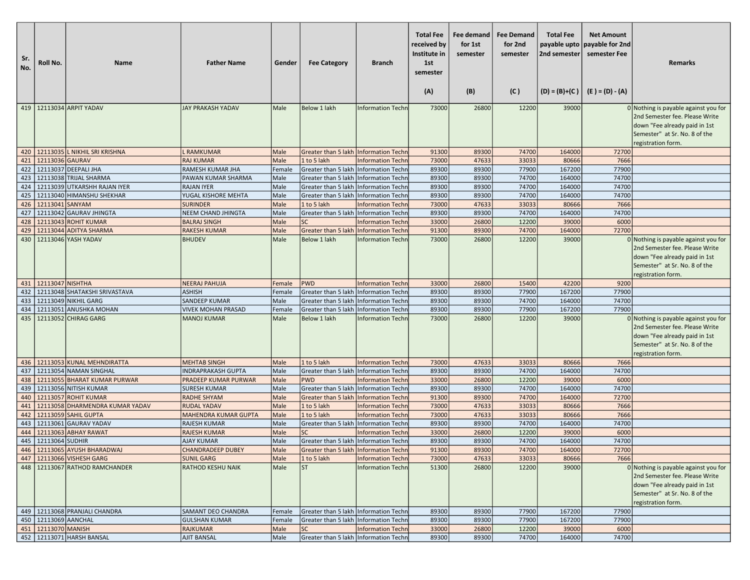| Sr. No. | Roll No. | Name | Father Name | Gender | Fee Category | Branch | Total Fee received by Institute in 1st semester (A) | Fee demand for 1st semester (B) | Fee Demand for 2nd semester (C ) | Total Fee payable upto 2nd semester (D) = (B)+(C ) | Net Amount payable for 2nd semester Fee (E ) = (D) - (A) | Remarks |
|---|---|---|---|---|---|---|---|---|---|---|---|---|
| 419 | 12113034 | ARPIT YADAV | JAY PRAKASH YADAV | Male | Below 1 lakh | Information Techn | 73000 | 26800 | 12200 | 39000 | 0 | Nothing is payable against you for 2nd Semester fee. Please Write down "Fee already paid in 1st Semester" at Sr. No. 8 of the registration form. |
| 420 | 12113035 | L NIKHIL SRI KRISHNA | L RAMKUMAR | Male | Greater than 5 lakh | Information Techn | 91300 | 89300 | 74700 | 164000 | 72700 | |
| 421 | 12113036 | GAURAV | RAJ KUMAR | Male | 1 to 5 lakh | Information Techn | 73000 | 47633 | 33033 | 80666 | 7666 | |
| 422 | 12113037 | DEEPALI JHA | RAMESH KUMAR JHA | Female | Greater than 5 lakh | Information Techn | 89300 | 89300 | 77900 | 167200 | 77900 | |
| 423 | 12113038 | TRIJAL SHARMA | PAWAN KUMAR SHARMA | Male | Greater than 5 lakh | Information Techn | 89300 | 89300 | 74700 | 164000 | 74700 | |
| 424 | 12113039 | UTKARSHH RAJAN IYER | RAJAN IYER | Male | Greater than 5 lakh | Information Techn | 89300 | 89300 | 74700 | 164000 | 74700 | |
| 425 | 12113040 | HIMANSHU SHEKHAR | YUGAL KISHORE MEHTA | Male | Greater than 5 lakh | Information Techn | 89300 | 89300 | 74700 | 164000 | 74700 | |
| 426 | 12113041 | SANYAM | SURINDER | Male | 1 to 5 lakh | Information Techn | 73000 | 47633 | 33033 | 80666 | 7666 | |
| 427 | 12113042 | GAURAV JHINGTA | NEEM CHAND JHINGTA | Male | Greater than 5 lakh | Information Techn | 89300 | 89300 | 74700 | 164000 | 74700 | |
| 428 | 12113043 | ROHIT KUMAR | BALRAJ SINGH | Male | SC | Information Techn | 33000 | 26800 | 12200 | 39000 | 6000 | |
| 429 | 12113044 | ADITYA SHARMA | RAKESH KUMAR | Male | Greater than 5 lakh | Information Techn | 91300 | 89300 | 74700 | 164000 | 72700 | |
| 430 | 12113046 | YASH YADAV | BHUDEV | Male | Below 1 lakh | Information Techn | 73000 | 26800 | 12200 | 39000 | 0 | Nothing is payable against you for 2nd Semester fee. Please Write down "Fee already paid in 1st Semester" at Sr. No. 8 of the registration form. |
| 431 | 12113047 | NISHTHA | NEERAJ PAHUJA | Female | PWD | Information Techn | 33000 | 26800 | 15400 | 42200 | 9200 | |
| 432 | 12113048 | SHATAKSHI SRIVASTAVA | ASHISH | Female | Greater than 5 lakh | Information Techn | 89300 | 89300 | 77900 | 167200 | 77900 | |
| 433 | 12113049 | NIKHIL GARG | SANDEEP KUMAR | Male | Greater than 5 lakh | Information Techn | 89300 | 89300 | 74700 | 164000 | 74700 | |
| 434 | 12113051 | ANUSHKA MOHAN | VIVEK MOHAN PRASAD | Female | Greater than 5 lakh | Information Techn | 89300 | 89300 | 77900 | 167200 | 77900 | |
| 435 | 12113052 | CHIRAG GARG | MANOJ KUMAR | Male | Below 1 lakh | Information Techn | 73000 | 26800 | 12200 | 39000 | 0 | Nothing is payable against you for 2nd Semester fee. Please Write down "Fee already paid in 1st Semester" at Sr. No. 8 of the registration form. |
| 436 | 12113053 | KUNAL MEHNDIRATTA | MEHTAB SINGH | Male | 1 to 5 lakh | Information Techn | 73000 | 47633 | 33033 | 80666 | 7666 | |
| 437 | 12113054 | NAMAN SINGHAL | INDRAPRAKASH GUPTA | Male | Greater than 5 lakh | Information Techn | 89300 | 89300 | 74700 | 164000 | 74700 | |
| 438 | 12113055 | BHARAT KUMAR PURWAR | PRADEEP KUMAR PURWAR | Male | PWD | Information Techn | 33000 | 26800 | 12200 | 39000 | 6000 | |
| 439 | 12113056 | NITISH KUMAR | SURESH KUMAR | Male | Greater than 5 lakh | Information Techn | 89300 | 89300 | 74700 | 164000 | 74700 | |
| 440 | 12113057 | ROHIT KUMAR | RADHE SHYAM | Male | Greater than 5 lakh | Information Techn | 91300 | 89300 | 74700 | 164000 | 72700 | |
| 441 | 12113058 | DHARMENDRA KUMAR YADAV | RUDAL YADAV | Male | 1 to 5 lakh | Information Techn | 73000 | 47633 | 33033 | 80666 | 7666 | |
| 442 | 12113059 | SAHIL GUPTA | MAHENDRA KUMAR GUPTA | Male | 1 to 5 lakh | Information Techn | 73000 | 47633 | 33033 | 80666 | 7666 | |
| 443 | 12113061 | GAURAV YADAV | RAJESH KUMAR | Male | Greater than 5 lakh | Information Techn | 89300 | 89300 | 74700 | 164000 | 74700 | |
| 444 | 12113063 | ABHAY RAWAT | RAJESH KUMAR | Male | SC | Information Techn | 33000 | 26800 | 12200 | 39000 | 6000 | |
| 445 | 12113064 | SUDHIR | AJAY KUMAR | Male | Greater than 5 lakh | Information Techn | 89300 | 89300 | 74700 | 164000 | 74700 | |
| 446 | 12113065 | AYUSH BHARADWAJ | CHANDRADEEP DUBEY | Male | Greater than 5 lakh | Information Techn | 91300 | 89300 | 74700 | 164000 | 72700 | |
| 447 | 12113066 | VISHESH GARG | SUNIL GARG | Male | 1 to 5 lakh | Information Techn | 73000 | 47633 | 33033 | 80666 | 7666 | |
| 448 | 12113067 | RATHOD RAMCHANDER | RATHOD KESHU NAIK | Male | ST | Information Techn | 51300 | 26800 | 12200 | 39000 | 0 | Nothing is payable against you for 2nd Semester fee. Please Write down "Fee already paid in 1st Semester" at Sr. No. 8 of the registration form. |
| 449 | 12113068 | PRANJALI CHANDRA | SAMANT DEO CHANDRA | Female | Greater than 5 lakh | Information Techn | 89300 | 89300 | 77900 | 167200 | 77900 | |
| 450 | 12113069 | AANCHAL | GULSHAN KUMAR | Female | Greater than 5 lakh | Information Techn | 89300 | 89300 | 77900 | 167200 | 77900 | |
| 451 | 12113070 | MANISH | RAJKUMAR | Male | SC | Information Techn | 33000 | 26800 | 12200 | 39000 | 6000 | |
| 452 | 12113071 | HARSH BANSAL | AJIT BANSAL | Male | Greater than 5 lakh | Information Techn | 89300 | 89300 | 74700 | 164000 | 74700 | |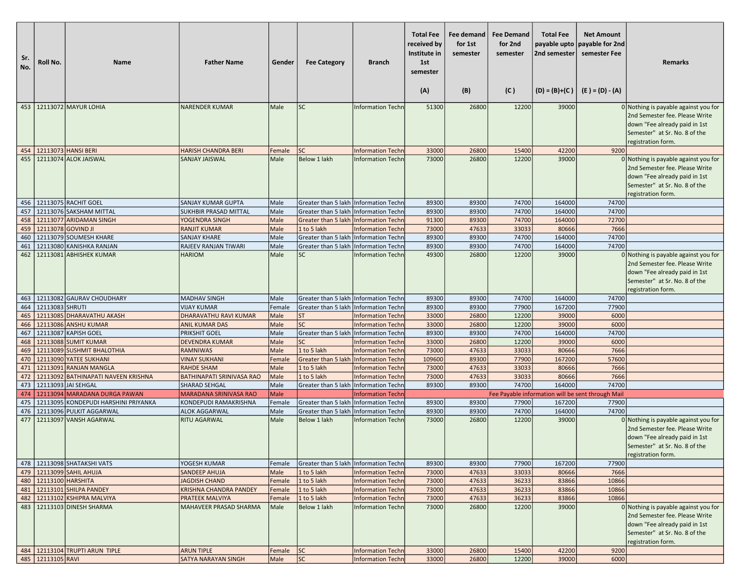| Sr. No. | Roll No. | Name | Father Name | Gender | Fee Category | Branch | Total Fee received by Institute in 1st semester (A) | Fee demand for 1st semester (B) | Fee Demand for 2nd semester (C) | Total Fee payable upto 2nd semester (D) = (B)+(C) | Net Amount payable for 2nd semester Fee (E) = (D) - (A) | Remarks |
|---|---|---|---|---|---|---|---|---|---|---|---|---|
| 453 | 12113072 | MAYUR LOHIA | NARENDER KUMAR | Male | SC | Information Techn | 51300 | 26800 | 12200 | 39000 | 0 | Nothing is payable against you for 2nd Semester fee. Please Write down "Fee already paid in 1st Semester" at Sr. No. 8 of the registration form. |
| 454 | 12113073 | HANSI BERI | HARISH CHANDRA BERI | Female | SC | Information Techn | 33000 | 26800 | 15400 | 42200 | 9200 | |
| 455 | 12113074 | ALOK JAISWAL | SANJAY JAISWAL | Male | Below 1 lakh | Information Techn | 73000 | 26800 | 12200 | 39000 | 0 | Nothing is payable against you for 2nd Semester fee. Please Write down "Fee already paid in 1st Semester" at Sr. No. 8 of the registration form. |
| 456 | 12113075 | RACHIT GOEL | SANJAY KUMAR GUPTA | Male | Greater than 5 lakh | Information Techn | 89300 | 89300 | 74700 | 164000 | 74700 | |
| 457 | 12113076 | SAKSHAM MITTAL | SUKHBIR PRASAD MITTAL | Male | Greater than 5 lakh | Information Techn | 89300 | 89300 | 74700 | 164000 | 74700 | |
| 458 | 12113077 | ARIDAMAN SINGH | YOGENDRA SINGH | Male | Greater than 5 lakh | Information Techn | 91300 | 89300 | 74700 | 164000 | 72700 | |
| 459 | 12113078 | GOVIND JI | RANJIT KUMAR | Male | 1 to 5 lakh | Information Techn | 73000 | 47633 | 33033 | 80666 | 7666 | |
| 460 | 12113079 | SOUMESH KHARE | SANJAY KHARE | Male | Greater than 5 lakh | Information Techn | 89300 | 89300 | 74700 | 164000 | 74700 | |
| 461 | 12113080 | KANISHKA RANJAN | RAJEEV RANJAN TIWARI | Male | Greater than 5 lakh | Information Techn | 89300 | 89300 | 74700 | 164000 | 74700 | |
| 462 | 12113081 | ABHISHEK KUMAR | HARIOM | Male | SC | Information Techn | 49300 | 26800 | 12200 | 39000 | 0 | Nothing is payable against you for 2nd Semester fee. Please Write down "Fee already paid in 1st Semester" at Sr. No. 8 of the registration form. |
| 463 | 12113082 | GAURAV CHOUDHARY | MADHAV SINGH | Male | Greater than 5 lakh | Information Techn | 89300 | 89300 | 74700 | 164000 | 74700 | |
| 464 | 12113083 | SHRUTI | VIJAY KUMAR | Female | Greater than 5 lakh | Information Techn | 89300 | 89300 | 77900 | 167200 | 77900 | |
| 465 | 12113085 | DHARAVATHU AKASH | DHARAVATHU RAVI KUMAR | Male | ST | Information Techn | 33000 | 26800 | 12200 | 39000 | 6000 | |
| 466 | 12113086 | ANSHU KUMAR | ANIL KUMAR DAS | Male | SC | Information Techn | 33000 | 26800 | 12200 | 39000 | 6000 | |
| 467 | 12113087 | KAPISH GOEL | PRIKSHIT GOEL | Male | Greater than 5 lakh | Information Techn | 89300 | 89300 | 74700 | 164000 | 74700 | |
| 468 | 12113088 | SUMIT KUMAR | DEVENDRA KUMAR | Male | SC | Information Techn | 33000 | 26800 | 12200 | 39000 | 6000 | |
| 469 | 12113089 | SUSHMIT BHALOTHIA | RAMNIWAS | Male | 1 to 5 lakh | Information Techn | 73000 | 47633 | 33033 | 80666 | 7666 | |
| 470 | 12113090 | YATEE SUKHANI | VINAY SUKHANI | Female | Greater than 5 lakh | Information Techn | 109600 | 89300 | 77900 | 167200 | 57600 | |
| 471 | 12113091 | RANJAN MANGLA | RAHDE SHAM | Male | 1 to 5 lakh | Information Techn | 73000 | 47633 | 33033 | 80666 | 7666 | |
| 472 | 12113092 | BATHINAPATI NAVEEN KRISHNA | BATHINAPATI SRINIVASA RAO | Male | 1 to 5 lakh | Information Techn | 73000 | 47633 | 33033 | 80666 | 7666 | |
| 473 | 12113093 | JAI SEHGAL | SHARAD SEHGAL | Male | Greater than 5 lakh | Information Techn | 89300 | 89300 | 74700 | 164000 | 74700 | |
| 474 | 12113094 | MARADANA DURGA PAWAN | MARADANA SRINIVASA RAO | Male | | Information Techn | Fee Payable information will be sent through Mail | | | | | |
| 475 | 12113095 | KONDEPUDI HARSHINI PRIYANKA | KONDEPUDI RAMAKRISHNA | Female | Greater than 5 lakh | Information Techn | 89300 | 89300 | 77900 | 167200 | 77900 | |
| 476 | 12113096 | PULKIT AGGARWAL | ALOK AGGARWAL | Male | Greater than 5 lakh | Information Techn | 89300 | 89300 | 74700 | 164000 | 74700 | |
| 477 | 12113097 | VANSH AGARWAL | RITU AGARWAL | Male | Below 1 lakh | Information Techn | 73000 | 26800 | 12200 | 39000 | 0 | Nothing is payable against you for 2nd Semester fee. Please Write down "Fee already paid in 1st Semester" at Sr. No. 8 of the registration form. |
| 478 | 12113098 | SHATAKSHI VATS | YOGESH KUMAR | Female | Greater than 5 lakh | Information Techn | 89300 | 89300 | 77900 | 167200 | 77900 | |
| 479 | 12113099 | SAHIL AHUJA | SANDEEP AHUJA | Male | 1 to 5 lakh | Information Techn | 73000 | 47633 | 33033 | 80666 | 7666 | |
| 480 | 12113100 | HARSHITA | JAGDISH CHAND | Female | 1 to 5 lakh | Information Techn | 73000 | 47633 | 36233 | 83866 | 10866 | |
| 481 | 12113101 | SHILPA PANDEY | KRISHNA CHANDRA PANDEY | Female | 1 to 5 lakh | Information Techn | 73000 | 47633 | 36233 | 83866 | 10866 | |
| 482 | 12113102 | KSHIPRA MALVIYA | PRATEEK MALVIYA | Female | 1 to 5 lakh | Information Techn | 73000 | 47633 | 36233 | 83866 | 10866 | |
| 483 | 12113103 | DINESH SHARMA | MAHAVEER PRASAD SHARMA | Male | Below 1 lakh | Information Techn | 73000 | 26800 | 12200 | 39000 | 0 | Nothing is payable against you for 2nd Semester fee. Please Write down "Fee already paid in 1st Semester" at Sr. No. 8 of the registration form. |
| 484 | 12113104 | TRUPTI ARUN TIPLE | ARUN TIPLE | Female | SC | Information Techn | 33000 | 26800 | 15400 | 42200 | 9200 | |
| 485 | 12113105 | RAVI | SATYA NARAYAN SINGH | Male | SC | Information Techn | 33000 | 26800 | 12200 | 39000 | 6000 | |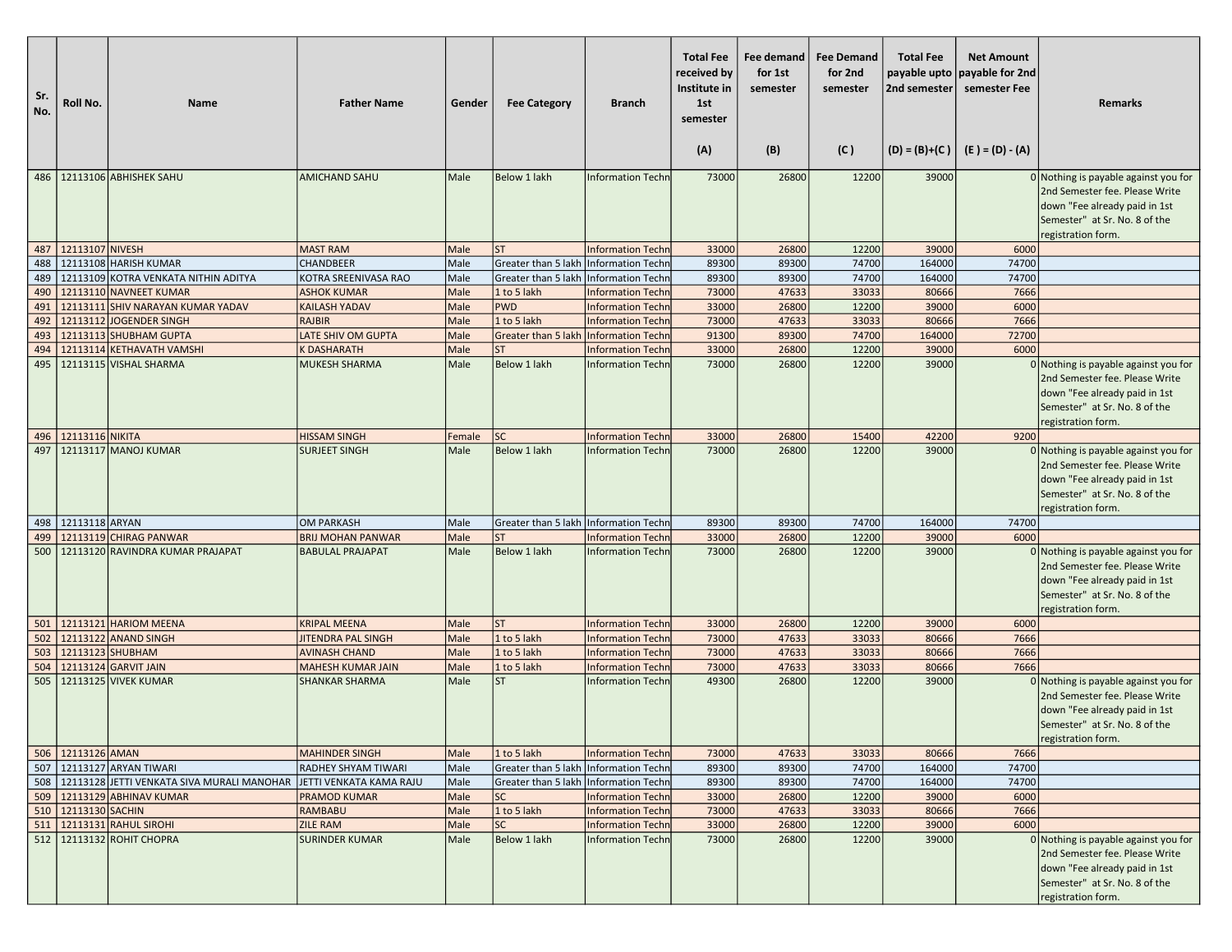| Sr. No. | Roll No. | Name | Father Name | Gender | Fee Category | Branch | Total Fee received by Institute in 1st semester (A) | Fee demand for 1st semester (B) | Fee Demand for 2nd semester (C ) | Total Fee payable upto 2nd semester (D) = (B)+(C ) | Net Amount payable for 2nd semester Fee (E ) = (D) - (A) | Remarks |
|---|---|---|---|---|---|---|---|---|---|---|---|---|
| 486 | 12113106 | ABHISHEK SAHU | AMICHAND SAHU | Male | Below 1 lakh | Information Techn | 73000 | 26800 | 12200 | 39000 | 0 | Nothing is payable against you for 2nd Semester fee. Please Write down "Fee already paid in 1st Semester" at Sr. No. 8 of the registration form. |
| 487 | 12113107 | NIVESH | MAST RAM | Male | ST | Information Techn | 33000 | 26800 | 12200 | 39000 | 6000 | |
| 488 | 12113108 | HARISH KUMAR | CHANDBEER | Male | Greater than 5 lakh | Information Techn | 89300 | 89300 | 74700 | 164000 | 74700 | |
| 489 | 12113109 | KOTRA VENKATA NITHIN ADITYA | KOTRA SREENIVASA RAO | Male | Greater than 5 lakh | Information Techn | 89300 | 89300 | 74700 | 164000 | 74700 | |
| 490 | 12113110 | NAVNEET KUMAR | ASHOK KUMAR | Male | 1 to 5 lakh | Information Techn | 73000 | 47633 | 33033 | 80666 | 7666 | |
| 491 | 12113111 | SHIV NARAYAN KUMAR YADAV | KAILASH YADAV | Male | PWD | Information Techn | 33000 | 26800 | 12200 | 39000 | 6000 | |
| 492 | 12113112 | JOGENDER SINGH | RAJBIR | Male | 1 to 5 lakh | Information Techn | 73000 | 47633 | 33033 | 80666 | 7666 | |
| 493 | 12113113 | SHUBHAM GUPTA | LATE SHIV OM GUPTA | Male | Greater than 5 lakh | Information Techn | 91300 | 89300 | 74700 | 164000 | 72700 | |
| 494 | 12113114 | KETHAVATH VAMSHI | K DASHARATH | Male | ST | Information Techn | 33000 | 26800 | 12200 | 39000 | 6000 | |
| 495 | 12113115 | VISHAL SHARMA | MUKESH SHARMA | Male | Below 1 lakh | Information Techn | 73000 | 26800 | 12200 | 39000 | 0 | Nothing is payable against you for 2nd Semester fee. Please Write down "Fee already paid in 1st Semester" at Sr. No. 8 of the registration form. |
| 496 | 12113116 | NIKITA | HISSAM SINGH | Female | SC | Information Techn | 33000 | 26800 | 15400 | 42200 | 9200 | |
| 497 | 12113117 | MANOJ KUMAR | SURJEET SINGH | Male | Below 1 lakh | Information Techn | 73000 | 26800 | 12200 | 39000 | 0 | Nothing is payable against you for 2nd Semester fee. Please Write down "Fee already paid in 1st Semester" at Sr. No. 8 of the registration form. |
| 498 | 12113118 | ARYAN | OM PARKASH | Male | Greater than 5 lakh | Information Techn | 89300 | 89300 | 74700 | 164000 | 74700 | |
| 499 | 12113119 | CHIRAG PANWAR | BRIJ MOHAN PANWAR | Male | ST | Information Techn | 33000 | 26800 | 12200 | 39000 | 6000 | |
| 500 | 12113120 | RAVINDRA KUMAR PRAJAPAT | BABULAL PRAJAPAT | Male | Below 1 lakh | Information Techn | 73000 | 26800 | 12200 | 39000 | 0 | Nothing is payable against you for 2nd Semester fee. Please Write down "Fee already paid in 1st Semester" at Sr. No. 8 of the registration form. |
| 501 | 12113121 | HARIOM MEENA | KRIPAL MEENA | Male | ST | Information Techn | 33000 | 26800 | 12200 | 39000 | 6000 | |
| 502 | 12113122 | ANAND SINGH | JITENDRA PAL SINGH | Male | 1 to 5 lakh | Information Techn | 73000 | 47633 | 33033 | 80666 | 7666 | |
| 503 | 12113123 | SHUBHAM | AVINASH CHAND | Male | 1 to 5 lakh | Information Techn | 73000 | 47633 | 33033 | 80666 | 7666 | |
| 504 | 12113124 | GARVIT JAIN | MAHESH KUMAR JAIN | Male | 1 to 5 lakh | Information Techn | 73000 | 47633 | 33033 | 80666 | 7666 | |
| 505 | 12113125 | VIVEK KUMAR | SHANKAR SHARMA | Male | ST | Information Techn | 49300 | 26800 | 12200 | 39000 | 0 | Nothing is payable against you for 2nd Semester fee. Please Write down "Fee already paid in 1st Semester" at Sr. No. 8 of the registration form. |
| 506 | 12113126 | AMAN | MAHINDER SINGH | Male | 1 to 5 lakh | Information Techn | 73000 | 47633 | 33033 | 80666 | 7666 | |
| 507 | 12113127 | ARYAN TIWARI | RADHEY SHYAM TIWARI | Male | Greater than 5 lakh | Information Techn | 89300 | 89300 | 74700 | 164000 | 74700 | |
| 508 | 12113128 | JETTI VENKATA SIVA MURALI MANOHAR | JETTI VENKATA KAMA RAJU | Male | Greater than 5 lakh | Information Techn | 89300 | 89300 | 74700 | 164000 | 74700 | |
| 509 | 12113129 | ABHINAV KUMAR | PRAMOD KUMAR | Male | SC | Information Techn | 33000 | 26800 | 12200 | 39000 | 6000 | |
| 510 | 12113130 | SACHIN | RAMBABU | Male | 1 to 5 lakh | Information Techn | 73000 | 47633 | 33033 | 80666 | 7666 | |
| 511 | 12113131 | RAHUL SIROHI | ZILE RAM | Male | SC | Information Techn | 33000 | 26800 | 12200 | 39000 | 6000 | |
| 512 | 12113132 | ROHIT CHOPRA | SURINDER KUMAR | Male | Below 1 lakh | Information Techn | 73000 | 26800 | 12200 | 39000 | 0 | Nothing is payable against you for 2nd Semester fee. Please Write down "Fee already paid in 1st Semester" at Sr. No. 8 of the registration form. |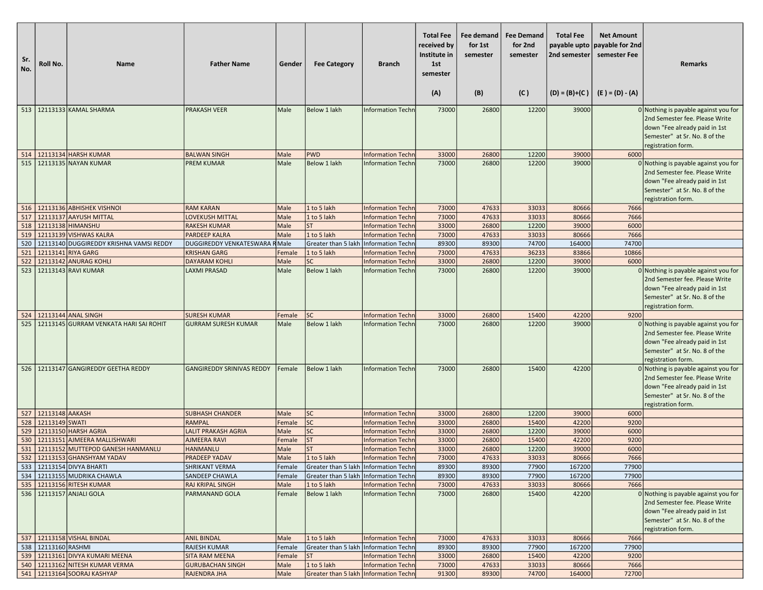| Sr. No. | Roll No. | Name | Father Name | Gender | Fee Category | Branch | Total Fee received by Institute in 1st semester (A) | Fee demand for 1st semester (B) | Fee Demand for 2nd semester (C) | Total Fee payable upto 2nd semester (D) = (B)+(C) | Net Amount payable for 2nd semester Fee (E) = (D) - (A) | Remarks |
|---|---|---|---|---|---|---|---|---|---|---|---|---|
| 513 | 12113133 | KAMAL SHARMA | PRAKASH VEER | Male | Below 1 lakh | Information Techn | 73000 | 26800 | 12200 | 39000 | 0 | Nothing is payable against you for 2nd Semester fee. Please Write down "Fee already paid in 1st Semester" at Sr. No. 8 of the registration form. |
| 514 | 12113134 | HARSH KUMAR | BALWAN SINGH | Male | PWD | Information Techn | 33000 | 26800 | 12200 | 39000 | 6000 | |
| 515 | 12113135 | NAYAN KUMAR | PREM KUMAR | Male | Below 1 lakh | Information Techn | 73000 | 26800 | 12200 | 39000 | 0 | Nothing is payable against you for 2nd Semester fee. Please Write down "Fee already paid in 1st Semester" at Sr. No. 8 of the registration form. |
| 516 | 12113136 | ABHISHEK VISHNOI | RAM KARAN | Male | 1 to 5 lakh | Information Techn | 73000 | 47633 | 33033 | 80666 | 7666 | |
| 517 | 12113137 | AAYUSH MITTAL | LOVEKUSH MITTAL | Male | 1 to 5 lakh | Information Techn | 73000 | 47633 | 33033 | 80666 | 7666 | |
| 518 | 12113138 | HIMANSHU | RAKESH KUMAR | Male | ST | Information Techn | 33000 | 26800 | 12200 | 39000 | 6000 | |
| 519 | 12113139 | VISHWAS KALRA | PARDEEP KALRA | Male | 1 to 5 lakh | Information Techn | 73000 | 47633 | 33033 | 80666 | 7666 | |
| 520 | 12113140 | DUGGIREDDY KRISHNA VAMSI REDDY | DUGGIREDDY VENKATESWARA R | Male | Greater than 5 lakh | Information Techn | 89300 | 89300 | 74700 | 164000 | 74700 | |
| 521 | 12113141 | RIYA GARG | KRISHAN GARG | Female | 1 to 5 lakh | Information Techn | 73000 | 47633 | 36233 | 83866 | 10866 | |
| 522 | 12113142 | ANURAG KOHLI | DAYARAM KOHLI | Male | SC | Information Techn | 33000 | 26800 | 12200 | 39000 | 6000 | |
| 523 | 12113143 | RAVI KUMAR | LAXMI PRASAD | Male | Below 1 lakh | Information Techn | 73000 | 26800 | 12200 | 39000 | 0 | Nothing is payable against you for 2nd Semester fee. Please Write down "Fee already paid in 1st Semester" at Sr. No. 8 of the registration form. |
| 524 | 12113144 | ANAL SINGH | SURESH KUMAR | Female | SC | Information Techn | 33000 | 26800 | 15400 | 42200 | 9200 | |
| 525 | 12113145 | GURRAM VENKATA HARI SAI ROHIT | GURRAM SURESH KUMAR | Male | Below 1 lakh | Information Techn | 73000 | 26800 | 12200 | 39000 | 0 | Nothing is payable against you for 2nd Semester fee. Please Write down "Fee already paid in 1st Semester" at Sr. No. 8 of the registration form. |
| 526 | 12113147 | GANGIREDDY GEETHA REDDY | GANGIREDDY SRINIVAS REDDY | Female | Below 1 lakh | Information Techn | 73000 | 26800 | 15400 | 42200 | 0 | Nothing is payable against you for 2nd Semester fee. Please Write down "Fee already paid in 1st Semester" at Sr. No. 8 of the registration form. |
| 527 | 12113148 | AAKASH | SUBHASH CHANDER | Male | SC | Information Techn | 33000 | 26800 | 12200 | 39000 | 6000 | |
| 528 | 12113149 | SWATI | RAMPAL | Female | SC | Information Techn | 33000 | 26800 | 15400 | 42200 | 9200 | |
| 529 | 12113150 | HARSH AGRIA | LALIT PRAKASH AGRIA | Male | SC | Information Techn | 33000 | 26800 | 12200 | 39000 | 6000 | |
| 530 | 12113151 | AJMEERA MALLISHWARI | AJMEERA RAVI | Female | ST | Information Techn | 33000 | 26800 | 15400 | 42200 | 9200 | |
| 531 | 12113152 | MUTTEPOD GANESH HANMANLU | HANMANLU | Male | ST | Information Techn | 33000 | 26800 | 12200 | 39000 | 6000 | |
| 532 | 12113153 | GHANSHYAM YADAV | PRADEEP YADAV | Male | 1 to 5 lakh | Information Techn | 73000 | 47633 | 33033 | 80666 | 7666 | |
| 533 | 12113154 | DIVYA BHARTI | SHRIKANT VERMA | Female | Greater than 5 lakh | Information Techn | 89300 | 89300 | 77900 | 167200 | 77900 | |
| 534 | 12113155 | MUDRIKA CHAWLA | SANDEEP CHAWLA | Female | Greater than 5 lakh | Information Techn | 89300 | 89300 | 77900 | 167200 | 77900 | |
| 535 | 12113156 | RITESH KUMAR | RAJ KRIPAL SINGH | Male | 1 to 5 lakh | Information Techn | 73000 | 47633 | 33033 | 80666 | 7666 | |
| 536 | 12113157 | ANJALI GOLA | PARMANAND GOLA | Female | Below 1 lakh | Information Techn | 73000 | 26800 | 15400 | 42200 | 0 | Nothing is payable against you for 2nd Semester fee. Please Write down "Fee already paid in 1st Semester" at Sr. No. 8 of the registration form. |
| 537 | 12113158 | VISHAL BINDAL | ANIL BINDAL | Male | 1 to 5 lakh | Information Techn | 73000 | 47633 | 33033 | 80666 | 7666 | |
| 538 | 12113160 | RASHMI | RAJESH KUMAR | Female | Greater than 5 lakh | Information Techn | 89300 | 89300 | 77900 | 167200 | 77900 | |
| 539 | 12113161 | DIVYA KUMARI MEENA | SITA RAM MEENA | Female | ST | Information Techn | 33000 | 26800 | 15400 | 42200 | 9200 | |
| 540 | 12113162 | NITESH KUMAR VERMA | GURUBACHAN SINGH | Male | 1 to 5 lakh | Information Techn | 73000 | 47633 | 33033 | 80666 | 7666 | |
| 541 | 12113164 | SOORAJ KASHYAP | RAJENDRA JHA | Male | Greater than 5 lakh | Information Techn | 91300 | 89300 | 74700 | 164000 | 72700 | |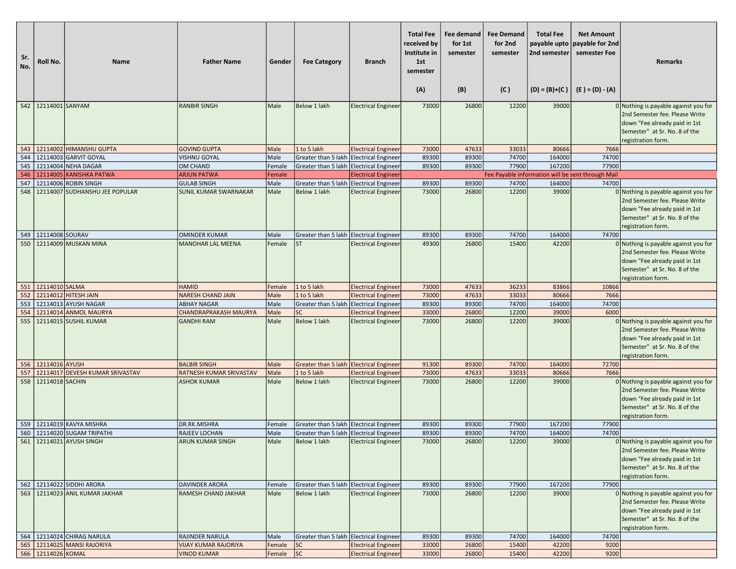| Sr. No. | Roll No. | Name | Father Name | Gender | Fee Category | Branch | Total Fee received by Institute in 1st semester (A) | Fee demand for 1st semester (B) | Fee Demand for 2nd semester (C ) | Total Fee payable upto 2nd semester (D) = (B)+(C ) | Net Amount payable for 2nd semester Fee (E ) = (D) - (A) | Remarks |
|---|---|---|---|---|---|---|---|---|---|---|---|---|
| 542 | 12114001 | SANYAM | RANBIR SINGH | Male | Below 1 lakh | Electrical Engineer | 73000 | 26800 | 12200 | 39000 | 0 | Nothing is payable against you for 2nd Semester fee. Please Write down "Fee already paid in 1st Semester" at Sr. No. 8 of the registration form. |
| 543 | 12114002 | HIMANSHU GUPTA | GOVIND GUPTA | Male | 1 to 5 lakh | Electrical Engineer | 73000 | 47633 | 33033 | 80666 | 7666 | |
| 544 | 12114003 | GARVIT GOYAL | VISHNU GOYAL | Male | Greater than 5 lakh | Electrical Engineer | 89300 | 89300 | 74700 | 164000 | 74700 | |
| 545 | 12114004 | NEHA DAGAR | OM CHAND | Female | Greater than 5 lakh | Electrical Engineer | 89300 | 89300 | 77900 | 167200 | 77900 | |
| 546 | 12114005 | KANISHKA PATWA | ARJUN PATWA | Female | | Electrical Engineer | Fee Payable information will be sent through Mail | | | | | |
| 547 | 12114006 | ROBIN SINGH | GULAB SINGH | Male | Greater than 5 lakh | Electrical Engineer | 89300 | 89300 | 74700 | 164000 | 74700 | |
| 548 | 12114007 | SUDHANSHU JEE POPULAR | SUNIL KUMAR SWARNAKAR | Male | Below 1 lakh | Electrical Engineer | 73000 | 26800 | 12200 | 39000 | 0 | Nothing is payable against you for 2nd Semester fee. Please Write down "Fee already paid in 1st Semester" at Sr. No. 8 of the registration form. |
| 549 | 12114008 | SOURAV | OMINDER KUMAR | Male | Greater than 5 lakh | Electrical Engineer | 89300 | 89300 | 74700 | 164000 | 74700 | |
| 550 | 12114009 | MUSKAN MINA | MANOHAR LAL MEENA | Female | ST | Electrical Engineer | 49300 | 26800 | 15400 | 42200 | 0 | Nothing is payable against you for 2nd Semester fee. Please Write down "Fee already paid in 1st Semester" at Sr. No. 8 of the registration form. |
| 551 | 12114010 | SALMA | HAMID | Female | 1 to 5 lakh | Electrical Engineer | 73000 | 47633 | 36233 | 83866 | 10866 | |
| 552 | 12114012 | HITESH JAIN | NARESH CHAND JAIN | Male | 1 to 5 lakh | Electrical Engineer | 73000 | 47633 | 33033 | 80666 | 7666 | |
| 553 | 12114013 | AYUSH NAGAR | ABHAY NAGAR | Male | Greater than 5 lakh | Electrical Engineer | 89300 | 89300 | 74700 | 164000 | 74700 | |
| 554 | 12114014 | ANMOL MAURYA | CHANDRAPRAKASH MAURYA | Male | SC | Electrical Engineer | 33000 | 26800 | 12200 | 39000 | 6000 | |
| 555 | 12114015 | SUSHIL KUMAR | GANDHI RAM | Male | Below 1 lakh | Electrical Engineer | 73000 | 26800 | 12200 | 39000 | 0 | Nothing is payable against you for 2nd Semester fee. Please Write down "Fee already paid in 1st Semester" at Sr. No. 8 of the registration form. |
| 556 | 12114016 | AYUSH | BALBIR SINGH | Male | Greater than 5 lakh | Electrical Engineer | 91300 | 89300 | 74700 | 164000 | 72700 | |
| 557 | 12114017 | DEVESH KUMAR SRIVASTAV | RATNESH KUMAR SRIVASTAV | Male | 1 to 5 lakh | Electrical Engineer | 73000 | 47633 | 33033 | 80666 | 7666 | |
| 558 | 12114018 | SACHIN | ASHOK KUMAR | Male | Below 1 lakh | Electrical Engineer | 73000 | 26800 | 12200 | 39000 | 0 | Nothing is payable against you for 2nd Semester fee. Please Write down "Fee already paid in 1st Semester" at Sr. No. 8 of the registration form. |
| 559 | 12114019 | KAVYA MISHRA | DR.RK.MISHRA | Female | Greater than 5 lakh | Electrical Engineer | 89300 | 89300 | 77900 | 167200 | 77900 | |
| 560 | 12114020 | SUGAM TRIPATHI | RAJEEV LOCHAN | Male | Greater than 5 lakh | Electrical Engineer | 89300 | 89300 | 74700 | 164000 | 74700 | |
| 561 | 12114021 | AYUSH SINGH | ARUN KUMAR SINGH | Male | Below 1 lakh | Electrical Engineer | 73000 | 26800 | 12200 | 39000 | 0 | Nothing is payable against you for 2nd Semester fee. Please Write down "Fee already paid in 1st Semester" at Sr. No. 8 of the registration form. |
| 562 | 12114022 | SIDDHI ARORA | DAVINDER ARORA | Female | Greater than 5 lakh | Electrical Engineer | 89300 | 89300 | 77900 | 167200 | 77900 | |
| 563 | 12114023 | ANIL KUMAR JAKHAR | RAMESH CHAND JAKHAR | Male | Below 1 lakh | Electrical Engineer | 73000 | 26800 | 12200 | 39000 | 0 | Nothing is payable against you for 2nd Semester fee. Please Write down "Fee already paid in 1st Semester" at Sr. No. 8 of the registration form. |
| 564 | 12114024 | CHIRAG NARULA | RAJINDER NARULA | Male | Greater than 5 lakh | Electrical Engineer | 89300 | 89300 | 74700 | 164000 | 74700 | |
| 565 | 12114025 | MANSI RAJORIYA | VIJAY KUMAR RAJORIYA | Female | SC | Electrical Engineer | 33000 | 26800 | 15400 | 42200 | 9200 | |
| 566 | 12114026 | KOMAL | VINOD KUMAR | Female | SC | Electrical Engineer | 33000 | 26800 | 15400 | 42200 | 9200 | |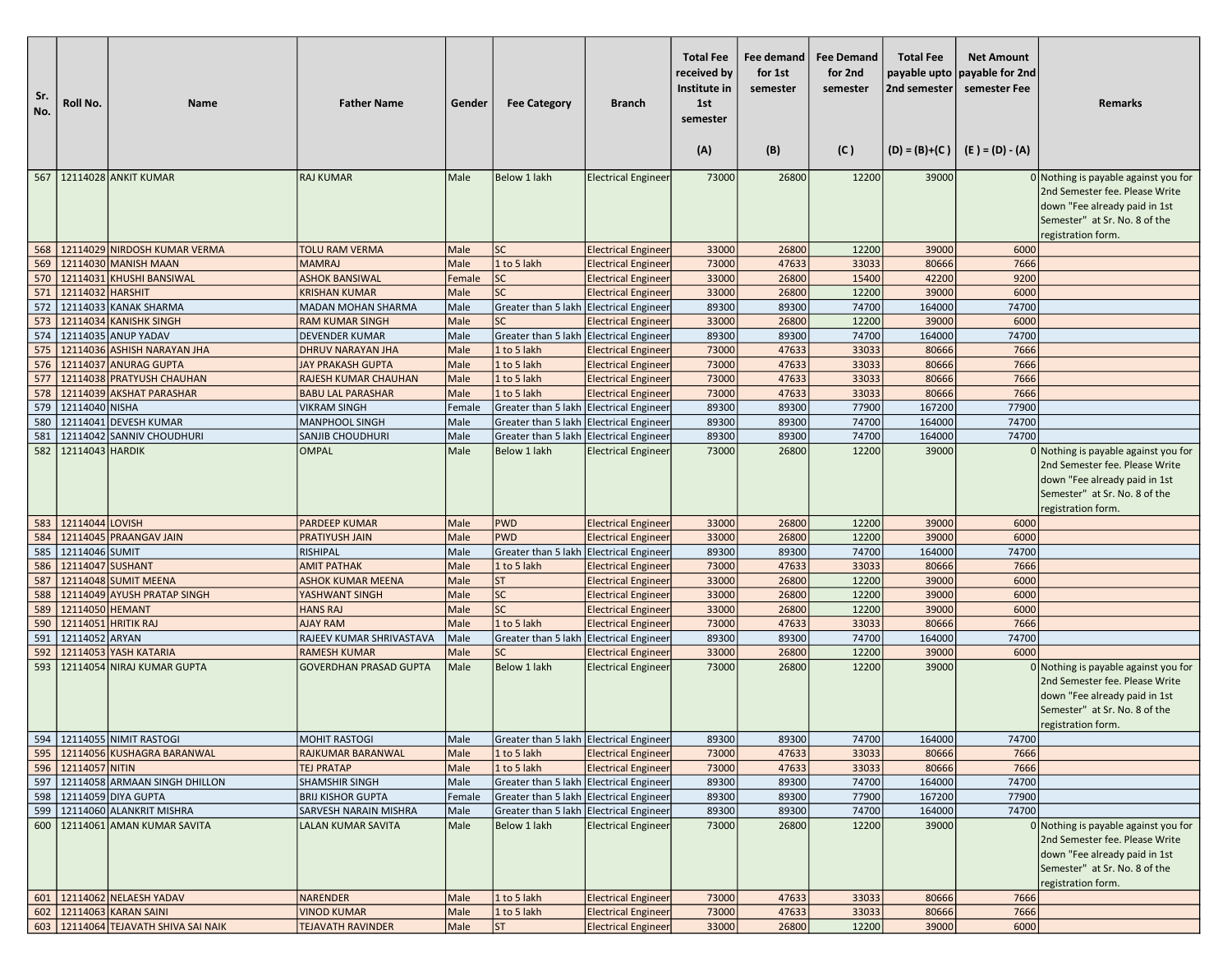| Sr. No. | Roll No. | Name | Father Name | Gender | Fee Category | Branch | Total Fee received by Institute in 1st semester (A) | Fee demand for 1st semester (B) | Fee Demand for 2nd semester (C ) | Total Fee payable upto 2nd semester (D) = (B)+(C ) | Net Amount payable for 2nd semester Fee (E ) = (D) - (A) | Remarks |
|---|---|---|---|---|---|---|---|---|---|---|---|---|
| 567 | 12114028 | ANKIT KUMAR | RAJ KUMAR | Male | Below 1 lakh | Electrical Engineer | 73000 | 26800 | 12200 | 39000 | 0 | Nothing is payable against you for 2nd Semester fee. Please Write down "Fee already paid in 1st Semester" at Sr. No. 8 of the registration form. |
| 568 | 12114029 | NIRDOSH KUMAR VERMA | TOLU RAM VERMA | Male | SC | Electrical Engineer | 33000 | 26800 | 12200 | 39000 | 6000 | |
| 569 | 12114030 | MANISH MAAN | MAMRAJ | Male | 1 to 5 lakh | Electrical Engineer | 73000 | 47633 | 33033 | 80666 | 7666 | |
| 570 | 12114031 | KHUSHI BANSIWAL | ASHOK BANSIWAL | Female | SC | Electrical Engineer | 33000 | 26800 | 15400 | 42200 | 9200 | |
| 571 | 12114032 | HARSHIT | KRISHAN KUMAR | Male | SC | Electrical Engineer | 33000 | 26800 | 12200 | 39000 | 6000 | |
| 572 | 12114033 | KANAK SHARMA | MADAN MOHAN SHARMA | Male | Greater than 5 lakh | Electrical Engineer | 89300 | 89300 | 74700 | 164000 | 74700 | |
| 573 | 12114034 | KANISHK SINGH | RAM KUMAR SINGH | Male | SC | Electrical Engineer | 33000 | 26800 | 12200 | 39000 | 6000 | |
| 574 | 12114035 | ANUP YADAV | DEVENDER KUMAR | Male | Greater than 5 lakh | Electrical Engineer | 89300 | 89300 | 74700 | 164000 | 74700 | |
| 575 | 12114036 | ASHISH NARAYAN JHA | DHRUV NARAYAN JHA | Male | 1 to 5 lakh | Electrical Engineer | 73000 | 47633 | 33033 | 80666 | 7666 | |
| 576 | 12114037 | ANURAG GUPTA | JAY PRAKASH GUPTA | Male | 1 to 5 lakh | Electrical Engineer | 73000 | 47633 | 33033 | 80666 | 7666 | |
| 577 | 12114038 | PRATYUSH CHAUHAN | RAJESH KUMAR CHAUHAN | Male | 1 to 5 lakh | Electrical Engineer | 73000 | 47633 | 33033 | 80666 | 7666 | |
| 578 | 12114039 | AKSHAT PARASHAR | BABU LAL PARASHAR | Male | 1 to 5 lakh | Electrical Engineer | 73000 | 47633 | 33033 | 80666 | 7666 | |
| 579 | 12114040 | NISHA | VIKRAM SINGH | Female | Greater than 5 lakh | Electrical Engineer | 89300 | 89300 | 77900 | 167200 | 77900 | |
| 580 | 12114041 | DEVESH KUMAR | MANPHOOL SINGH | Male | Greater than 5 lakh | Electrical Engineer | 89300 | 89300 | 74700 | 164000 | 74700 | |
| 581 | 12114042 | SANNIV CHOUDHURI | SANJIB CHOUDHURI | Male | Greater than 5 lakh | Electrical Engineer | 89300 | 89300 | 74700 | 164000 | 74700 | |
| 582 | 12114043 | HARDIK | OMPAL | Male | Below 1 lakh | Electrical Engineer | 73000 | 26800 | 12200 | 39000 | 0 | Nothing is payable against you for 2nd Semester fee. Please Write down "Fee already paid in 1st Semester" at Sr. No. 8 of the registration form. |
| 583 | 12114044 | LOVISH | PARDEEP KUMAR | Male | PWD | Electrical Engineer | 33000 | 26800 | 12200 | 39000 | 6000 | |
| 584 | 12114045 | PRAANGAV JAIN | PRATIYUSH JAIN | Male | PWD | Electrical Engineer | 33000 | 26800 | 12200 | 39000 | 6000 | |
| 585 | 12114046 | SUMIT | RISHIPAL | Male | Greater than 5 lakh | Electrical Engineer | 89300 | 89300 | 74700 | 164000 | 74700 | |
| 586 | 12114047 | SUSHANT | AMIT PATHAK | Male | 1 to 5 lakh | Electrical Engineer | 73000 | 47633 | 33033 | 80666 | 7666 | |
| 587 | 12114048 | SUMIT MEENA | ASHOK KUMAR MEENA | Male | ST | Electrical Engineer | 33000 | 26800 | 12200 | 39000 | 6000 | |
| 588 | 12114049 | AYUSH PRATAP SINGH | YASHWANT SINGH | Male | SC | Electrical Engineer | 33000 | 26800 | 12200 | 39000 | 6000 | |
| 589 | 12114050 | HEMANT | HANS RAJ | Male | SC | Electrical Engineer | 33000 | 26800 | 12200 | 39000 | 6000 | |
| 590 | 12114051 | HRITIK RAJ | AJAY RAM | Male | 1 to 5 lakh | Electrical Engineer | 73000 | 47633 | 33033 | 80666 | 7666 | |
| 591 | 12114052 | ARYAN | RAJEEV KUMAR SHRIVASTAVA | Male | Greater than 5 lakh | Electrical Engineer | 89300 | 89300 | 74700 | 164000 | 74700 | |
| 592 | 12114053 | YASH KATARIA | RAMESH KUMAR | Male | SC | Electrical Engineer | 33000 | 26800 | 12200 | 39000 | 6000 | |
| 593 | 12114054 | NIRAJ KUMAR GUPTA | GOVERDHAN PRASAD GUPTA | Male | Below 1 lakh | Electrical Engineer | 73000 | 26800 | 12200 | 39000 | 0 | Nothing is payable against you for 2nd Semester fee. Please Write down "Fee already paid in 1st Semester" at Sr. No. 8 of the registration form. |
| 594 | 12114055 | NIMIT RASTOGI | MOHIT RASTOGI | Male | Greater than 5 lakh | Electrical Engineer | 89300 | 89300 | 74700 | 164000 | 74700 | |
| 595 | 12114056 | KUSHAGRA BARANWAL | RAJKUMAR BARANWAL | Male | 1 to 5 lakh | Electrical Engineer | 73000 | 47633 | 33033 | 80666 | 7666 | |
| 596 | 12114057 | NITIN | TEJ PRATAP | Male | 1 to 5 lakh | Electrical Engineer | 73000 | 47633 | 33033 | 80666 | 7666 | |
| 597 | 12114058 | ARMAAN SINGH DHILLON | SHAMSHIR SINGH | Male | Greater than 5 lakh | Electrical Engineer | 89300 | 89300 | 74700 | 164000 | 74700 | |
| 598 | 12114059 | DIYA GUPTA | BRIJ KISHOR GUPTA | Female | Greater than 5 lakh | Electrical Engineer | 89300 | 89300 | 77900 | 167200 | 77900 | |
| 599 | 12114060 | ALANKRIT MISHRA | SARVESH NARAIN MISHRA | Male | Greater than 5 lakh | Electrical Engineer | 89300 | 89300 | 74700 | 164000 | 74700 | |
| 600 | 12114061 | AMAN KUMAR SAVITA | LALAN KUMAR SAVITA | Male | Below 1 lakh | Electrical Engineer | 73000 | 26800 | 12200 | 39000 | 0 | Nothing is payable against you for 2nd Semester fee. Please Write down "Fee already paid in 1st Semester" at Sr. No. 8 of the registration form. |
| 601 | 12114062 | NELAESH YADAV | NARENDER | Male | 1 to 5 lakh | Electrical Engineer | 73000 | 47633 | 33033 | 80666 | 7666 | |
| 602 | 12114063 | KARAN SAINI | VINOD KUMAR | Male | 1 to 5 lakh | Electrical Engineer | 73000 | 47633 | 33033 | 80666 | 7666 | |
| 603 | 12114064 | TEJAVATH SHIVA SAI NAIK | TEJAVATH RAVINDER | Male | ST | Electrical Engineer | 33000 | 26800 | 12200 | 39000 | 6000 | |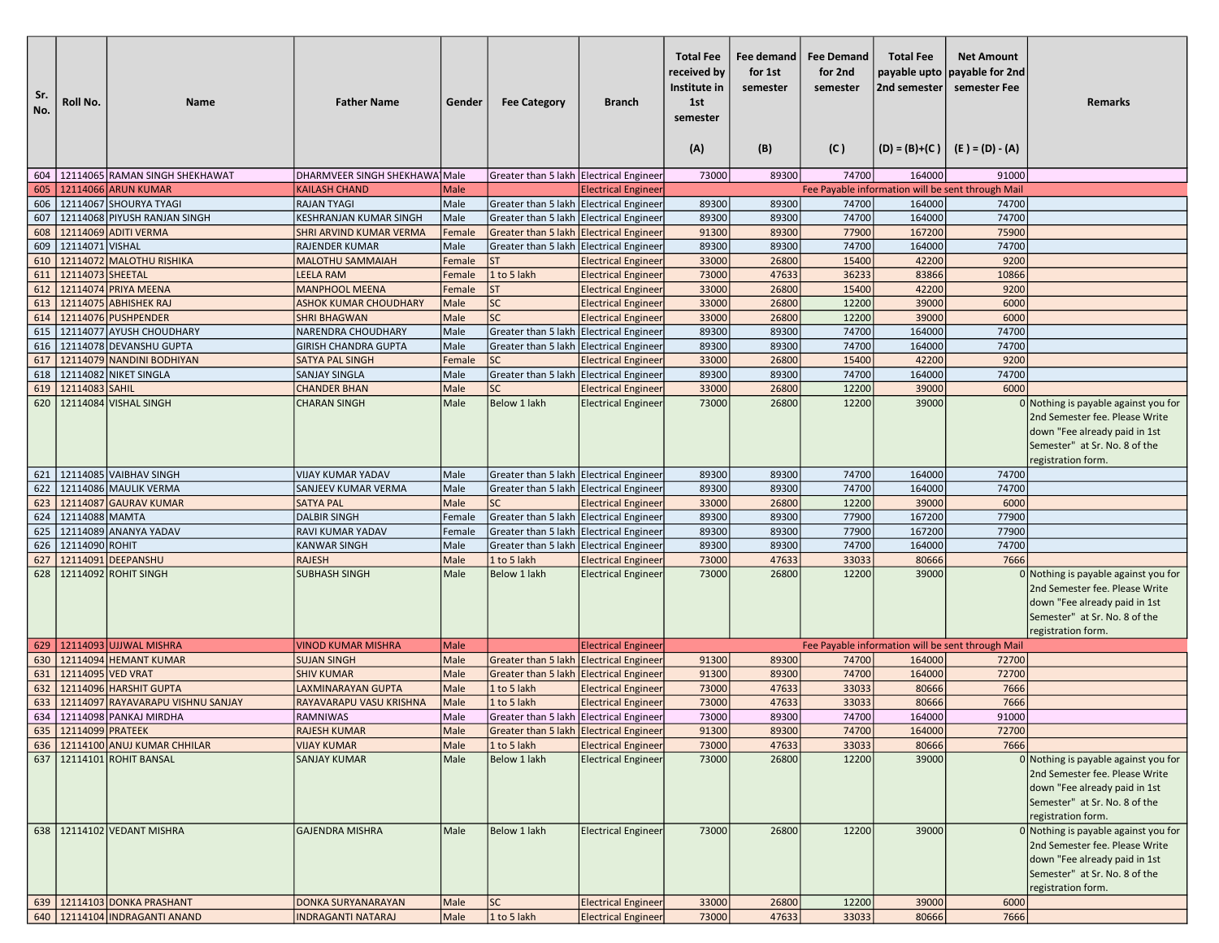| Sr. No. | Roll No. | Name | Father Name | Gender | Fee Category | Branch | Total Fee received by Institute in 1st semester (A) | Fee demand for 1st semester (B) | Fee Demand for 2nd semester (C) | Total Fee payable upto 2nd semester (D) = (B)+(C) | Net Amount payable for 2nd semester Fee (E) = (D) - (A) | Remarks |
|---|---|---|---|---|---|---|---|---|---|---|---|---|
| 604 | 12114065 | RAMAN SINGH SHEKHAWAT | DHARMVEER SINGH SHEKHAWA | Male | Greater than 5 lakh | Electrical Engineer | 73000 | 89300 | 74700 | 164000 | 91000 | |
| 605 | 12114066 | ARUN KUMAR | KAILASH CHAND | Male | | Electrical Engineer | Fee Payable information will be sent through Mail | | | | | |
| 606 | 12114067 | SHOURYA TYAGI | RAJAN TYAGI | Male | Greater than 5 lakh | Electrical Engineer | 89300 | 89300 | 74700 | 164000 | 74700 | |
| 607 | 12114068 | PIYUSH RANJAN SINGH | KESHRANJAN KUMAR SINGH | Male | Greater than 5 lakh | Electrical Engineer | 89300 | 89300 | 74700 | 164000 | 74700 | |
| 608 | 12114069 | ADITI VERMA | SHRI ARVIND KUMAR VERMA | Female | Greater than 5 lakh | Electrical Engineer | 91300 | 89300 | 77900 | 167200 | 75900 | |
| 609 | 12114071 | VISHAL | RAJENDER KUMAR | Male | Greater than 5 lakh | Electrical Engineer | 89300 | 89300 | 74700 | 164000 | 74700 | |
| 610 | 12114072 | MALOTHU RISHIKA | MALOTHU SAMMAIAH | Female | ST | Electrical Engineer | 33000 | 26800 | 15400 | 42200 | 9200 | |
| 611 | 12114073 | SHEETAL | LEELA RAM | Female | 1 to 5 lakh | Electrical Engineer | 73000 | 47633 | 36233 | 83866 | 10866 | |
| 612 | 12114074 | PRIYA MEENA | MANPHOOL MEENA | Female | ST | Electrical Engineer | 33000 | 26800 | 15400 | 42200 | 9200 | |
| 613 | 12114075 | ABHISHEK RAJ | ASHOK KUMAR CHOUDHARY | Male | SC | Electrical Engineer | 33000 | 26800 | 12200 | 39000 | 6000 | |
| 614 | 12114076 | PUSHPENDER | SHRI BHAGWAN | Male | SC | Electrical Engineer | 33000 | 26800 | 12200 | 39000 | 6000 | |
| 615 | 12114077 | AYUSH CHOUDHARY | NARENDRA CHOUDHARY | Male | Greater than 5 lakh | Electrical Engineer | 89300 | 89300 | 74700 | 164000 | 74700 | |
| 616 | 12114078 | DEVANSHU GUPTA | GIRISH CHANDRA GUPTA | Male | Greater than 5 lakh | Electrical Engineer | 89300 | 89300 | 74700 | 164000 | 74700 | |
| 617 | 12114079 | NANDINI BODHIYAN | SATYA PAL SINGH | Female | SC | Electrical Engineer | 33000 | 26800 | 15400 | 42200 | 9200 | |
| 618 | 12114082 | NIKET SINGLA | SANJAY SINGLA | Male | Greater than 5 lakh | Electrical Engineer | 89300 | 89300 | 74700 | 164000 | 74700 | |
| 619 | 12114083 | SAHIL | CHANDER BHAN | Male | SC | Electrical Engineer | 33000 | 26800 | 12200 | 39000 | 6000 | |
| 620 | 12114084 | VISHAL SINGH | CHARAN SINGH | Male | Below 1 lakh | Electrical Engineer | 73000 | 26800 | 12200 | 39000 | 0 | Nothing is payable against you for 2nd Semester fee. Please Write down "Fee already paid in 1st Semester" at Sr. No. 8 of the registration form. |
| 621 | 12114085 | VAIBHAV SINGH | VIJAY KUMAR YADAV | Male | Greater than 5 lakh | Electrical Engineer | 89300 | 89300 | 74700 | 164000 | 74700 | |
| 622 | 12114086 | MAULIK VERMA | SANJEEV KUMAR VERMA | Male | Greater than 5 lakh | Electrical Engineer | 89300 | 89300 | 74700 | 164000 | 74700 | |
| 623 | 12114087 | GAURAV KUMAR | SATYA PAL | Male | SC | Electrical Engineer | 33000 | 26800 | 12200 | 39000 | 6000 | |
| 624 | 12114088 | MAMTA | DALBIR SINGH | Female | Greater than 5 lakh | Electrical Engineer | 89300 | 89300 | 77900 | 167200 | 77900 | |
| 625 | 12114089 | ANANYA YADAV | RAVI KUMAR YADAV | Female | Greater than 5 lakh | Electrical Engineer | 89300 | 89300 | 77900 | 167200 | 77900 | |
| 626 | 12114090 | ROHIT | KANWAR SINGH | Male | Greater than 5 lakh | Electrical Engineer | 89300 | 89300 | 74700 | 164000 | 74700 | |
| 627 | 12114091 | DEEPANSHU | RAJESH | Male | 1 to 5 lakh | Electrical Engineer | 73000 | 47633 | 33033 | 80666 | 7666 | |
| 628 | 12114092 | ROHIT SINGH | SUBHASH SINGH | Male | Below 1 lakh | Electrical Engineer | 73000 | 26800 | 12200 | 39000 | 0 | Nothing is payable against you for 2nd Semester fee. Please Write down "Fee already paid in 1st Semester" at Sr. No. 8 of the registration form. |
| 629 | 12114093 | UJJWAL MISHRA | VINOD KUMAR MISHRA | Male | | Electrical Engineer | Fee Payable information will be sent through Mail | | | | | |
| 630 | 12114094 | HEMANT KUMAR | SUJAN SINGH | Male | Greater than 5 lakh | Electrical Engineer | 91300 | 89300 | 74700 | 164000 | 72700 | |
| 631 | 12114095 | VED VRAT | SHIV KUMAR | Male | Greater than 5 lakh | Electrical Engineer | 91300 | 89300 | 74700 | 164000 | 72700 | |
| 632 | 12114096 | HARSHIT GUPTA | LAXMINARAYAN GUPTA | Male | 1 to 5 lakh | Electrical Engineer | 73000 | 47633 | 33033 | 80666 | 7666 | |
| 633 | 12114097 | RAYAVARAPU VISHNU SANJAY | RAYAVARAPU VASU KRISHNA | Male | 1 to 5 lakh | Electrical Engineer | 73000 | 47633 | 33033 | 80666 | 7666 | |
| 634 | 12114098 | PANKAJ MIRDHA | RAMNIWAS | Male | Greater than 5 lakh | Electrical Engineer | 73000 | 89300 | 74700 | 164000 | 91000 | |
| 635 | 12114099 | PRATEEK | RAJESH KUMAR | Male | Greater than 5 lakh | Electrical Engineer | 91300 | 89300 | 74700 | 164000 | 72700 | |
| 636 | 12114100 | ANUJ KUMAR CHHILAR | VIJAY KUMAR | Male | 1 to 5 lakh | Electrical Engineer | 73000 | 47633 | 33033 | 80666 | 7666 | |
| 637 | 12114101 | ROHIT BANSAL | SANJAY KUMAR | Male | Below 1 lakh | Electrical Engineer | 73000 | 26800 | 12200 | 39000 | 0 | Nothing is payable against you for 2nd Semester fee. Please Write down "Fee already paid in 1st Semester" at Sr. No. 8 of the registration form. |
| 638 | 12114102 | VEDANT MISHRA | GAJENDRA MISHRA | Male | Below 1 lakh | Electrical Engineer | 73000 | 26800 | 12200 | 39000 | 0 | Nothing is payable against you for 2nd Semester fee. Please Write down "Fee already paid in 1st Semester" at Sr. No. 8 of the registration form. |
| 639 | 12114103 | DONKA PRASHANT | DONKA SURYANARAYAN | Male | SC | Electrical Engineer | 33000 | 26800 | 12200 | 39000 | 6000 | |
| 640 | 12114104 | INDRAGANTI ANAND | INDRAGANTI NATARAJ | Male | 1 to 5 lakh | Electrical Engineer | 73000 | 47633 | 33033 | 80666 | 7666 | |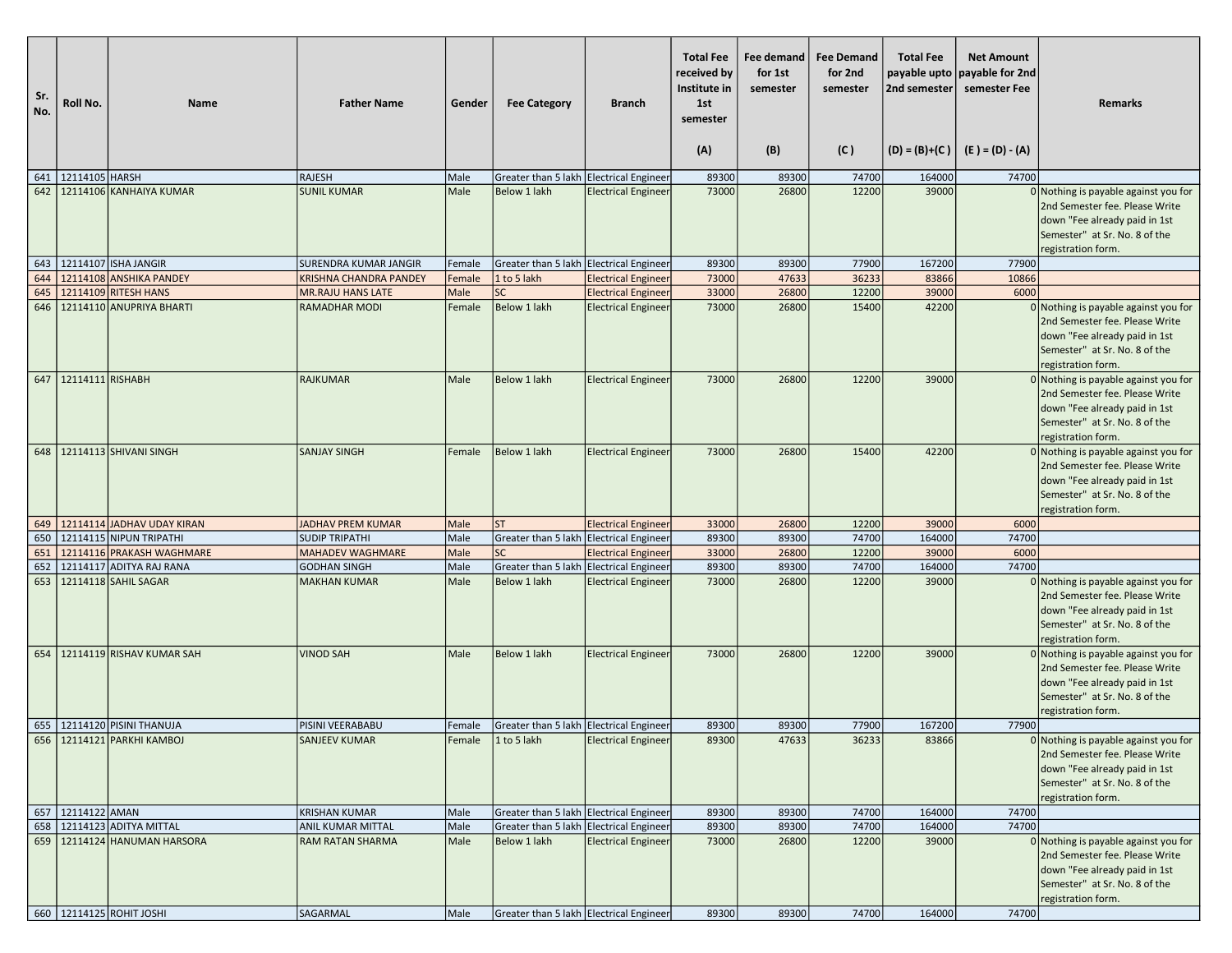| Sr. No. | Roll No. | Name | Father Name | Gender | Fee Category | Branch | Total Fee received by Institute in 1st semester (A) | Fee demand for 1st semester (B) | Fee Demand for 2nd semester (C) | Total Fee payable upto 2nd semester (D) = (B)+(C) | Net Amount payable for 2nd semester Fee (E) = (D) - (A) | Remarks |
|---|---|---|---|---|---|---|---|---|---|---|---|---|
| 641 | 12114105 | HARSH | RAJESH | Male | Greater than 5 lakh | Electrical Engineer | 89300 | 89300 | 74700 | 164000 | 74700 | |
| 642 | 12114106 | KANHAIYA KUMAR | SUNIL KUMAR | Male | Below 1 lakh | Electrical Engineer | 73000 | 26800 | 12200 | 39000 | 0 | Nothing is payable against you for 2nd Semester fee. Please Write down "Fee already paid in 1st Semester" at Sr. No. 8 of the registration form. |
| 643 | 12114107 | ISHA JANGIR | SURENDRA KUMAR JANGIR | Female | Greater than 5 lakh | Electrical Engineer | 89300 | 89300 | 77900 | 167200 | 77900 | |
| 644 | 12114108 | ANSHIKA PANDEY | KRISHNA CHANDRA PANDEY | Female | 1 to 5 lakh | Electrical Engineer | 73000 | 47633 | 36233 | 83866 | 10866 | |
| 645 | 12114109 | RITESH HANS | MR.RAJU HANS LATE | Male | SC | Electrical Engineer | 33000 | 26800 | 12200 | 39000 | 6000 | |
| 646 | 12114110 | ANUPRIYA BHARTI | RAMADHAR MODI | Female | Below 1 lakh | Electrical Engineer | 73000 | 26800 | 15400 | 42200 | 0 | Nothing is payable against you for 2nd Semester fee. Please Write down "Fee already paid in 1st Semester" at Sr. No. 8 of the registration form. |
| 647 | 12114111 | RISHABH | RAJKUMAR | Male | Below 1 lakh | Electrical Engineer | 73000 | 26800 | 12200 | 39000 | 0 | Nothing is payable against you for 2nd Semester fee. Please Write down "Fee already paid in 1st Semester" at Sr. No. 8 of the registration form. |
| 648 | 12114113 | SHIVANI SINGH | SANJAY SINGH | Female | Below 1 lakh | Electrical Engineer | 73000 | 26800 | 15400 | 42200 | 0 | Nothing is payable against you for 2nd Semester fee. Please Write down "Fee already paid in 1st Semester" at Sr. No. 8 of the registration form. |
| 649 | 12114114 | JADHAV UDAY KIRAN | JADHAV PREM KUMAR | Male | ST | Electrical Engineer | 33000 | 26800 | 12200 | 39000 | 6000 | |
| 650 | 12114115 | NIPUN TRIPATHI | SUDIP TRIPATHI | Male | Greater than 5 lakh | Electrical Engineer | 89300 | 89300 | 74700 | 164000 | 74700 | |
| 651 | 12114116 | PRAKASH WAGHMARE | MAHADEV WAGHMARE | Male | SC | Electrical Engineer | 33000 | 26800 | 12200 | 39000 | 6000 | |
| 652 | 12114117 | ADITYA RAJ RANA | GODHAN SINGH | Male | Greater than 5 lakh | Electrical Engineer | 89300 | 89300 | 74700 | 164000 | 74700 | |
| 653 | 12114118 | SAHIL SAGAR | MAKHAN KUMAR | Male | Below 1 lakh | Electrical Engineer | 73000 | 26800 | 12200 | 39000 | 0 | Nothing is payable against you for 2nd Semester fee. Please Write down "Fee already paid in 1st Semester" at Sr. No. 8 of the registration form. |
| 654 | 12114119 | RISHAV KUMAR SAH | VINOD SAH | Male | Below 1 lakh | Electrical Engineer | 73000 | 26800 | 12200 | 39000 | 0 | Nothing is payable against you for 2nd Semester fee. Please Write down "Fee already paid in 1st Semester" at Sr. No. 8 of the registration form. |
| 655 | 12114120 | PISINI THANUJA | PISINI VEERABABU | Female | Greater than 5 lakh | Electrical Engineer | 89300 | 89300 | 77900 | 167200 | 77900 | |
| 656 | 12114121 | PARKHI KAMBOJ | SANJEEV KUMAR | Female | 1 to 5 lakh | Electrical Engineer | 89300 | 47633 | 36233 | 83866 | 0 | Nothing is payable against you for 2nd Semester fee. Please Write down "Fee already paid in 1st Semester" at Sr. No. 8 of the registration form. |
| 657 | 12114122 | AMAN | KRISHAN KUMAR | Male | Greater than 5 lakh | Electrical Engineer | 89300 | 89300 | 74700 | 164000 | 74700 | |
| 658 | 12114123 | ADITYA MITTAL | ANIL KUMAR MITTAL | Male | Greater than 5 lakh | Electrical Engineer | 89300 | 89300 | 74700 | 164000 | 74700 | |
| 659 | 12114124 | HANUMAN HARSORA | RAM RATAN SHARMA | Male | Below 1 lakh | Electrical Engineer | 73000 | 26800 | 12200 | 39000 | 0 | Nothing is payable against you for 2nd Semester fee. Please Write down "Fee already paid in 1st Semester" at Sr. No. 8 of the registration form. |
| 660 | 12114125 | ROHIT JOSHI | SAGARMAL | Male | Greater than 5 lakh | Electrical Engineer | 89300 | 89300 | 74700 | 164000 | 74700 | |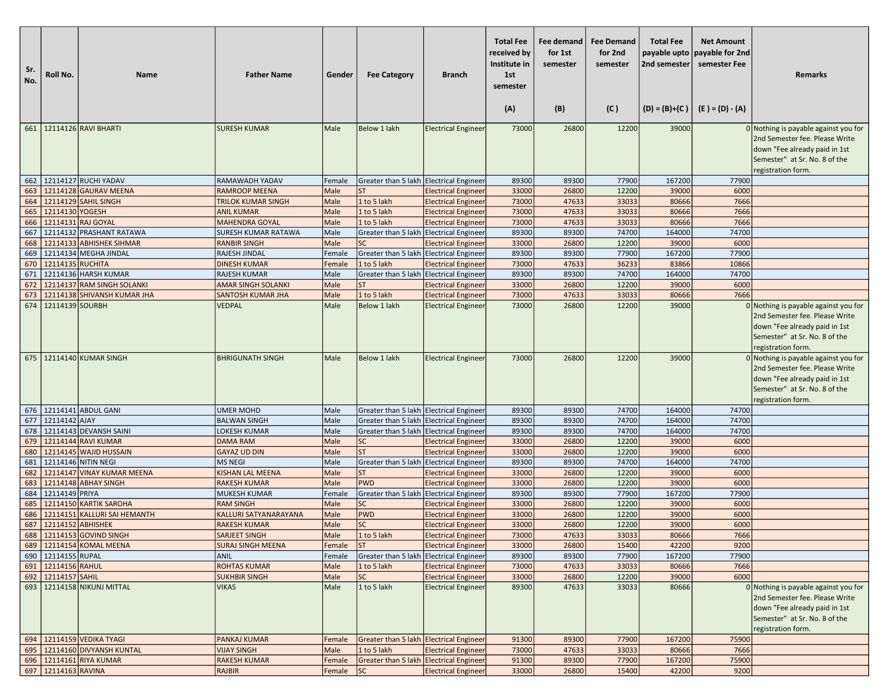| Sr. No. | Roll No. | Name | Father Name | Gender | Fee Category | Branch | Total Fee received by Institute in 1st semester (A) | Fee demand for 1st semester (B) | Fee Demand for 2nd semester (C) | Total Fee payable upto 2nd semester (D) = (B)+(C) | Net Amount payable for 2nd semester Fee (E) = (D) - (A) | Remarks |
|---|---|---|---|---|---|---|---|---|---|---|---|---|
| 661 | 12114126 | RAVI BHARTI | SURESH KUMAR | Male | Below 1 lakh | Electrical Engineer | 73000 | 26800 | 12200 | 39000 | 0 | Nothing is payable against you for 2nd Semester fee. Please Write down "Fee already paid in 1st Semester" at Sr. No. 8 of the registration form. |
| 662 | 12114127 | RUCHI YADAV | RAMAWADH YADAV | Female | Greater than 5 lakh | Electrical Engineer | 89300 | 89300 | 77900 | 167200 | 77900 | |
| 663 | 12114128 | GAURAV MEENA | RAMROOP MEENA | Male | ST | Electrical Engineer | 33000 | 26800 | 12200 | 39000 | 6000 | |
| 664 | 12114129 | SAHIL SINGH | TRILOK KUMAR SINGH | Male | 1 to 5 lakh | Electrical Engineer | 73000 | 47633 | 33033 | 80666 | 7666 | |
| 665 | 12114130 | YOGESH | ANIL KUMAR | Male | 1 to 5 lakh | Electrical Engineer | 73000 | 47633 | 33033 | 80666 | 7666 | |
| 666 | 12114131 | RAJ GOYAL | MAHENDRA GOYAL | Male | 1 to 5 lakh | Electrical Engineer | 73000 | 47633 | 33033 | 80666 | 7666 | |
| 667 | 12114132 | PRASHANT RATAWA | SURESH KUMAR RATAWA | Male | Greater than 5 lakh | Electrical Engineer | 89300 | 89300 | 74700 | 164000 | 74700 | |
| 668 | 12114133 | ABHISHEK SIHMAR | RANBIR SINGH | Male | SC | Electrical Engineer | 33000 | 26800 | 12200 | 39000 | 6000 | |
| 669 | 12114134 | MEGHA JINDAL | RAJESH JINDAL | Female | Greater than 5 lakh | Electrical Engineer | 89300 | 89300 | 77900 | 167200 | 77900 | |
| 670 | 12114135 | RUCHITA | DINESH KUMAR | Female | 1 to 5 lakh | Electrical Engineer | 73000 | 47633 | 36233 | 83866 | 10866 | |
| 671 | 12114136 | HARSH KUMAR | RAJESH KUMAR | Male | Greater than 5 lakh | Electrical Engineer | 89300 | 89300 | 74700 | 164000 | 74700 | |
| 672 | 12114137 | RAM SINGH SOLANKI | AMAR SINGH SOLANKI | Male | ST | Electrical Engineer | 33000 | 26800 | 12200 | 39000 | 6000 | |
| 673 | 12114138 | SHIVANSH KUMAR JHA | SANTOSH KUMAR JHA | Male | 1 to 5 lakh | Electrical Engineer | 73000 | 47633 | 33033 | 80666 | 7666 | |
| 674 | 12114139 | SOURBH | VEDPAL | Male | Below 1 lakh | Electrical Engineer | 73000 | 26800 | 12200 | 39000 | 0 | Nothing is payable against you for 2nd Semester fee. Please Write down "Fee already paid in 1st Semester" at Sr. No. 8 of the registration form. |
| 675 | 12114140 | KUMAR SINGH | BHRIGUNATH SINGH | Male | Below 1 lakh | Electrical Engineer | 73000 | 26800 | 12200 | 39000 | 0 | Nothing is payable against you for 2nd Semester fee. Please Write down "Fee already paid in 1st Semester" at Sr. No. 8 of the registration form. |
| 676 | 12114141 | ABDUL GANI | UMER MOHD | Male | Greater than 5 lakh | Electrical Engineer | 89300 | 89300 | 74700 | 164000 | 74700 | |
| 677 | 12114142 | AJAY | BALWAN SINGH | Male | Greater than 5 lakh | Electrical Engineer | 89300 | 89300 | 74700 | 164000 | 74700 | |
| 678 | 12114143 | DEVANSH SAINI | LOKESH KUMAR | Male | Greater than 5 lakh | Electrical Engineer | 89300 | 89300 | 74700 | 164000 | 74700 | |
| 679 | 12114144 | RAVI KUMAR | DAMA RAM | Male | SC | Electrical Engineer | 33000 | 26800 | 12200 | 39000 | 6000 | |
| 680 | 12114145 | WAJID HUSSAIN | GAYAZ UD DIN | Male | ST | Electrical Engineer | 33000 | 26800 | 12200 | 39000 | 6000 | |
| 681 | 12114146 | NITIN NEGI | MS NEGI | Male | Greater than 5 lakh | Electrical Engineer | 89300 | 89300 | 74700 | 164000 | 74700 | |
| 682 | 12114147 | VINAY KUMAR MEENA | KISHAN LAL MEENA | Male | ST | Electrical Engineer | 33000 | 26800 | 12200 | 39000 | 6000 | |
| 683 | 12114148 | ABHAY SINGH | RAKESH KUMAR | Male | PWD | Electrical Engineer | 33000 | 26800 | 12200 | 39000 | 6000 | |
| 684 | 12114149 | PRIYA | MUKESH KUMAR | Female | Greater than 5 lakh | Electrical Engineer | 89300 | 89300 | 77900 | 167200 | 77900 | |
| 685 | 12114150 | KARTIK SAROHA | RAM SINGH | Male | SC | Electrical Engineer | 33000 | 26800 | 12200 | 39000 | 6000 | |
| 686 | 12114151 | KALLURI SAI HEMANTH | KALLURI SATYANARAYANA | Male | PWD | Electrical Engineer | 33000 | 26800 | 12200 | 39000 | 6000 | |
| 687 | 12114152 | ABHISHEK | RAKESH KUMAR | Male | SC | Electrical Engineer | 33000 | 26800 | 12200 | 39000 | 6000 | |
| 688 | 12114153 | GOVIND SINGH | SARJEET SINGH | Male | 1 to 5 lakh | Electrical Engineer | 73000 | 47633 | 33033 | 80666 | 7666 | |
| 689 | 12114154 | KOMAL MEENA | SURAJ SINGH MEENA | Female | ST | Electrical Engineer | 33000 | 26800 | 15400 | 42200 | 9200 | |
| 690 | 12114155 | RUPAL | ANIL | Female | Greater than 5 lakh | Electrical Engineer | 89300 | 89300 | 77900 | 167200 | 77900 | |
| 691 | 12114156 | RAHUL | ROHTAS KUMAR | Male | 1 to 5 lakh | Electrical Engineer | 73000 | 47633 | 33033 | 80666 | 7666 | |
| 692 | 12114157 | SAHIL | SUKHBIR SINGH | Male | SC | Electrical Engineer | 33000 | 26800 | 12200 | 39000 | 6000 | |
| 693 | 12114158 | NIKUNJ MITTAL | VIKAS | Male | 1 to 5 lakh | Electrical Engineer | 89300 | 47633 | 33033 | 80666 | 0 | Nothing is payable against you for 2nd Semester fee. Please Write down "Fee already paid in 1st Semester" at Sr. No. 8 of the registration form. |
| 694 | 12114159 | VEDIKA TYAGI | PANKAJ KUMAR | Female | Greater than 5 lakh | Electrical Engineer | 91300 | 89300 | 77900 | 167200 | 75900 | |
| 695 | 12114160 | DIVYANSH KUNTAL | VIJAY SINGH | Male | 1 to 5 lakh | Electrical Engineer | 73000 | 47633 | 33033 | 80666 | 7666 | |
| 696 | 12114161 | RIYA KUMAR | RAKESH KUMAR | Female | Greater than 5 lakh | Electrical Engineer | 91300 | 89300 | 77900 | 167200 | 75900 | |
| 697 | 12114163 | RAVINA | RAJBIR | Female | SC | Electrical Engineer | 33000 | 26800 | 15400 | 42200 | 9200 | |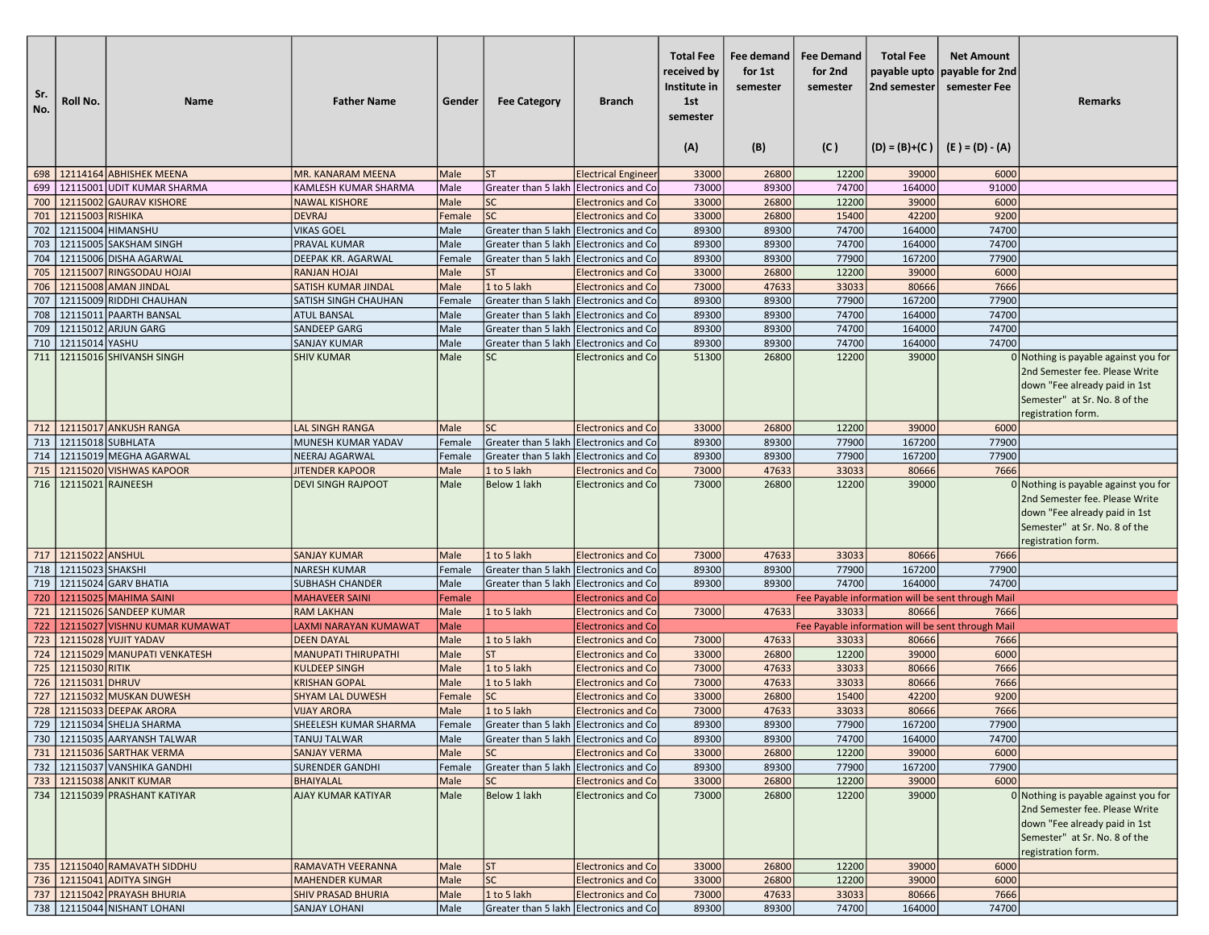| Sr. No. | Roll No. | Name | Father Name | Gender | Fee Category | Branch | Total Fee received by Institute in 1st semester (A) | Fee demand for 1st semester (B) | Fee Demand for 2nd semester (C ) | Total Fee payable upto 2nd semester (D) = (B)+(C ) | Net Amount payable for 2nd semester Fee (E ) = (D) - (A) | Remarks |
|---|---|---|---|---|---|---|---|---|---|---|---|---|
| 698 | 12114164 | ABHISHEK MEENA | MR. KANARAM MEENA | Male | ST | Electrical Engineer | 33000 | 26800 | 12200 | 39000 | 6000 | |
| 699 | 12115001 | UDIT KUMAR SHARMA | KAMLESH KUMAR SHARMA | Male | Greater than 5 lakh | Electronics and Co | 73000 | 89300 | 74700 | 164000 | 91000 | |
| 700 | 12115002 | GAURAV KISHORE | NAWAL KISHORE | Male | SC | Electronics and Co | 33000 | 26800 | 12200 | 39000 | 6000 | |
| 701 | 12115003 | RISHIKA | DEVRAJ | Female | SC | Electronics and Co | 33000 | 26800 | 15400 | 42200 | 9200 | |
| 702 | 12115004 | HIMANSHU | VIKAS GOEL | Male | Greater than 5 lakh | Electronics and Co | 89300 | 89300 | 74700 | 164000 | 74700 | |
| 703 | 12115005 | SAKSHAM SINGH | PRAVAL KUMAR | Male | Greater than 5 lakh | Electronics and Co | 89300 | 89300 | 74700 | 164000 | 74700 | |
| 704 | 12115006 | DISHA AGARWAL | DEEPAK KR. AGARWAL | Female | Greater than 5 lakh | Electronics and Co | 89300 | 89300 | 77900 | 167200 | 77900 | |
| 705 | 12115007 | RINGSODAU HOJAI | RANJAN HOJAI | Male | ST | Electronics and Co | 33000 | 26800 | 12200 | 39000 | 6000 | |
| 706 | 12115008 | AMAN JINDAL | SATISH KUMAR JINDAL | Male | 1 to 5 lakh | Electronics and Co | 73000 | 47633 | 33033 | 80666 | 7666 | |
| 707 | 12115009 | RIDDHI CHAUHAN | SATISH SINGH CHAUHAN | Female | Greater than 5 lakh | Electronics and Co | 89300 | 89300 | 77900 | 167200 | 77900 | |
| 708 | 12115011 | PAARTH BANSAL | ATUL BANSAL | Male | Greater than 5 lakh | Electronics and Co | 89300 | 89300 | 74700 | 164000 | 74700 | |
| 709 | 12115012 | ARJUN GARG | SANDEEP GARG | Male | Greater than 5 lakh | Electronics and Co | 89300 | 89300 | 74700 | 164000 | 74700 | |
| 710 | 12115014 | YASHU | SANJAY KUMAR | Male | Greater than 5 lakh | Electronics and Co | 89300 | 89300 | 74700 | 164000 | 74700 | |
| 711 | 12115016 | SHIVANSH SINGH | SHIV KUMAR | Male | SC | Electronics and Co | 51300 | 26800 | 12200 | 39000 | 0 | Nothing is payable against you for 2nd Semester fee. Please Write down "Fee already paid in 1st Semester" at Sr. No. 8 of the registration form. |
| 712 | 12115017 | ANKUSH RANGA | LAL SINGH RANGA | Male | SC | Electronics and Co | 33000 | 26800 | 12200 | 39000 | 6000 | |
| 713 | 12115018 | SUBHLATA | MUNESH KUMAR YADAV | Female | Greater than 5 lakh | Electronics and Co | 89300 | 89300 | 77900 | 167200 | 77900 | |
| 714 | 12115019 | MEGHA AGARWAL | NEERAJ AGARWAL | Female | Greater than 5 lakh | Electronics and Co | 89300 | 89300 | 77900 | 167200 | 77900 | |
| 715 | 12115020 | VISHWAS KAPOOR | JITENDER KAPOOR | Male | 1 to 5 lakh | Electronics and Co | 73000 | 47633 | 33033 | 80666 | 7666 | |
| 716 | 12115021 | RAJNEESH | DEVI SINGH RAJPOOT | Male | Below 1 lakh | Electronics and Co | 73000 | 26800 | 12200 | 39000 | 0 | Nothing is payable against you for 2nd Semester fee. Please Write down "Fee already paid in 1st Semester" at Sr. No. 8 of the registration form. |
| 717 | 12115022 | ANSHUL | SANJAY KUMAR | Male | 1 to 5 lakh | Electronics and Co | 73000 | 47633 | 33033 | 80666 | 7666 | |
| 718 | 12115023 | SHAKSHI | NARESH KUMAR | Female | Greater than 5 lakh | Electronics and Co | 89300 | 89300 | 77900 | 167200 | 77900 | |
| 719 | 12115024 | GARV BHATIA | SUBHASH CHANDER | Male | Greater than 5 lakh | Electronics and Co | 89300 | 89300 | 74700 | 164000 | 74700 | |
| 720 | 12115025 | MAHIMA SAINI | MAHAVEER SAINI | Female | | Electronics and Co | Fee Payable information will be sent through Mail | | | | | |
| 721 | 12115026 | SANDEEP KUMAR | RAM LAKHAN | Male | 1 to 5 lakh | Electronics and Co | 73000 | 47633 | 33033 | 80666 | 7666 | |
| 722 | 12115027 | VISHNU KUMAR KUMAWAT | LAXMI NARAYAN KUMAWAT | Male | | Electronics and Co | Fee Payable information will be sent through Mail | | | | | |
| 723 | 12115028 | YUJIT YADAV | DEEN DAYAL | Male | 1 to 5 lakh | Electronics and Co | 73000 | 47633 | 33033 | 80666 | 7666 | |
| 724 | 12115029 | MANUPATI VENKATESH | MANUPATI THIRUPATHI | Male | ST | Electronics and Co | 33000 | 26800 | 12200 | 39000 | 6000 | |
| 725 | 12115030 | RITIK | KULDEEP SINGH | Male | 1 to 5 lakh | Electronics and Co | 73000 | 47633 | 33033 | 80666 | 7666 | |
| 726 | 12115031 | DHRUV | KRISHAN GOPAL | Male | 1 to 5 lakh | Electronics and Co | 73000 | 47633 | 33033 | 80666 | 7666 | |
| 727 | 12115032 | MUSKAN DUWESH | SHYAM LAL DUWESH | Female | SC | Electronics and Co | 33000 | 26800 | 15400 | 42200 | 9200 | |
| 728 | 12115033 | DEEPAK ARORA | VIJAY ARORA | Male | 1 to 5 lakh | Electronics and Co | 73000 | 47633 | 33033 | 80666 | 7666 | |
| 729 | 12115034 | SHELJA SHARMA | SHEELESH KUMAR SHARMA | Female | Greater than 5 lakh | Electronics and Co | 89300 | 89300 | 77900 | 167200 | 77900 | |
| 730 | 12115035 | AARYANSH TALWAR | TANUJ TALWAR | Male | Greater than 5 lakh | Electronics and Co | 89300 | 89300 | 74700 | 164000 | 74700 | |
| 731 | 12115036 | SARTHAK VERMA | SANJAY VERMA | Male | SC | Electronics and Co | 33000 | 26800 | 12200 | 39000 | 6000 | |
| 732 | 12115037 | VANSHIKA GANDHI | SURENDER GANDHI | Female | Greater than 5 lakh | Electronics and Co | 89300 | 89300 | 77900 | 167200 | 77900 | |
| 733 | 12115038 | ANKIT KUMAR | BHAIYALAL | Male | SC | Electronics and Co | 33000 | 26800 | 12200 | 39000 | 6000 | |
| 734 | 12115039 | PRASHANT KATIYAR | AJAY KUMAR KATIYAR | Male | Below 1 lakh | Electronics and Co | 73000 | 26800 | 12200 | 39000 | 0 | Nothing is payable against you for 2nd Semester fee. Please Write down "Fee already paid in 1st Semester" at Sr. No. 8 of the registration form. |
| 735 | 12115040 | RAMAVATH SIDDHU | RAMAVATH VEERANNA | Male | ST | Electronics and Co | 33000 | 26800 | 12200 | 39000 | 6000 | |
| 736 | 12115041 | ADITYA SINGH | MAHENDER KUMAR | Male | SC | Electronics and Co | 33000 | 26800 | 12200 | 39000 | 6000 | |
| 737 | 12115042 | PRAYASH BHURIA | SHIV PRASAD BHURIA | Male | 1 to 5 lakh | Electronics and Co | 73000 | 47633 | 33033 | 80666 | 7666 | |
| 738 | 12115044 | NISHANT LOHANI | SANJAY LOHANI | Male | Greater than 5 lakh | Electronics and Co | 89300 | 89300 | 74700 | 164000 | 74700 | |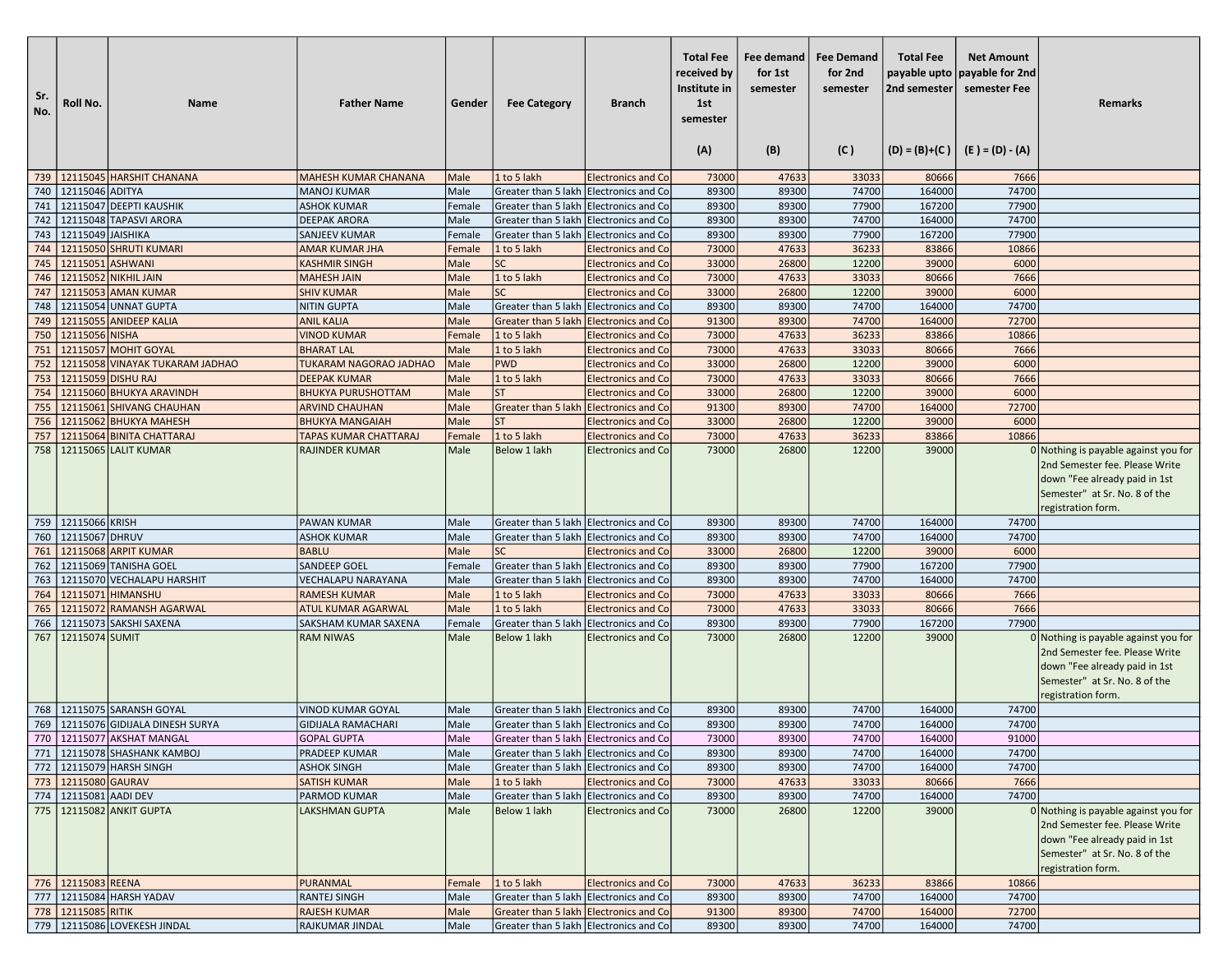| Sr. No. | Roll No. | Name | Father Name | Gender | Fee Category | Branch | Total Fee received by Institute in 1st semester (A) | Fee demand for 1st semester (B) | Fee Demand for 2nd semester (C ) | Total Fee payable upto 2nd semester (D) = (B)+(C ) | Net Amount payable for 2nd semester Fee (E ) = (D) - (A) | Remarks |
|---|---|---|---|---|---|---|---|---|---|---|---|---|
| 739 | 12115045 | HARSHIT CHANANA | MAHESH KUMAR CHANANA | Male | 1 to 5 lakh | Electronics and Co | 73000 | 47633 | 33033 | 80666 | 7666 | |
| 740 | 12115046 | ADITYA | MANOJ KUMAR | Male | Greater than 5 lakh | Electronics and Co | 89300 | 89300 | 74700 | 164000 | 74700 | |
| 741 | 12115047 | DEEPTI KAUSHIK | ASHOK KUMAR | Female | Greater than 5 lakh | Electronics and Co | 89300 | 89300 | 77900 | 167200 | 77900 | |
| 742 | 12115048 | TAPASVI ARORA | DEEPAK ARORA | Male | Greater than 5 lakh | Electronics and Co | 89300 | 89300 | 74700 | 164000 | 74700 | |
| 743 | 12115049 | JAISHIKA | SANJEEV KUMAR | Female | Greater than 5 lakh | Electronics and Co | 89300 | 89300 | 77900 | 167200 | 77900 | |
| 744 | 12115050 | SHRUTI KUMARI | AMAR KUMAR JHA | Female | 1 to 5 lakh | Electronics and Co | 73000 | 47633 | 36233 | 83866 | 10866 | |
| 745 | 12115051 | ASHWANI | KASHMIR SINGH | Male | SC | Electronics and Co | 33000 | 26800 | 12200 | 39000 | 6000 | |
| 746 | 12115052 | NIKHIL JAIN | MAHESH JAIN | Male | 1 to 5 lakh | Electronics and Co | 73000 | 47633 | 33033 | 80666 | 7666 | |
| 747 | 12115053 | AMAN KUMAR | SHIV KUMAR | Male | SC | Electronics and Co | 33000 | 26800 | 12200 | 39000 | 6000 | |
| 748 | 12115054 | UNNAT GUPTA | NITIN GUPTA | Male | Greater than 5 lakh | Electronics and Co | 89300 | 89300 | 74700 | 164000 | 74700 | |
| 749 | 12115055 | ANIDEEP KALIA | ANIL KALIA | Male | Greater than 5 lakh | Electronics and Co | 91300 | 89300 | 74700 | 164000 | 72700 | |
| 750 | 12115056 | NISHA | VINOD KUMAR | Female | 1 to 5 lakh | Electronics and Co | 73000 | 47633 | 36233 | 83866 | 10866 | |
| 751 | 12115057 | MOHIT GOYAL | BHARAT LAL | Male | 1 to 5 lakh | Electronics and Co | 73000 | 47633 | 33033 | 80666 | 7666 | |
| 752 | 12115058 | VINAYAK TUKARAM JADHAO | TUKARAM NAGORAO JADHAO | Male | PWD | Electronics and Co | 33000 | 26800 | 12200 | 39000 | 6000 | |
| 753 | 12115059 | DISHU RAJ | DEEPAK KUMAR | Male | 1 to 5 lakh | Electronics and Co | 73000 | 47633 | 33033 | 80666 | 7666 | |
| 754 | 12115060 | BHUKYA ARAVINDH | BHUKYA PURUSHOTTAM | Male | ST | Electronics and Co | 33000 | 26800 | 12200 | 39000 | 6000 | |
| 755 | 12115061 | SHIVANG CHAUHAN | ARVIND CHAUHAN | Male | Greater than 5 lakh | Electronics and Co | 91300 | 89300 | 74700 | 164000 | 72700 | |
| 756 | 12115062 | BHUKYA MAHESH | BHUKYA MANGAIAH | Male | ST | Electronics and Co | 33000 | 26800 | 12200 | 39000 | 6000 | |
| 757 | 12115064 | BINITA CHATTARAJ | TAPAS KUMAR CHATTARAJ | Female | 1 to 5 lakh | Electronics and Co | 73000 | 47633 | 36233 | 83866 | 10866 | |
| 758 | 12115065 | LALIT KUMAR | RAJINDER KUMAR | Male | Below 1 lakh | Electronics and Co | 73000 | 26800 | 12200 | 39000 | 0 | Nothing is payable against you for 2nd Semester fee. Please Write down "Fee already paid in 1st Semester" at Sr. No. 8 of the registration form. |
| 759 | 12115066 | KRISH | PAWAN KUMAR | Male | Greater than 5 lakh | Electronics and Co | 89300 | 89300 | 74700 | 164000 | 74700 | |
| 760 | 12115067 | DHRUV | ASHOK KUMAR | Male | Greater than 5 lakh | Electronics and Co | 89300 | 89300 | 74700 | 164000 | 74700 | |
| 761 | 12115068 | ARPIT KUMAR | BABLU | Male | SC | Electronics and Co | 33000 | 26800 | 12200 | 39000 | 6000 | |
| 762 | 12115069 | TANISHA GOEL | SANDEEP GOEL | Female | Greater than 5 lakh | Electronics and Co | 89300 | 89300 | 77900 | 167200 | 77900 | |
| 763 | 12115070 | VECHALAPU HARSHIT | VECHALAPU NARAYANA | Male | Greater than 5 lakh | Electronics and Co | 89300 | 89300 | 74700 | 164000 | 74700 | |
| 764 | 12115071 | HIMANSHU | RAMESH KUMAR | Male | 1 to 5 lakh | Electronics and Co | 73000 | 47633 | 33033 | 80666 | 7666 | |
| 765 | 12115072 | RAMANSH AGARWAL | ATUL KUMAR AGARWAL | Male | 1 to 5 lakh | Electronics and Co | 73000 | 47633 | 33033 | 80666 | 7666 | |
| 766 | 12115073 | SAKSHI SAXENA | SAKSHAM KUMAR SAXENA | Female | Greater than 5 lakh | Electronics and Co | 89300 | 89300 | 77900 | 167200 | 77900 | |
| 767 | 12115074 | SUMIT | RAM NIWAS | Male | Below 1 lakh | Electronics and Co | 73000 | 26800 | 12200 | 39000 | 0 | Nothing is payable against you for 2nd Semester fee. Please Write down "Fee already paid in 1st Semester" at Sr. No. 8 of the registration form. |
| 768 | 12115075 | SARANSH GOYAL | VINOD KUMAR GOYAL | Male | Greater than 5 lakh | Electronics and Co | 89300 | 89300 | 74700 | 164000 | 74700 | |
| 769 | 12115076 | GIDIJALA DINESH SURYA | GIDIJALA RAMACHARI | Male | Greater than 5 lakh | Electronics and Co | 89300 | 89300 | 74700 | 164000 | 74700 | |
| 770 | 12115077 | AKSHAT MANGAL | GOPAL GUPTA | Male | Greater than 5 lakh | Electronics and Co | 73000 | 89300 | 74700 | 164000 | 91000 | |
| 771 | 12115078 | SHASHANK KAMBOJ | PRADEEP KUMAR | Male | Greater than 5 lakh | Electronics and Co | 89300 | 89300 | 74700 | 164000 | 74700 | |
| 772 | 12115079 | HARSH SINGH | ASHOK SINGH | Male | Greater than 5 lakh | Electronics and Co | 89300 | 89300 | 74700 | 164000 | 74700 | |
| 773 | 12115080 | GAURAV | SATISH KUMAR | Male | 1 to 5 lakh | Electronics and Co | 73000 | 47633 | 33033 | 80666 | 7666 | |
| 774 | 12115081 | AADI DEV | PARMOD KUMAR | Male | Greater than 5 lakh | Electronics and Co | 89300 | 89300 | 74700 | 164000 | 74700 | |
| 775 | 12115082 | ANKIT GUPTA | LAKSHMAN GUPTA | Male | Below 1 lakh | Electronics and Co | 73000 | 26800 | 12200 | 39000 | 0 | Nothing is payable against you for 2nd Semester fee. Please Write down "Fee already paid in 1st Semester" at Sr. No. 8 of the registration form. |
| 776 | 12115083 | REENA | PURANMAL | Female | 1 to 5 lakh | Electronics and Co | 73000 | 47633 | 36233 | 83866 | 10866 | |
| 777 | 12115084 | HARSH YADAV | RANTEJ SINGH | Male | Greater than 5 lakh | Electronics and Co | 89300 | 89300 | 74700 | 164000 | 74700 | |
| 778 | 12115085 | RITIK | RAJESH KUMAR | Male | Greater than 5 lakh | Electronics and Co | 91300 | 89300 | 74700 | 164000 | 72700 | |
| 779 | 12115086 | LOVEKESH JINDAL | RAJKUMAR JINDAL | Male | Greater than 5 lakh | Electronics and Co | 89300 | 89300 | 74700 | 164000 | 74700 | |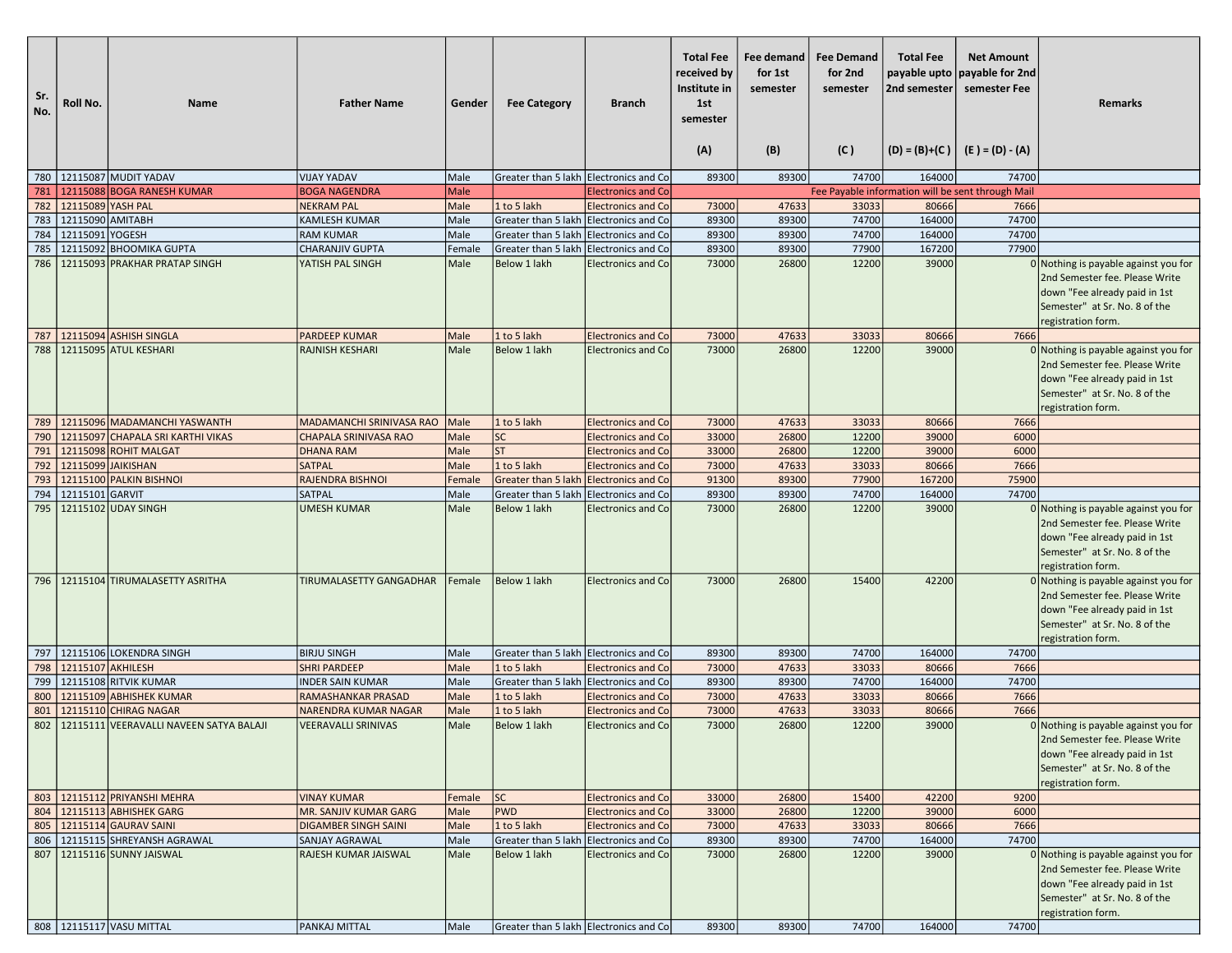| Sr. No. | Roll No. | Name | Father Name | Gender | Fee Category | Branch | Total Fee received by Institute in 1st semester (A) | Fee demand for 1st semester (B) | Fee Demand for 2nd semester (C ) | Total Fee payable upto 2nd semester (D) = (B)+(C ) | Net Amount payable for 2nd semester Fee (E ) = (D) - (A) | Remarks |
|---|---|---|---|---|---|---|---|---|---|---|---|---|
| 780 | 12115087 | MUDIT YADAV | VIJAY YADAV | Male | Greater than 5 lakh | Electronics and Co | 89300 | 89300 | 74700 | 164000 | 74700 | |
| 781 | 12115088 | BOGA RANESH KUMAR | BOGA NAGENDRA | Male | | Electronics and Co | Fee Payable information will be sent through Mail | | | | | |
| 782 | 12115089 | YASH PAL | NEKRAM PAL | Male | 1 to 5 lakh | Electronics and Co | 73000 | 47633 | 33033 | 80666 | 7666 | |
| 783 | 12115090 | AMITABH | KAMLESH KUMAR | Male | Greater than 5 lakh | Electronics and Co | 89300 | 89300 | 74700 | 164000 | 74700 | |
| 784 | 12115091 | YOGESH | RAM KUMAR | Male | Greater than 5 lakh | Electronics and Co | 89300 | 89300 | 74700 | 164000 | 74700 | |
| 785 | 12115092 | BHOOMIKA GUPTA | CHARANJIV GUPTA | Female | Greater than 5 lakh | Electronics and Co | 89300 | 89300 | 77900 | 167200 | 77900 | |
| 786 | 12115093 | PRAKHAR PRATAP SINGH | YATISH PAL SINGH | Male | Below 1 lakh | Electronics and Co | 73000 | 26800 | 12200 | 39000 | 0 | Nothing is payable against you for 2nd Semester fee. Please Write down "Fee already paid in 1st Semester" at Sr. No. 8 of the registration form. |
| 787 | 12115094 | ASHISH SINGLA | PARDEEP KUMAR | Male | 1 to 5 lakh | Electronics and Co | 73000 | 47633 | 33033 | 80666 | 7666 | |
| 788 | 12115095 | ATUL KESHARI | RAJNISH KESHARI | Male | Below 1 lakh | Electronics and Co | 73000 | 26800 | 12200 | 39000 | 0 | Nothing is payable against you for 2nd Semester fee. Please Write down "Fee already paid in 1st Semester" at Sr. No. 8 of the registration form. |
| 789 | 12115096 | MADAMANCHI YASWANTH | MADAMANCHI SRINIVASA RAO | Male | 1 to 5 lakh | Electronics and Co | 73000 | 47633 | 33033 | 80666 | 7666 | |
| 790 | 12115097 | CHAPALA SRI KARTHI VIKAS | CHAPALA SRINIVASA RAO | Male | SC | Electronics and Co | 33000 | 26800 | 12200 | 39000 | 6000 | |
| 791 | 12115098 | ROHIT MALGAT | DHANA RAM | Male | ST | Electronics and Co | 33000 | 26800 | 12200 | 39000 | 6000 | |
| 792 | 12115099 | JAIKISHAN | SATPAL | Male | 1 to 5 lakh | Electronics and Co | 73000 | 47633 | 33033 | 80666 | 7666 | |
| 793 | 12115100 | PALKIN BISHNOI | RAJENDRA BISHNOI | Female | Greater than 5 lakh | Electronics and Co | 91300 | 89300 | 77900 | 167200 | 75900 | |
| 794 | 12115101 | GARVIT | SATPAL | Male | Greater than 5 lakh | Electronics and Co | 89300 | 89300 | 74700 | 164000 | 74700 | |
| 795 | 12115102 | UDAY SINGH | UMESH KUMAR | Male | Below 1 lakh | Electronics and Co | 73000 | 26800 | 12200 | 39000 | 0 | Nothing is payable against you for 2nd Semester fee. Please Write down "Fee already paid in 1st Semester" at Sr. No. 8 of the registration form. |
| 796 | 12115104 | TIRUMALASETTY ASRITHA | TIRUMALASETTY GANGADHAR | Female | Below 1 lakh | Electronics and Co | 73000 | 26800 | 15400 | 42200 | 0 | Nothing is payable against you for 2nd Semester fee. Please Write down "Fee already paid in 1st Semester" at Sr. No. 8 of the registration form. |
| 797 | 12115106 | LOKENDRA SINGH | BIRJU SINGH | Male | Greater than 5 lakh | Electronics and Co | 89300 | 89300 | 74700 | 164000 | 74700 | |
| 798 | 12115107 | AKHILESH | SHRI PARDEEP | Male | 1 to 5 lakh | Electronics and Co | 73000 | 47633 | 33033 | 80666 | 7666 | |
| 799 | 12115108 | RITVIK KUMAR | INDER SAIN KUMAR | Male | Greater than 5 lakh | Electronics and Co | 89300 | 89300 | 74700 | 164000 | 74700 | |
| 800 | 12115109 | ABHISHEK KUMAR | RAMASHANKAR PRASAD | Male | 1 to 5 lakh | Electronics and Co | 73000 | 47633 | 33033 | 80666 | 7666 | |
| 801 | 12115110 | CHIRAG NAGAR | NARENDRA KUMAR NAGAR | Male | 1 to 5 lakh | Electronics and Co | 73000 | 47633 | 33033 | 80666 | 7666 | |
| 802 | 12115111 | VEERAVALLI NAVEEN SATYA BALAJI | VEERAVALLI SRINIVAS | Male | Below 1 lakh | Electronics and Co | 73000 | 26800 | 12200 | 39000 | 0 | Nothing is payable against you for 2nd Semester fee. Please Write down "Fee already paid in 1st Semester" at Sr. No. 8 of the registration form. |
| 803 | 12115112 | PRIYANSHI MEHRA | VINAY KUMAR | Female | SC | Electronics and Co | 33000 | 26800 | 15400 | 42200 | 9200 | |
| 804 | 12115113 | ABHISHEK GARG | MR. SANJIV KUMAR GARG | Male | PWD | Electronics and Co | 33000 | 26800 | 12200 | 39000 | 6000 | |
| 805 | 12115114 | GAURAV SAINI | DIGAMBER SINGH SAINI | Male | 1 to 5 lakh | Electronics and Co | 73000 | 47633 | 33033 | 80666 | 7666 | |
| 806 | 12115115 | SHREYANSH AGRAWAL | SANJAY AGRAWAL | Male | Greater than 5 lakh | Electronics and Co | 89300 | 89300 | 74700 | 164000 | 74700 | |
| 807 | 12115116 | SUNNY JAISWAL | RAJESH KUMAR JAISWAL | Male | Below 1 lakh | Electronics and Co | 73000 | 26800 | 12200 | 39000 | 0 | Nothing is payable against you for 2nd Semester fee. Please Write down "Fee already paid in 1st Semester" at Sr. No. 8 of the registration form. |
| 808 | 12115117 | VASU MITTAL | PANKAJ MITTAL | Male | Greater than 5 lakh | Electronics and Co | 89300 | 89300 | 74700 | 164000 | 74700 | |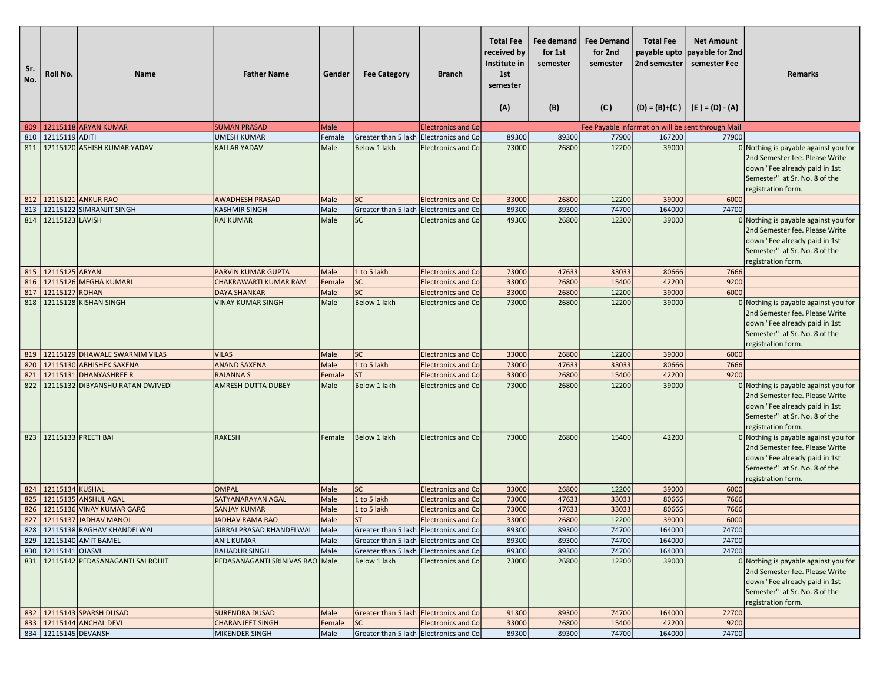| Sr. No. | Roll No. | Name | Father Name | Gender | Fee Category | Branch | Total Fee received by Institute in 1st semester<br><br>(A) | Fee demand for 1st semester<br><br>(B) | Fee Demand for 2nd semester<br><br>(C ) | Total Fee payable upto 2nd semester<br><br>(D) = (B)+(C ) | Net Amount payable for 2nd semester Fee<br><br>(E ) = (D) - (A) | Remarks |
|---|---|---|---|---|---|---|---|---|---|---|---|---|
| 809 | 12115118 | ARYAN KUMAR | SUMAN PRASAD | Male | | Electronics and Co | Fee Payable information will be sent through Mail | | | | | |
| 810 | 12115119 | ADITI | UMESH KUMAR | Female | Greater than 5 lakh | Electronics and Co | 89300 | 89300 | 77900 | 167200 | 77900 | |
| 811 | 12115120 | ASHISH KUMAR YADAV | KALLAR YADAV | Male | Below 1 lakh | Electronics and Co | 73000 | 26800 | 12200 | 39000 | 0 | Nothing is payable against you for 2nd Semester fee. Please Write down "Fee already paid in 1st Semester" at Sr. No. 8 of the registration form. |
| 812 | 12115121 | ANKUR RAO | AWADHESH PRASAD | Male | SC | Electronics and Co | 33000 | 26800 | 12200 | 39000 | 6000 | |
| 813 | 12115122 | SIMRANJIT SINGH | KASHMIR SINGH | Male | Greater than 5 lakh | Electronics and Co | 89300 | 89300 | 74700 | 164000 | 74700 | |
| 814 | 12115123 | LAVISH | RAJ KUMAR | Male | SC | Electronics and Co | 49300 | 26800 | 12200 | 39000 | 0 | Nothing is payable against you for 2nd Semester fee. Please Write down "Fee already paid in 1st Semester" at Sr. No. 8 of the registration form. |
| 815 | 12115125 | ARYAN | PARVIN KUMAR GUPTA | Male | 1 to 5 lakh | Electronics and Co | 73000 | 47633 | 33033 | 80666 | 7666 | |
| 816 | 12115126 | MEGHA KUMARI | CHAKRAWARTI KUMAR RAM | Female | SC | Electronics and Co | 33000 | 26800 | 15400 | 42200 | 9200 | |
| 817 | 12115127 | ROHAN | DAYA SHANKAR | Male | SC | Electronics and Co | 33000 | 26800 | 12200 | 39000 | 6000 | |
| 818 | 12115128 | KISHAN SINGH | VINAY KUMAR SINGH | Male | Below 1 lakh | Electronics and Co | 73000 | 26800 | 12200 | 39000 | 0 | Nothing is payable against you for 2nd Semester fee. Please Write down "Fee already paid in 1st Semester" at Sr. No. 8 of the registration form. |
| 819 | 12115129 | DHAWALE SWARNIM VILAS | VILAS | Male | SC | Electronics and Co | 33000 | 26800 | 12200 | 39000 | 6000 | |
| 820 | 12115130 | ABHISHEK SAXENA | ANAND SAXENA | Male | 1 to 5 lakh | Electronics and Co | 73000 | 47633 | 33033 | 80666 | 7666 | |
| 821 | 12115131 | DHANYASHREE R | RAJANNA S | Female | ST | Electronics and Co | 33000 | 26800 | 15400 | 42200 | 9200 | |
| 822 | 12115132 | DIBYANSHU RATAN DWIVEDI | AMRESH DUTTA DUBEY | Male | Below 1 lakh | Electronics and Co | 73000 | 26800 | 12200 | 39000 | 0 | Nothing is payable against you for 2nd Semester fee. Please Write down "Fee already paid in 1st Semester" at Sr. No. 8 of the registration form. |
| 823 | 12115133 | PREETI BAI | RAKESH | Female | Below 1 lakh | Electronics and Co | 73000 | 26800 | 15400 | 42200 | 0 | Nothing is payable against you for 2nd Semester fee. Please Write down "Fee already paid in 1st Semester" at Sr. No. 8 of the registration form. |
| 824 | 12115134 | KUSHAL | OMPAL | Male | SC | Electronics and Co | 33000 | 26800 | 12200 | 39000 | 6000 | |
| 825 | 12115135 | ANSHUL AGAL | SATYANARAYAN AGAL | Male | 1 to 5 lakh | Electronics and Co | 73000 | 47633 | 33033 | 80666 | 7666 | |
| 826 | 12115136 | VINAY KUMAR GARG | SANJAY KUMAR | Male | 1 to 5 lakh | Electronics and Co | 73000 | 47633 | 33033 | 80666 | 7666 | |
| 827 | 12115137 | JADHAV MANOJ | JADHAV RAMA RAO | Male | ST | Electronics and Co | 33000 | 26800 | 12200 | 39000 | 6000 | |
| 828 | 12115138 | RAGHAV KHANDELWAL | GIRRAJ PRASAD KHANDELWAL | Male | Greater than 5 lakh | Electronics and Co | 89300 | 89300 | 74700 | 164000 | 74700 | |
| 829 | 12115140 | AMIT BAMEL | ANIL KUMAR | Male | Greater than 5 lakh | Electronics and Co | 89300 | 89300 | 74700 | 164000 | 74700 | |
| 830 | 12115141 | OJASVI | BAHADUR SINGH | Male | Greater than 5 lakh | Electronics and Co | 89300 | 89300 | 74700 | 164000 | 74700 | |
| 831 | 12115142 | PEDASANAGANTI SAI ROHIT | PEDASANAGANTI SRINIVAS RAO | Male | Below 1 lakh | Electronics and Co | 73000 | 26800 | 12200 | 39000 | 0 | Nothing is payable against you for 2nd Semester fee. Please Write down "Fee already paid in 1st Semester" at Sr. No. 8 of the registration form. |
| 832 | 12115143 | SPARSH DUSAD | SURENDRA DUSAD | Male | Greater than 5 lakh | Electronics and Co | 91300 | 89300 | 74700 | 164000 | 72700 | |
| 833 | 12115144 | ANCHAL DEVI | CHARANJEET SINGH | Female | SC | Electronics and Co | 33000 | 26800 | 15400 | 42200 | 9200 | |
| 834 | 12115145 | DEVANSH | MIKENDER SINGH | Male | Greater than 5 lakh | Electronics and Co | 89300 | 89300 | 74700 | 164000 | 74700 | |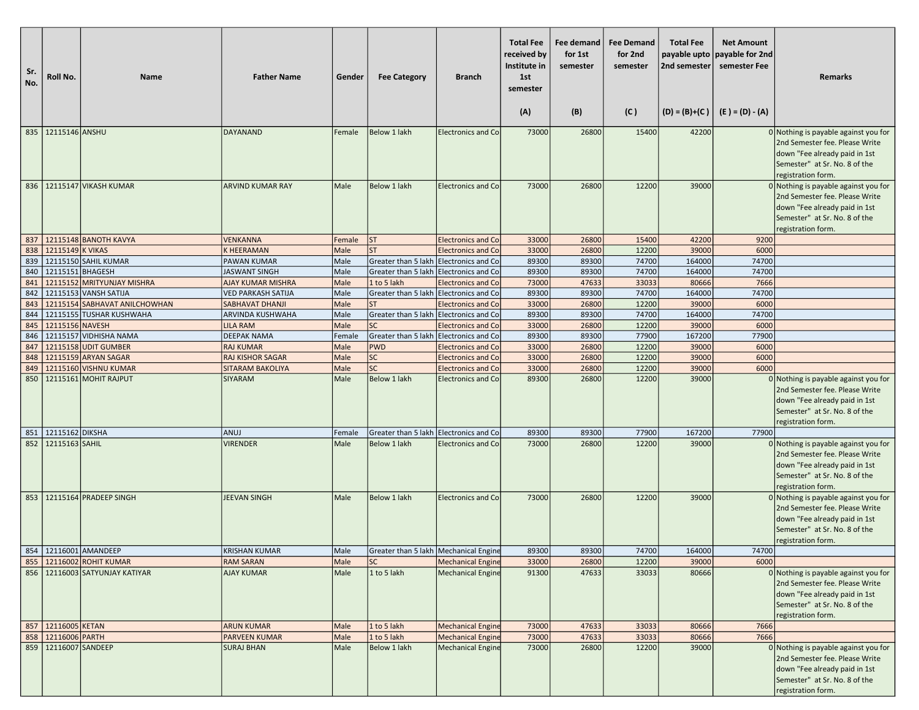| Sr. No. | Roll No. | Name | Father Name | Gender | Fee Category | Branch | Total Fee received by Institute in 1st semester (A) | Fee demand for 1st semester (B) | Fee Demand for 2nd semester (C ) | Total Fee payable upto 2nd semester (D) = (B)+(C ) | Net Amount payable for 2nd semester Fee (E ) = (D) - (A) | Remarks |
|---|---|---|---|---|---|---|---|---|---|---|---|---|
| 835 | 12115146 | ANSHU | DAYANAND | Female | Below 1 lakh | Electronics and Co | 73000 | 26800 | 15400 | 42200 | 0 | Nothing is payable against you for 2nd Semester fee. Please Write down "Fee already paid in 1st Semester" at Sr. No. 8 of the registration form. |
| 836 | 12115147 | VIKASH KUMAR | ARVIND KUMAR RAY | Male | Below 1 lakh | Electronics and Co | 73000 | 26800 | 12200 | 39000 | 0 | Nothing is payable against you for 2nd Semester fee. Please Write down "Fee already paid in 1st Semester" at Sr. No. 8 of the registration form. |
| 837 | 12115148 | BANOTH KAVYA | VENKANNA | Female | ST | Electronics and Co | 33000 | 26800 | 15400 | 42200 | 9200 | |
| 838 | 12115149 | K VIKAS | K HEERAMAN | Male | ST | Electronics and Co | 33000 | 26800 | 12200 | 39000 | 6000 | |
| 839 | 12115150 | SAHIL KUMAR | PAWAN KUMAR | Male | Greater than 5 lakh | Electronics and Co | 89300 | 89300 | 74700 | 164000 | 74700 | |
| 840 | 12115151 | BHAGESH | JASWANT SINGH | Male | Greater than 5 lakh | Electronics and Co | 89300 | 89300 | 74700 | 164000 | 74700 | |
| 841 | 12115152 | MRITYUNJAY MISHRA | AJAY KUMAR MISHRA | Male | 1 to 5 lakh | Electronics and Co | 73000 | 47633 | 33033 | 80666 | 7666 | |
| 842 | 12115153 | VANSH SATIJA | VED PARKASH SATIJA | Male | Greater than 5 lakh | Electronics and Co | 89300 | 89300 | 74700 | 164000 | 74700 | |
| 843 | 12115154 | SABHAVAT ANILCHOWHAN | SABHAVAT DHANJI | Male | ST | Electronics and Co | 33000 | 26800 | 12200 | 39000 | 6000 | |
| 844 | 12115155 | TUSHAR KUSHWAHA | ARVINDA KUSHWAHA | Male | Greater than 5 lakh | Electronics and Co | 89300 | 89300 | 74700 | 164000 | 74700 | |
| 845 | 12115156 | NAVESH | LILA RAM | Male | SC | Electronics and Co | 33000 | 26800 | 12200 | 39000 | 6000 | |
| 846 | 12115157 | VIDHISHA NAMA | DEEPAK NAMA | Female | Greater than 5 lakh | Electronics and Co | 89300 | 89300 | 77900 | 167200 | 77900 | |
| 847 | 12115158 | UDIT GUMBER | RAJ KUMAR | Male | PWD | Electronics and Co | 33000 | 26800 | 12200 | 39000 | 6000 | |
| 848 | 12115159 | ARYAN SAGAR | RAJ KISHOR SAGAR | Male | SC | Electronics and Co | 33000 | 26800 | 12200 | 39000 | 6000 | |
| 849 | 12115160 | VISHNU KUMAR | SITARAM BAKOLIYA | Male | SC | Electronics and Co | 33000 | 26800 | 12200 | 39000 | 6000 | |
| 850 | 12115161 | MOHIT RAJPUT | SIYARAM | Male | Below 1 lakh | Electronics and Co | 89300 | 26800 | 12200 | 39000 | 0 | Nothing is payable against you for 2nd Semester fee. Please Write down "Fee already paid in 1st Semester" at Sr. No. 8 of the registration form. |
| 851 | 12115162 | DIKSHA | ANUJ | Female | Greater than 5 lakh | Electronics and Co | 89300 | 89300 | 77900 | 167200 | 77900 | |
| 852 | 12115163 | SAHIL | VIRENDER | Male | Below 1 lakh | Electronics and Co | 73000 | 26800 | 12200 | 39000 | 0 | Nothing is payable against you for 2nd Semester fee. Please Write down "Fee already paid in 1st Semester" at Sr. No. 8 of the registration form. |
| 853 | 12115164 | PRADEEP SINGH | JEEVAN SINGH | Male | Below 1 lakh | Electronics and Co | 73000 | 26800 | 12200 | 39000 | 0 | Nothing is payable against you for 2nd Semester fee. Please Write down "Fee already paid in 1st Semester" at Sr. No. 8 of the registration form. |
| 854 | 12116001 | AMANDEEP | KRISHAN KUMAR | Male | Greater than 5 lakh | Mechanical Engine | 89300 | 89300 | 74700 | 164000 | 74700 | |
| 855 | 12116002 | ROHIT KUMAR | RAM SARAN | Male | SC | Mechanical Engine | 33000 | 26800 | 12200 | 39000 | 6000 | |
| 856 | 12116003 | SATYUNJAY KATIYAR | AJAY KUMAR | Male | 1 to 5 lakh | Mechanical Engine | 91300 | 47633 | 33033 | 80666 | 0 | Nothing is payable against you for 2nd Semester fee. Please Write down "Fee already paid in 1st Semester" at Sr. No. 8 of the registration form. |
| 857 | 12116005 | KETAN | ARUN KUMAR | Male | 1 to 5 lakh | Mechanical Engine | 73000 | 47633 | 33033 | 80666 | 7666 | |
| 858 | 12116006 | PARTH | PARVEEN KUMAR | Male | 1 to 5 lakh | Mechanical Engine | 73000 | 47633 | 33033 | 80666 | 7666 | |
| 859 | 12116007 | SANDEEP | SURAJ BHAN | Male | Below 1 lakh | Mechanical Engine | 73000 | 26800 | 12200 | 39000 | 0 | Nothing is payable against you for 2nd Semester fee. Please Write down "Fee already paid in 1st Semester" at Sr. No. 8 of the registration form. |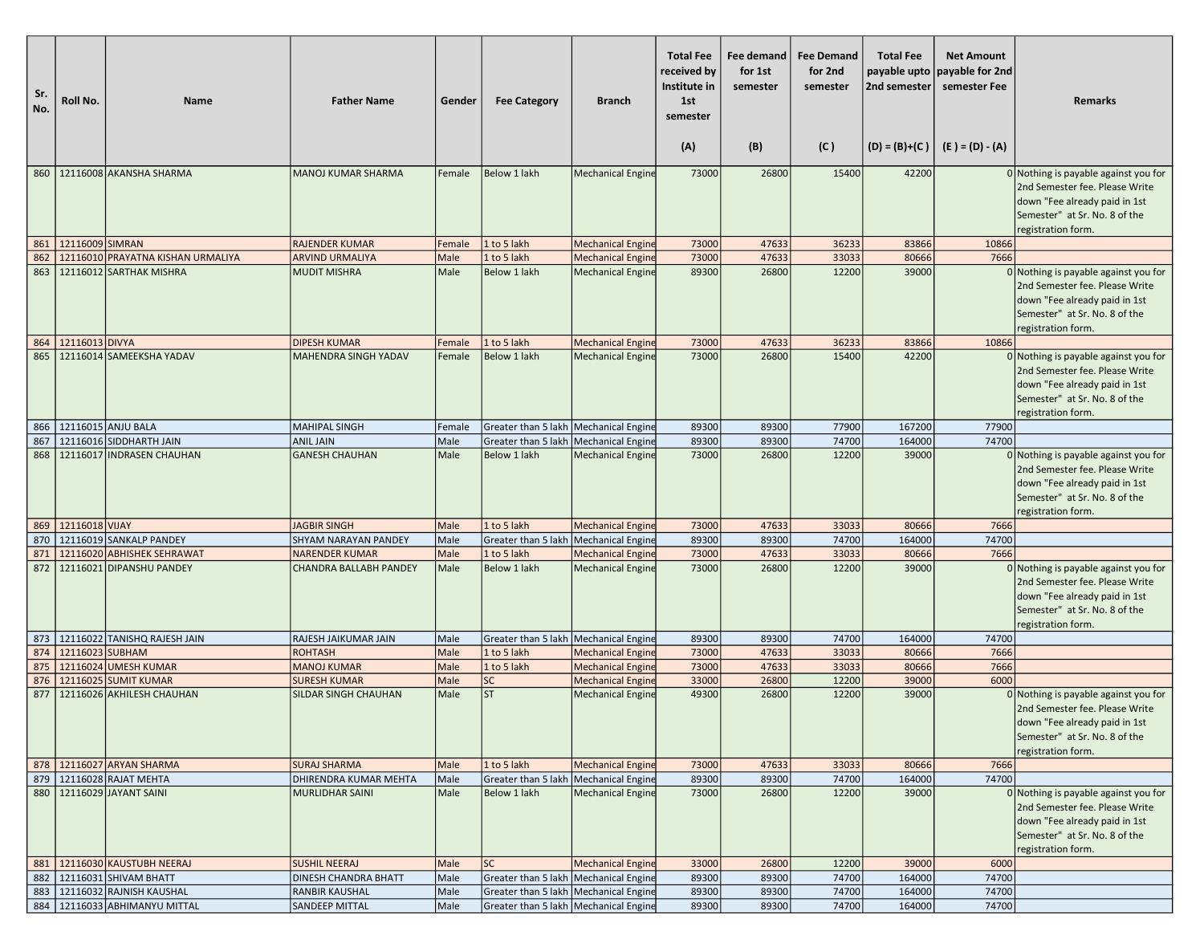| Sr. No. | Roll No. | Name | Father Name | Gender | Fee Category | Branch | Total Fee received by Institute in 1st semester (A) | Fee demand for 1st semester (B) | Fee Demand for 2nd semester (C ) | Total Fee payable upto 2nd semester (D) = (B)+(C ) | Net Amount payable for 2nd semester Fee (E ) = (D) - (A) | Remarks |
|---|---|---|---|---|---|---|---|---|---|---|---|---|
| 860 | 12116008 | AKANSHA SHARMA | MANOJ KUMAR SHARMA | Female | Below 1 lakh | Mechanical Engine | 73000 | 26800 | 15400 | 42200 | 0 | Nothing is payable against you for 2nd Semester fee. Please Write down "Fee already paid in 1st Semester" at Sr. No. 8 of the registration form. |
| 861 | 12116009 | SIMRAN | RAJENDER KUMAR | Female | 1 to 5 lakh | Mechanical Engine | 73000 | 47633 | 36233 | 83866 | 10866 | |
| 862 | 12116010 | PRAYATNA KISHAN URMALIYA | ARVIND URMALIYA | Male | 1 to 5 lakh | Mechanical Engine | 73000 | 47633 | 33033 | 80666 | 7666 | |
| 863 | 12116012 | SARTHAK MISHRA | MUDIT MISHRA | Male | Below 1 lakh | Mechanical Engine | 89300 | 26800 | 12200 | 39000 | 0 | Nothing is payable against you for 2nd Semester fee. Please Write down "Fee already paid in 1st Semester" at Sr. No. 8 of the registration form. |
| 864 | 12116013 | DIVYA | DIPESH KUMAR | Female | 1 to 5 lakh | Mechanical Engine | 73000 | 47633 | 36233 | 83866 | 10866 | |
| 865 | 12116014 | SAMEEKSHA YADAV | MAHENDRA SINGH YADAV | Female | Below 1 lakh | Mechanical Engine | 73000 | 26800 | 15400 | 42200 | 0 | Nothing is payable against you for 2nd Semester fee. Please Write down "Fee already paid in 1st Semester" at Sr. No. 8 of the registration form. |
| 866 | 12116015 | ANJU BALA | MAHIPAL SINGH | Female | Greater than 5 lakh | Mechanical Engine | 89300 | 89300 | 77900 | 167200 | 77900 | |
| 867 | 12116016 | SIDDHARTH JAIN | ANIL JAIN | Male | Greater than 5 lakh | Mechanical Engine | 89300 | 89300 | 74700 | 164000 | 74700 | |
| 868 | 12116017 | INDRASEN CHAUHAN | GANESH CHAUHAN | Male | Below 1 lakh | Mechanical Engine | 73000 | 26800 | 12200 | 39000 | 0 | Nothing is payable against you for 2nd Semester fee. Please Write down "Fee already paid in 1st Semester" at Sr. No. 8 of the registration form. |
| 869 | 12116018 | VIJAY | JAGBIR SINGH | Male | 1 to 5 lakh | Mechanical Engine | 73000 | 47633 | 33033 | 80666 | 7666 | |
| 870 | 12116019 | SANKALP PANDEY | SHYAM NARAYAN PANDEY | Male | Greater than 5 lakh | Mechanical Engine | 89300 | 89300 | 74700 | 164000 | 74700 | |
| 871 | 12116020 | ABHISHEK SEHRAWAT | NARENDER KUMAR | Male | 1 to 5 lakh | Mechanical Engine | 73000 | 47633 | 33033 | 80666 | 7666 | |
| 872 | 12116021 | DIPANSHU PANDEY | CHANDRA BALLABH PANDEY | Male | Below 1 lakh | Mechanical Engine | 73000 | 26800 | 12200 | 39000 | 0 | Nothing is payable against you for 2nd Semester fee. Please Write down "Fee already paid in 1st Semester" at Sr. No. 8 of the registration form. |
| 873 | 12116022 | TANISHQ RAJESH JAIN | RAJESH JAIKUMAR JAIN | Male | Greater than 5 lakh | Mechanical Engine | 89300 | 89300 | 74700 | 164000 | 74700 | |
| 874 | 12116023 | SUBHAM | ROHTASH | Male | 1 to 5 lakh | Mechanical Engine | 73000 | 47633 | 33033 | 80666 | 7666 | |
| 875 | 12116024 | UMESH KUMAR | MANOJ KUMAR | Male | 1 to 5 lakh | Mechanical Engine | 73000 | 47633 | 33033 | 80666 | 7666 | |
| 876 | 12116025 | SUMIT KUMAR | SURESH KUMAR | Male | SC | Mechanical Engine | 33000 | 26800 | 12200 | 39000 | 6000 | |
| 877 | 12116026 | AKHILESH CHAUHAN | SILDAR SINGH CHAUHAN | Male | ST | Mechanical Engine | 49300 | 26800 | 12200 | 39000 | 0 | Nothing is payable against you for 2nd Semester fee. Please Write down "Fee already paid in 1st Semester" at Sr. No. 8 of the registration form. |
| 878 | 12116027 | ARYAN SHARMA | SURAJ SHARMA | Male | 1 to 5 lakh | Mechanical Engine | 73000 | 47633 | 33033 | 80666 | 7666 | |
| 879 | 12116028 | RAJAT MEHTA | DHIRENDRA KUMAR MEHTA | Male | Greater than 5 lakh | Mechanical Engine | 89300 | 89300 | 74700 | 164000 | 74700 | |
| 880 | 12116029 | JAYANT SAINI | MURLIDHAR SAINI | Male | Below 1 lakh | Mechanical Engine | 73000 | 26800 | 12200 | 39000 | 0 | Nothing is payable against you for 2nd Semester fee. Please Write down "Fee already paid in 1st Semester" at Sr. No. 8 of the registration form. |
| 881 | 12116030 | KAUSTUBH NEERAJ | SUSHIL NEERAJ | Male | SC | Mechanical Engine | 33000 | 26800 | 12200 | 39000 | 6000 | |
| 882 | 12116031 | SHIVAM BHATT | DINESH CHANDRA BHATT | Male | Greater than 5 lakh | Mechanical Engine | 89300 | 89300 | 74700 | 164000 | 74700 | |
| 883 | 12116032 | RAJNISH KAUSHAL | RANBIR KAUSHAL | Male | Greater than 5 lakh | Mechanical Engine | 89300 | 89300 | 74700 | 164000 | 74700 | |
| 884 | 12116033 | ABHIMANYU MITTAL | SANDEEP MITTAL | Male | Greater than 5 lakh | Mechanical Engine | 89300 | 89300 | 74700 | 164000 | 74700 | |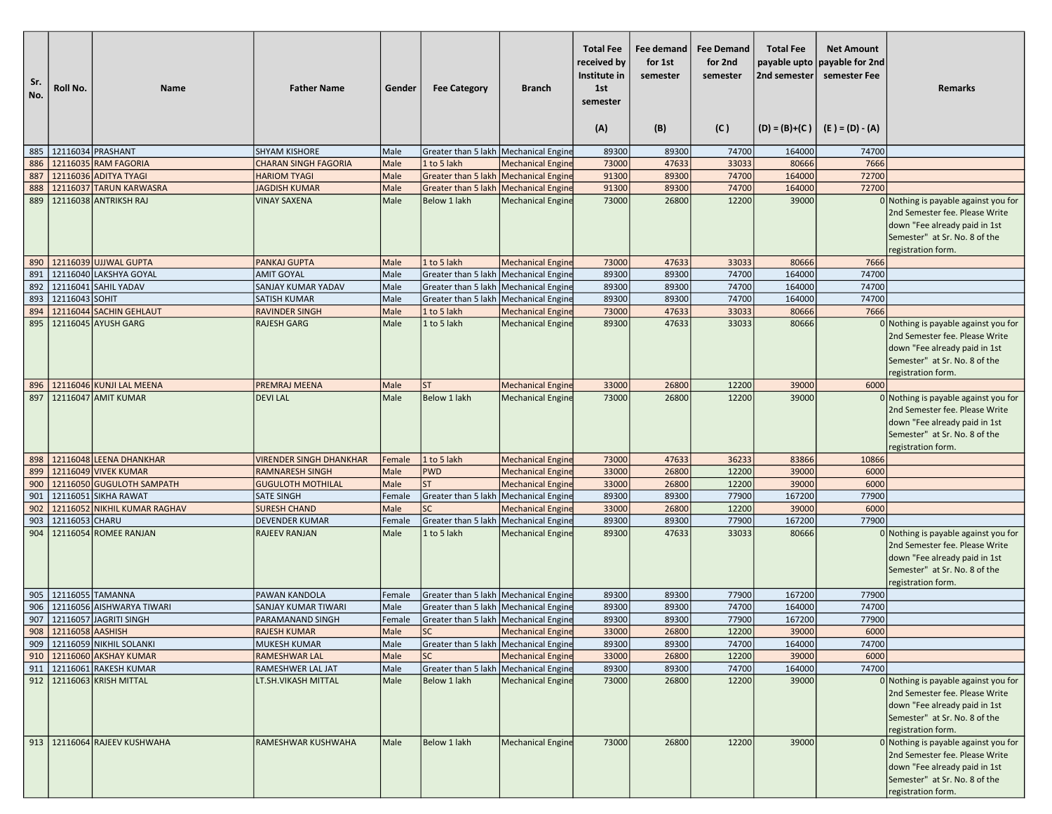| Sr. No. | Roll No. | Name | Father Name | Gender | Fee Category | Branch | Total Fee received by Institute in 1st semester (A) | Fee demand for 1st semester (B) | Fee Demand for 2nd semester (C ) | Total Fee payable upto 2nd semester (D) = (B)+(C ) | Net Amount payable for 2nd semester Fee (E ) = (D) - (A) | Remarks |
|---|---|---|---|---|---|---|---|---|---|---|---|---|
| 885 | 12116034 | PRASHANT | SHYAM KISHORE | Male | Greater than 5 lakh | Mechanical Engine | 89300 | 89300 | 74700 | 164000 | 74700 | |
| 886 | 12116035 | RAM FAGORIA | CHARAN SINGH FAGORIA | Male | 1 to 5 lakh | Mechanical Engine | 73000 | 47633 | 33033 | 80666 | 7666 | |
| 887 | 12116036 | ADITYA TYAGI | HARIOM TYAGI | Male | Greater than 5 lakh | Mechanical Engine | 91300 | 89300 | 74700 | 164000 | 72700 | |
| 888 | 12116037 | TARUN KARWASRA | JAGDISH KUMAR | Male | Greater than 5 lakh | Mechanical Engine | 91300 | 89300 | 74700 | 164000 | 72700 | |
| 889 | 12116038 | ANTRIKSH RAJ | VINAY SAXENA | Male | Below 1 lakh | Mechanical Engine | 73000 | 26800 | 12200 | 39000 | 0 | Nothing is payable against you for 2nd Semester fee. Please Write down "Fee already paid in 1st Semester" at Sr. No. 8 of the registration form. |
| 890 | 12116039 | UJJWAL GUPTA | PANKAJ GUPTA | Male | 1 to 5 lakh | Mechanical Engine | 73000 | 47633 | 33033 | 80666 | 7666 | |
| 891 | 12116040 | LAKSHYA GOYAL | AMIT GOYAL | Male | Greater than 5 lakh | Mechanical Engine | 89300 | 89300 | 74700 | 164000 | 74700 | |
| 892 | 12116041 | SAHIL YADAV | SANJAY KUMAR YADAV | Male | Greater than 5 lakh | Mechanical Engine | 89300 | 89300 | 74700 | 164000 | 74700 | |
| 893 | 12116043 | SOHIT | SATISH KUMAR | Male | Greater than 5 lakh | Mechanical Engine | 89300 | 89300 | 74700 | 164000 | 74700 | |
| 894 | 12116044 | SACHIN GEHLAUT | RAVINDER SINGH | Male | 1 to 5 lakh | Mechanical Engine | 73000 | 47633 | 33033 | 80666 | 7666 | |
| 895 | 12116045 | AYUSH GARG | RAJESH GARG | Male | 1 to 5 lakh | Mechanical Engine | 89300 | 47633 | 33033 | 80666 | 0 | Nothing is payable against you for 2nd Semester fee. Please Write down "Fee already paid in 1st Semester" at Sr. No. 8 of the registration form. |
| 896 | 12116046 | KUNJI LAL MEENA | PREMRAJ MEENA | Male | ST | Mechanical Engine | 33000 | 26800 | 12200 | 39000 | 6000 | |
| 897 | 12116047 | AMIT KUMAR | DEVI LAL | Male | Below 1 lakh | Mechanical Engine | 73000 | 26800 | 12200 | 39000 | 0 | Nothing is payable against you for 2nd Semester fee. Please Write down "Fee already paid in 1st Semester" at Sr. No. 8 of the registration form. |
| 898 | 12116048 | LEENA DHANKHAR | VIRENDER SINGH DHANKHAR | Female | 1 to 5 lakh | Mechanical Engine | 73000 | 47633 | 36233 | 83866 | 10866 | |
| 899 | 12116049 | VIVEK KUMAR | RAMNARESH SINGH | Male | PWD | Mechanical Engine | 33000 | 26800 | 12200 | 39000 | 6000 | |
| 900 | 12116050 | GUGULOTH SAMPATH | GUGULOTH MOTHILAL | Male | ST | Mechanical Engine | 33000 | 26800 | 12200 | 39000 | 6000 | |
| 901 | 12116051 | SIKHA RAWAT | SATE SINGH | Female | Greater than 5 lakh | Mechanical Engine | 89300 | 89300 | 77900 | 167200 | 77900 | |
| 902 | 12116052 | NIKHIL KUMAR RAGHAV | SURESH CHAND | Male | SC | Mechanical Engine | 33000 | 26800 | 12200 | 39000 | 6000 | |
| 903 | 12116053 | CHARU | DEVENDER KUMAR | Female | Greater than 5 lakh | Mechanical Engine | 89300 | 89300 | 77900 | 167200 | 77900 | |
| 904 | 12116054 | ROMEE RANJAN | RAJEEV RANJAN | Male | 1 to 5 lakh | Mechanical Engine | 89300 | 47633 | 33033 | 80666 | 0 | Nothing is payable against you for 2nd Semester fee. Please Write down "Fee already paid in 1st Semester" at Sr. No. 8 of the registration form. |
| 905 | 12116055 | TAMANNA | PAWAN KANDOLA | Female | Greater than 5 lakh | Mechanical Engine | 89300 | 89300 | 77900 | 167200 | 77900 | |
| 906 | 12116056 | AISHWARYA TIWARI | SANJAY KUMAR TIWARI | Male | Greater than 5 lakh | Mechanical Engine | 89300 | 89300 | 74700 | 164000 | 74700 | |
| 907 | 12116057 | JAGRITI SINGH | PARAMANAND SINGH | Female | Greater than 5 lakh | Mechanical Engine | 89300 | 89300 | 77900 | 167200 | 77900 | |
| 908 | 12116058 | AASHISH | RAJESH KUMAR | Male | SC | Mechanical Engine | 33000 | 26800 | 12200 | 39000 | 6000 | |
| 909 | 12116059 | NIKHIL SOLANKI | MUKESH KUMAR | Male | Greater than 5 lakh | Mechanical Engine | 89300 | 89300 | 74700 | 164000 | 74700 | |
| 910 | 12116060 | AKSHAY KUMAR | RAMESHWAR LAL | Male | SC | Mechanical Engine | 33000 | 26800 | 12200 | 39000 | 6000 | |
| 911 | 12116061 | RAKESH KUMAR | RAMESHWER LAL JAT | Male | Greater than 5 lakh | Mechanical Engine | 89300 | 89300 | 74700 | 164000 | 74700 | |
| 912 | 12116063 | KRISH MITTAL | LT.SH.VIKASH MITTAL | Male | Below 1 lakh | Mechanical Engine | 73000 | 26800 | 12200 | 39000 | 0 | Nothing is payable against you for 2nd Semester fee. Please Write down "Fee already paid in 1st Semester" at Sr. No. 8 of the registration form. |
| 913 | 12116064 | RAJEEV KUSHWAHA | RAMESHWAR KUSHWAHA | Male | Below 1 lakh | Mechanical Engine | 73000 | 26800 | 12200 | 39000 | 0 | Nothing is payable against you for 2nd Semester fee. Please Write down "Fee already paid in 1st Semester" at Sr. No. 8 of the registration form. |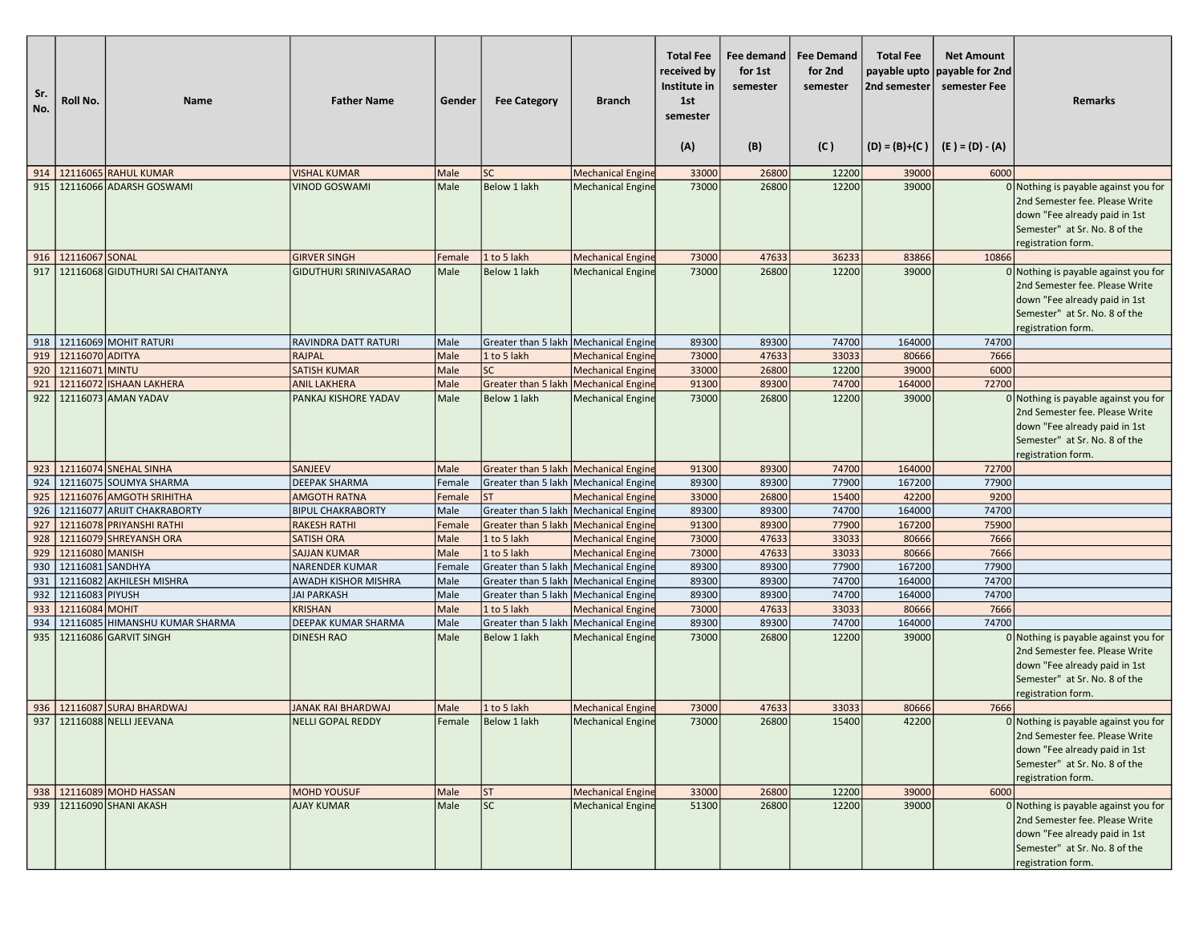| Sr. No. | Roll No. | Name | Father Name | Gender | Fee Category | Branch | Total Fee received by Institute in 1st semester (A) | Fee demand for 1st semester (B) | Fee Demand for 2nd semester (C) | Total Fee payable upto 2nd semester (D) = (B)+(C) | Net Amount payable for 2nd semester Fee (E) = (D) - (A) | Remarks |
|---|---|---|---|---|---|---|---|---|---|---|---|---|
| 914 | 12116065 | RAHUL KUMAR | VISHAL KUMAR | Male | SC | Mechanical Engine | 33000 | 26800 | 12200 | 39000 | 6000 | |
| 915 | 12116066 | ADARSH GOSWAMI | VINOD GOSWAMI | Male | Below 1 lakh | Mechanical Engine | 73000 | 26800 | 12200 | 39000 | 0 | Nothing is payable against you for 2nd Semester fee. Please Write down "Fee already paid in 1st Semester" at Sr. No. 8 of the registration form. |
| 916 | 12116067 | SONAL | GIRVER SINGH | Female | 1 to 5 lakh | Mechanical Engine | 73000 | 47633 | 36233 | 83866 | 10866 | |
| 917 | 12116068 | GIDUTHURI SAI CHAITANYA | GIDUTHURI SRINIVASARAO | Male | Below 1 lakh | Mechanical Engine | 73000 | 26800 | 12200 | 39000 | 0 | Nothing is payable against you for 2nd Semester fee. Please Write down "Fee already paid in 1st Semester" at Sr. No. 8 of the registration form. |
| 918 | 12116069 | MOHIT RATURI | RAVINDRA DATT RATURI | Male | Greater than 5 lakh | Mechanical Engine | 89300 | 89300 | 74700 | 164000 | 74700 | |
| 919 | 12116070 | ADITYA | RAJPAL | Male | 1 to 5 lakh | Mechanical Engine | 73000 | 47633 | 33033 | 80666 | 7666 | |
| 920 | 12116071 | MINTU | SATISH KUMAR | Male | SC | Mechanical Engine | 33000 | 26800 | 12200 | 39000 | 6000 | |
| 921 | 12116072 | ISHAAN LAKHERA | ANIL LAKHERA | Male | Greater than 5 lakh | Mechanical Engine | 91300 | 89300 | 74700 | 164000 | 72700 | |
| 922 | 12116073 | AMAN YADAV | PANKAJ KISHORE YADAV | Male | Below 1 lakh | Mechanical Engine | 73000 | 26800 | 12200 | 39000 | 0 | Nothing is payable against you for 2nd Semester fee. Please Write down "Fee already paid in 1st Semester" at Sr. No. 8 of the registration form. |
| 923 | 12116074 | SNEHAL SINHA | SANJEEV | Male | Greater than 5 lakh | Mechanical Engine | 91300 | 89300 | 74700 | 164000 | 72700 | |
| 924 | 12116075 | SOUMYA SHARMA | DEEPAK SHARMA | Female | Greater than 5 lakh | Mechanical Engine | 89300 | 89300 | 77900 | 167200 | 77900 | |
| 925 | 12116076 | AMGOTH SRIHITHA | AMGOTH RATNA | Female | ST | Mechanical Engine | 33000 | 26800 | 15400 | 42200 | 9200 | |
| 926 | 12116077 | ARIJIT CHAKRABORTY | BIPUL CHAKRABORTY | Male | Greater than 5 lakh | Mechanical Engine | 89300 | 89300 | 74700 | 164000 | 74700 | |
| 927 | 12116078 | PRIYANSHI RATHI | RAKESH RATHI | Female | Greater than 5 lakh | Mechanical Engine | 91300 | 89300 | 77900 | 167200 | 75900 | |
| 928 | 12116079 | SHREYANSH ORA | SATISH ORA | Male | 1 to 5 lakh | Mechanical Engine | 73000 | 47633 | 33033 | 80666 | 7666 | |
| 929 | 12116080 | MANISH | SAJJAN KUMAR | Male | 1 to 5 lakh | Mechanical Engine | 73000 | 47633 | 33033 | 80666 | 7666 | |
| 930 | 12116081 | SANDHYA | NARENDER KUMAR | Female | Greater than 5 lakh | Mechanical Engine | 89300 | 89300 | 77900 | 167200 | 77900 | |
| 931 | 12116082 | AKHILESH MISHRA | AWADH KISHOR MISHRA | Male | Greater than 5 lakh | Mechanical Engine | 89300 | 89300 | 74700 | 164000 | 74700 | |
| 932 | 12116083 | PIYUSH | JAI PARKASH | Male | Greater than 5 lakh | Mechanical Engine | 89300 | 89300 | 74700 | 164000 | 74700 | |
| 933 | 12116084 | MOHIT | KRISHAN | Male | 1 to 5 lakh | Mechanical Engine | 73000 | 47633 | 33033 | 80666 | 7666 | |
| 934 | 12116085 | HIMANSHU KUMAR SHARMA | DEEPAK KUMAR SHARMA | Male | Greater than 5 lakh | Mechanical Engine | 89300 | 89300 | 74700 | 164000 | 74700 | |
| 935 | 12116086 | GARVIT SINGH | DINESH RAO | Male | Below 1 lakh | Mechanical Engine | 73000 | 26800 | 12200 | 39000 | 0 | Nothing is payable against you for 2nd Semester fee. Please Write down "Fee already paid in 1st Semester" at Sr. No. 8 of the registration form. |
| 936 | 12116087 | SURAJ BHARDWAJ | JANAK RAI BHARDWAJ | Male | 1 to 5 lakh | Mechanical Engine | 73000 | 47633 | 33033 | 80666 | 7666 | |
| 937 | 12116088 | NELLI JEEVANA | NELLI GOPAL REDDY | Female | Below 1 lakh | Mechanical Engine | 73000 | 26800 | 15400 | 42200 | 0 | Nothing is payable against you for 2nd Semester fee. Please Write down "Fee already paid in 1st Semester" at Sr. No. 8 of the registration form. |
| 938 | 12116089 | MOHD HASSAN | MOHD YOUSUF | Male | ST | Mechanical Engine | 33000 | 26800 | 12200 | 39000 | 6000 | |
| 939 | 12116090 | SHANI AKASH | AJAY KUMAR | Male | SC | Mechanical Engine | 51300 | 26800 | 12200 | 39000 | 0 | Nothing is payable against you for 2nd Semester fee. Please Write down "Fee already paid in 1st Semester" at Sr. No. 8 of the registration form. |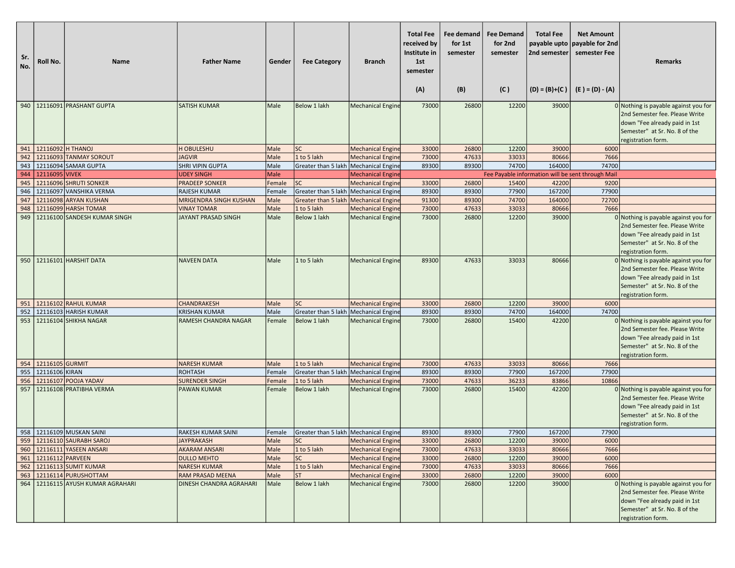| Sr. No. | Roll No. | Name | Father Name | Gender | Fee Category | Branch | Total Fee received by Institute in 1st semester (A) | Fee demand for 1st semester (B) | Fee Demand for 2nd semester (C) | Total Fee payable upto 2nd semester (D) = (B)+(C) | Net Amount payable for 2nd semester Fee (E) = (D) - (A) | Remarks |
|---|---|---|---|---|---|---|---|---|---|---|---|---|
| 940 | 12116091 | PRASHANT GUPTA | SATISH KUMAR | Male | Below 1 lakh | Mechanical Engine | 73000 | 26800 | 12200 | 39000 | 0 | Nothing is payable against you for 2nd Semester fee. Please Write down "Fee already paid in 1st Semester" at Sr. No. 8 of the registration form. |
| 941 | 12116092 | H THANOJ | H OBULESHU | Male | SC | Mechanical Engine | 33000 | 26800 | 12200 | 39000 | 6000 | |
| 942 | 12116093 | TANMAY SOROUT | JAGVIR | Male | 1 to 5 lakh | Mechanical Engine | 73000 | 47633 | 33033 | 80666 | 7666 | |
| 943 | 12116094 | SAMAR GUPTA | SHRI VIPIN GUPTA | Male | Greater than 5 lakh | Mechanical Engine | 89300 | 89300 | 74700 | 164000 | 74700 | |
| 944 | 12116095 | VIVEK | UDEY SINGH | Male | | Mechanical Engine | | | Fee Payable information will be sent through Mail | | | |
| 945 | 12116096 | SHRUTI SONKER | PRADEEP SONKER | Female | SC | Mechanical Engine | 33000 | 26800 | 15400 | 42200 | 9200 | |
| 946 | 12116097 | VANSHIKA VERMA | RAJESH KUMAR | Female | Greater than 5 lakh | Mechanical Engine | 89300 | 89300 | 77900 | 167200 | 77900 | |
| 947 | 12116098 | ARYAN KUSHAN | MRIGENDRA SINGH KUSHAN | Male | Greater than 5 lakh | Mechanical Engine | 91300 | 89300 | 74700 | 164000 | 72700 | |
| 948 | 12116099 | HARSH TOMAR | VINAY TOMAR | Male | 1 to 5 lakh | Mechanical Engine | 73000 | 47633 | 33033 | 80666 | 7666 | |
| 949 | 12116100 | SANDESH KUMAR SINGH | JAYANT PRASAD SINGH | Male | Below 1 lakh | Mechanical Engine | 73000 | 26800 | 12200 | 39000 | 0 | Nothing is payable against you for 2nd Semester fee. Please Write down "Fee already paid in 1st Semester" at Sr. No. 8 of the registration form. |
| 950 | 12116101 | HARSHIT DATA | NAVEEN DATA | Male | 1 to 5 lakh | Mechanical Engine | 89300 | 47633 | 33033 | 80666 | 0 | Nothing is payable against you for 2nd Semester fee. Please Write down "Fee already paid in 1st Semester" at Sr. No. 8 of the registration form. |
| 951 | 12116102 | RAHUL KUMAR | CHANDRAKESH | Male | SC | Mechanical Engine | 33000 | 26800 | 12200 | 39000 | 6000 | |
| 952 | 12116103 | HARISH KUMAR | KRISHAN KUMAR | Male | Greater than 5 lakh | Mechanical Engine | 89300 | 89300 | 74700 | 164000 | 74700 | |
| 953 | 12116104 | SHIKHA NAGAR | RAMESH CHANDRA NAGAR | Female | Below 1 lakh | Mechanical Engine | 73000 | 26800 | 15400 | 42200 | 0 | Nothing is payable against you for 2nd Semester fee. Please Write down "Fee already paid in 1st Semester" at Sr. No. 8 of the registration form. |
| 954 | 12116105 | GURMIT | NARESH KUMAR | Male | 1 to 5 lakh | Mechanical Engine | 73000 | 47633 | 33033 | 80666 | 7666 | |
| 955 | 12116106 | KIRAN | ROHTASH | Female | Greater than 5 lakh | Mechanical Engine | 89300 | 89300 | 77900 | 167200 | 77900 | |
| 956 | 12116107 | POOJA YADAV | SURENDER SINGH | Female | 1 to 5 lakh | Mechanical Engine | 73000 | 47633 | 36233 | 83866 | 10866 | |
| 957 | 12116108 | PRATIBHA VERMA | PAWAN KUMAR | Female | Below 1 lakh | Mechanical Engine | 73000 | 26800 | 15400 | 42200 | 0 | Nothing is payable against you for 2nd Semester fee. Please Write down "Fee already paid in 1st Semester" at Sr. No. 8 of the registration form. |
| 958 | 12116109 | MUSKAN SAINI | RAKESH KUMAR SAINI | Female | Greater than 5 lakh | Mechanical Engine | 89300 | 89300 | 77900 | 167200 | 77900 | |
| 959 | 12116110 | SAURABH SAROJ | JAYPRAKASH | Male | SC | Mechanical Engine | 33000 | 26800 | 12200 | 39000 | 6000 | |
| 960 | 12116111 | YASEEN ANSARI | AKARAM ANSARI | Male | 1 to 5 lakh | Mechanical Engine | 73000 | 47633 | 33033 | 80666 | 7666 | |
| 961 | 12116112 | PARVEEN | DULLO MEHTO | Male | SC | Mechanical Engine | 33000 | 26800 | 12200 | 39000 | 6000 | |
| 962 | 12116113 | SUMIT KUMAR | NARESH KUMAR | Male | 1 to 5 lakh | Mechanical Engine | 73000 | 47633 | 33033 | 80666 | 7666 | |
| 963 | 12116114 | PURUSHOTTAM | RAM PRASAD MEENA | Male | ST | Mechanical Engine | 33000 | 26800 | 12200 | 39000 | 6000 | |
| 964 | 12116115 | AYUSH KUMAR AGRAHARI | DINESH CHANDRA AGRAHARI | Male | Below 1 lakh | Mechanical Engine | 73000 | 26800 | 12200 | 39000 | 0 | Nothing is payable against you for 2nd Semester fee. Please Write down "Fee already paid in 1st Semester" at Sr. No. 8 of the registration form. |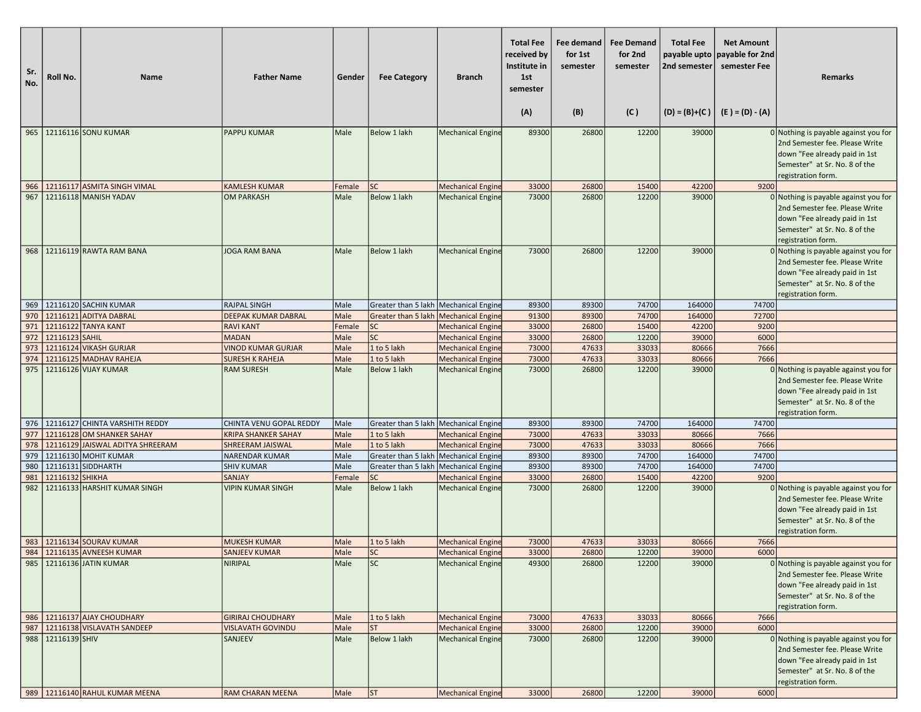| Sr. No. | Roll No. | Name | Father Name | Gender | Fee Category | Branch | Total Fee received by Institute in 1st semester (A) | Fee demand for 1st semester (B) | Fee Demand for 2nd semester (C ) | Total Fee payable upto 2nd semester (D) = (B)+(C ) | Net Amount payable for 2nd semester Fee (E ) = (D) - (A) | Remarks |
|---|---|---|---|---|---|---|---|---|---|---|---|---|
| 965 | 12116116 | SONU KUMAR | PAPPU KUMAR | Male | Below 1 lakh | Mechanical Engine | 89300 | 26800 | 12200 | 39000 | 0 | Nothing is payable against you for 2nd Semester fee. Please Write down "Fee already paid in 1st Semester" at Sr. No. 8 of the registration form. |
| 966 | 12116117 | ASMITA SINGH VIMAL | KAMLESH KUMAR | Female | SC | Mechanical Engine | 33000 | 26800 | 15400 | 42200 | 9200 | |
| 967 | 12116118 | MANISH YADAV | OM PARKASH | Male | Below 1 lakh | Mechanical Engine | 73000 | 26800 | 12200 | 39000 | 0 | Nothing is payable against you for 2nd Semester fee. Please Write down "Fee already paid in 1st Semester" at Sr. No. 8 of the registration form. |
| 968 | 12116119 | RAWTA RAM BANA | JOGA RAM BANA | Male | Below 1 lakh | Mechanical Engine | 73000 | 26800 | 12200 | 39000 | 0 | Nothing is payable against you for 2nd Semester fee. Please Write down "Fee already paid in 1st Semester" at Sr. No. 8 of the registration form. |
| 969 | 12116120 | SACHIN KUMAR | RAJPAL SINGH | Male | Greater than 5 lakh | Mechanical Engine | 89300 | 89300 | 74700 | 164000 | 74700 | |
| 970 | 12116121 | ADITYA DABRAL | DEEPAK KUMAR DABRAL | Male | Greater than 5 lakh | Mechanical Engine | 91300 | 89300 | 74700 | 164000 | 72700 | |
| 971 | 12116122 | TANYA KANT | RAVI KANT | Female | SC | Mechanical Engine | 33000 | 26800 | 15400 | 42200 | 9200 | |
| 972 | 12116123 | SAHIL | MADAN | Male | SC | Mechanical Engine | 33000 | 26800 | 12200 | 39000 | 6000 | |
| 973 | 12116124 | VIKASH GURJAR | VINOD KUMAR GURJAR | Male | 1 to 5 lakh | Mechanical Engine | 73000 | 47633 | 33033 | 80666 | 7666 | |
| 974 | 12116125 | MADHAV RAHEJA | SURESH K RAHEJA | Male | 1 to 5 lakh | Mechanical Engine | 73000 | 47633 | 33033 | 80666 | 7666 | |
| 975 | 12116126 | VIJAY KUMAR | RAM SURESH | Male | Below 1 lakh | Mechanical Engine | 73000 | 26800 | 12200 | 39000 | 0 | Nothing is payable against you for 2nd Semester fee. Please Write down "Fee already paid in 1st Semester" at Sr. No. 8 of the registration form. |
| 976 | 12116127 | CHINTA VARSHITH REDDY | CHINTA VENU GOPAL REDDY | Male | Greater than 5 lakh | Mechanical Engine | 89300 | 89300 | 74700 | 164000 | 74700 | |
| 977 | 12116128 | OM SHANKER SAHAY | KRIPA SHANKER SAHAY | Male | 1 to 5 lakh | Mechanical Engine | 73000 | 47633 | 33033 | 80666 | 7666 | |
| 978 | 12116129 | JAISWAL ADITYA SHREERAM | SHREERAM JAISWAL | Male | 1 to 5 lakh | Mechanical Engine | 73000 | 47633 | 33033 | 80666 | 7666 | |
| 979 | 12116130 | MOHIT KUMAR | NARENDAR KUMAR | Male | Greater than 5 lakh | Mechanical Engine | 89300 | 89300 | 74700 | 164000 | 74700 | |
| 980 | 12116131 | SIDDHARTH | SHIV KUMAR | Male | Greater than 5 lakh | Mechanical Engine | 89300 | 89300 | 74700 | 164000 | 74700 | |
| 981 | 12116132 | SHIKHA | SANJAY | Female | SC | Mechanical Engine | 33000 | 26800 | 15400 | 42200 | 9200 | |
| 982 | 12116133 | HARSHIT KUMAR SINGH | VIPIN KUMAR SINGH | Male | Below 1 lakh | Mechanical Engine | 73000 | 26800 | 12200 | 39000 | 0 | Nothing is payable against you for 2nd Semester fee. Please Write down "Fee already paid in 1st Semester" at Sr. No. 8 of the registration form. |
| 983 | 12116134 | SOURAV KUMAR | MUKESH KUMAR | Male | 1 to 5 lakh | Mechanical Engine | 73000 | 47633 | 33033 | 80666 | 7666 | |
| 984 | 12116135 | AVNEESH KUMAR | SANJEEV KUMAR | Male | SC | Mechanical Engine | 33000 | 26800 | 12200 | 39000 | 6000 | |
| 985 | 12116136 | JATIN KUMAR | NIRIPAL | Male | SC | Mechanical Engine | 49300 | 26800 | 12200 | 39000 | 0 | Nothing is payable against you for 2nd Semester fee. Please Write down "Fee already paid in 1st Semester" at Sr. No. 8 of the registration form. |
| 986 | 12116137 | AJAY CHOUDHARY | GIRIRAJ CHOUDHARY | Male | 1 to 5 lakh | Mechanical Engine | 73000 | 47633 | 33033 | 80666 | 7666 | |
| 987 | 12116138 | VISLAVATH SANDEEP | VISLAVATH GOVINDU | Male | ST | Mechanical Engine | 33000 | 26800 | 12200 | 39000 | 6000 | |
| 988 | 12116139 | SHIV | SANJEEV | Male | Below 1 lakh | Mechanical Engine | 73000 | 26800 | 12200 | 39000 | 0 | Nothing is payable against you for 2nd Semester fee. Please Write down "Fee already paid in 1st Semester" at Sr. No. 8 of the registration form. |
| 989 | 12116140 | RAHUL KUMAR MEENA | RAM CHARAN MEENA | Male | ST | Mechanical Engine | 33000 | 26800 | 12200 | 39000 | 6000 | |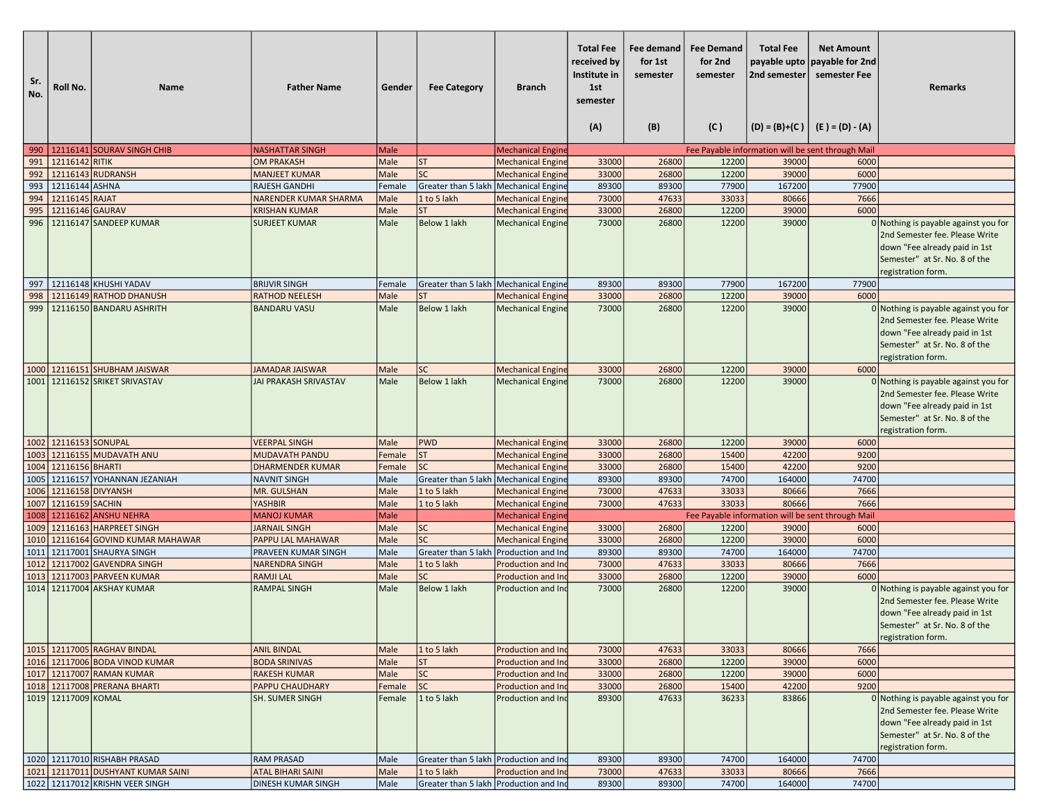| Sr. No. | Roll No. | Name | Father Name | Gender | Fee Category | Branch | Total Fee received by Institute in 1st semester (A) | Fee demand for 1st semester (B) | Fee Demand for 2nd semester (C ) | Total Fee payable upto 2nd semester (D) = (B)+(C ) | Net Amount payable for 2nd semester Fee (E ) = (D) - (A) | Remarks |
|---|---|---|---|---|---|---|---|---|---|---|---|---|
| 990 | 12116141 | SOURAV SINGH CHIB | NASHATTAR SINGH | Male | | Mechanical Engine | Fee Payable information will be sent through Mail | | | | | |
| 991 | 12116142 | RITIK | OM PRAKASH | Male | ST | Mechanical Engine | 33000 | 26800 | 12200 | 39000 | 6000 | |
| 992 | 12116143 | RUDRANSH | MANJEET KUMAR | Male | SC | Mechanical Engine | 33000 | 26800 | 12200 | 39000 | 6000 | |
| 993 | 12116144 | ASHNA | RAJESH GANDHI | Female | Greater than 5 lakh | Mechanical Engine | 89300 | 89300 | 77900 | 167200 | 77900 | |
| 994 | 12116145 | RAJAT | NARENDER KUMAR SHARMA | Male | 1 to 5 lakh | Mechanical Engine | 73000 | 47633 | 33033 | 80666 | 7666 | |
| 995 | 12116146 | GAURAV | KRISHAN KUMAR | Male | ST | Mechanical Engine | 33000 | 26800 | 12200 | 39000 | 6000 | |
| 996 | 12116147 | SANDEEP KUMAR | SURJEET KUMAR | Male | Below 1 lakh | Mechanical Engine | 73000 | 26800 | 12200 | 39000 | 0 | Nothing is payable against you for 2nd Semester fee. Please Write down "Fee already paid in 1st Semester" at Sr. No. 8 of the registration form. |
| 997 | 12116148 | KHUSHI YADAV | BRIJVIR SINGH | Female | Greater than 5 lakh | Mechanical Engine | 89300 | 89300 | 77900 | 167200 | 77900 | |
| 998 | 12116149 | RATHOD DHANUSH | RATHOD NEELESH | Male | ST | Mechanical Engine | 33000 | 26800 | 12200 | 39000 | 6000 | |
| 999 | 12116150 | BANDARU ASHRITH | BANDARU VASU | Male | Below 1 lakh | Mechanical Engine | 73000 | 26800 | 12200 | 39000 | 0 | Nothing is payable against you for 2nd Semester fee. Please Write down "Fee already paid in 1st Semester" at Sr. No. 8 of the registration form. |
| 1000 | 12116151 | SHUBHAM JAISWAR | JAMADAR JAISWAR | Male | SC | Mechanical Engine | 33000 | 26800 | 12200 | 39000 | 6000 | |
| 1001 | 12116152 | SRIKET SRIVASTAV | JAI PRAKASH SRIVASTAV | Male | Below 1 lakh | Mechanical Engine | 73000 | 26800 | 12200 | 39000 | 0 | Nothing is payable against you for 2nd Semester fee. Please Write down "Fee already paid in 1st Semester" at Sr. No. 8 of the registration form. |
| 1002 | 12116153 | SONUPAL | VEERPAL SINGH | Male | PWD | Mechanical Engine | 33000 | 26800 | 12200 | 39000 | 6000 | |
| 1003 | 12116155 | MUDAVATH ANU | MUDAVATH PANDU | Female | ST | Mechanical Engine | 33000 | 26800 | 15400 | 42200 | 9200 | |
| 1004 | 12116156 | BHARTI | DHARMENDER KUMAR | Female | SC | Mechanical Engine | 33000 | 26800 | 15400 | 42200 | 9200 | |
| 1005 | 12116157 | YOHANNAN JEZANIAH | NAVNIT SINGH | Male | Greater than 5 lakh | Mechanical Engine | 89300 | 89300 | 74700 | 164000 | 74700 | |
| 1006 | 12116158 | DIVYANSH | MR. GULSHAN | Male | 1 to 5 lakh | Mechanical Engine | 73000 | 47633 | 33033 | 80666 | 7666 | |
| 1007 | 12116159 | SACHIN | YASHBIR | Male | 1 to 5 lakh | Mechanical Engine | 73000 | 47633 | 33033 | 80666 | 7666 | |
| 1008 | 12116162 | ANSHU NEHRA | MANOJ KUMAR | Male | | Mechanical Engine | Fee Payable information will be sent through Mail | | | | | |
| 1009 | 12116163 | HARPREET SINGH | JARNAIL SINGH | Male | SC | Mechanical Engine | 33000 | 26800 | 12200 | 39000 | 6000 | |
| 1010 | 12116164 | GOVIND KUMAR MAHAWAR | PAPPU LAL MAHAWAR | Male | SC | Mechanical Engine | 33000 | 26800 | 12200 | 39000 | 6000 | |
| 1011 | 12117001 | SHAURYA SINGH | PRAVEEN KUMAR SINGH | Male | Greater than 5 lakh | Production and Ind | 89300 | 89300 | 74700 | 164000 | 74700 | |
| 1012 | 12117002 | GAVENDRA SINGH | NARENDRA SINGH | Male | 1 to 5 lakh | Production and Ind | 73000 | 47633 | 33033 | 80666 | 7666 | |
| 1013 | 12117003 | PARVEEN KUMAR | RAMJI LAL | Male | SC | Production and Ind | 33000 | 26800 | 12200 | 39000 | 6000 | |
| 1014 | 12117004 | AKSHAY KUMAR | RAMPAL SINGH | Male | Below 1 lakh | Production and Ind | 73000 | 26800 | 12200 | 39000 | 0 | Nothing is payable against you for 2nd Semester fee. Please Write down "Fee already paid in 1st Semester" at Sr. No. 8 of the registration form. |
| 1015 | 12117005 | RAGHAV BINDAL | ANIL BINDAL | Male | 1 to 5 lakh | Production and Ind | 73000 | 47633 | 33033 | 80666 | 7666 | |
| 1016 | 12117006 | BODA VINOD KUMAR | BODA SRINIVAS | Male | ST | Production and Ind | 33000 | 26800 | 12200 | 39000 | 6000 | |
| 1017 | 12117007 | RAMAN KUMAR | RAKESH KUMAR | Male | SC | Production and Ind | 33000 | 26800 | 12200 | 39000 | 6000 | |
| 1018 | 12117008 | PRERANA BHARTI | PAPPU CHAUDHARY | Female | SC | Production and Ind | 33000 | 26800 | 15400 | 42200 | 9200 | |
| 1019 | 12117009 | KOMAL | SH. SUMER SINGH | Female | 1 to 5 lakh | Production and Ind | 89300 | 47633 | 36233 | 83866 | 0 | Nothing is payable against you for 2nd Semester fee. Please Write down "Fee already paid in 1st Semester" at Sr. No. 8 of the registration form. |
| 1020 | 12117010 | RISHABH PRASAD | RAM PRASAD | Male | Greater than 5 lakh | Production and Ind | 89300 | 89300 | 74700 | 164000 | 74700 | |
| 1021 | 12117011 | DUSHYANT KUMAR SAINI | ATAL BIHARI SAINI | Male | 1 to 5 lakh | Production and Ind | 73000 | 47633 | 33033 | 80666 | 7666 | |
| 1022 | 12117012 | KRISHN VEER SINGH | DINESH KUMAR SINGH | Male | Greater than 5 lakh | Production and Ind | 89300 | 89300 | 74700 | 164000 | 74700 | |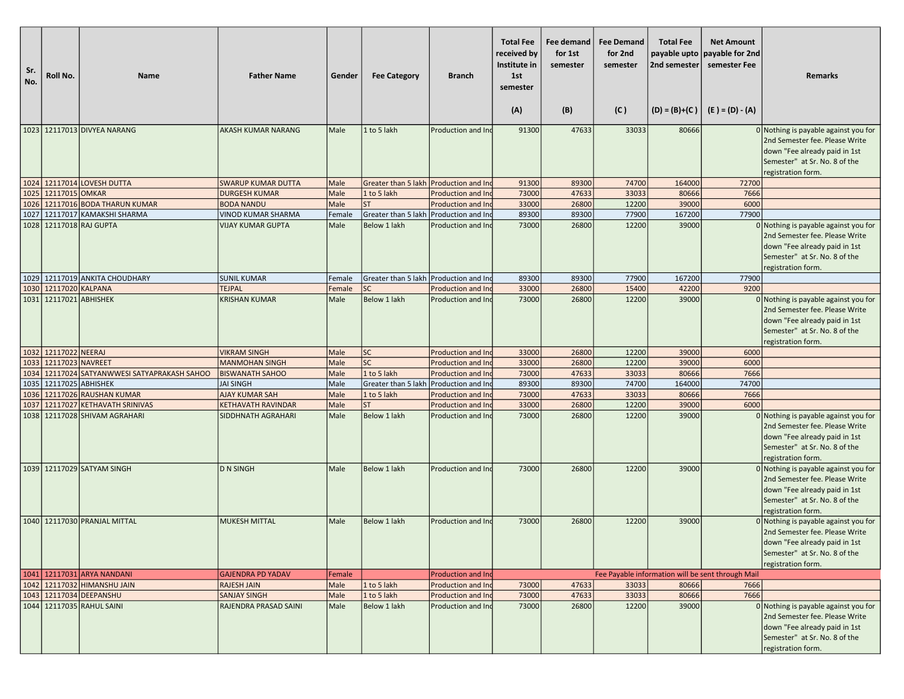| Sr. No. | Roll No. | Name | Father Name | Gender | Fee Category | Branch | Total Fee received by Institute in 1st semester (A) | Fee demand for 1st semester (B) | Fee Demand for 2nd semester (C ) | Total Fee payable upto 2nd semester (D) = (B)+(C ) | Net Amount payable for 2nd semester Fee (E ) = (D) - (A) | Remarks |
|---|---|---|---|---|---|---|---|---|---|---|---|---|
| 1023 | 12117013 | DIVYEA NARANG | AKASH KUMAR NARANG | Male | 1 to 5 lakh | Production and Ind | 91300 | 47633 | 33033 | 80666 | 0 | Nothing is payable against you for 2nd Semester fee. Please Write down "Fee already paid in 1st Semester" at Sr. No. 8 of the registration form. |
| 1024 | 12117014 | LOVESH DUTTA | SWARUP KUMAR DUTTA | Male | Greater than 5 lakh | Production and Ind | 91300 | 89300 | 74700 | 164000 | 72700 | |
| 1025 | 12117015 | OMKAR | DURGESH KUMAR | Male | 1 to 5 lakh | Production and Ind | 73000 | 47633 | 33033 | 80666 | 7666 | |
| 1026 | 12117016 | BODA THARUN KUMAR | BODA NANDU | Male | ST | Production and Ind | 33000 | 26800 | 12200 | 39000 | 6000 | |
| 1027 | 12117017 | KAMAKSHI SHARMA | VINOD KUMAR SHARMA | Female | Greater than 5 lakh | Production and Ind | 89300 | 89300 | 77900 | 167200 | 77900 | |
| 1028 | 12117018 | RAJ GUPTA | VIJAY KUMAR GUPTA | Male | Below 1 lakh | Production and Ind | 73000 | 26800 | 12200 | 39000 | 0 | Nothing is payable against you for 2nd Semester fee. Please Write down "Fee already paid in 1st Semester" at Sr. No. 8 of the registration form. |
| 1029 | 12117019 | ANKITA CHOUDHARY | SUNIL KUMAR | Female | Greater than 5 lakh | Production and Ind | 89300 | 89300 | 77900 | 167200 | 77900 | |
| 1030 | 12117020 | KALPANA | TEJPAL | Female | SC | Production and Ind | 33000 | 26800 | 15400 | 42200 | 9200 | |
| 1031 | 12117021 | ABHISHEK | KRISHAN KUMAR | Male | Below 1 lakh | Production and Ind | 73000 | 26800 | 12200 | 39000 | 0 | Nothing is payable against you for 2nd Semester fee. Please Write down "Fee already paid in 1st Semester" at Sr. No. 8 of the registration form. |
| 1032 | 12117022 | NEERAJ | VIKRAM SINGH | Male | SC | Production and Ind | 33000 | 26800 | 12200 | 39000 | 6000 | |
| 1033 | 12117023 | NAVREET | MANMOHAN SINGH | Male | SC | Production and Ind | 33000 | 26800 | 12200 | 39000 | 6000 | |
| 1034 | 12117024 | SATYANWWESI SATYAPRAKASH SAHOO | BISWANATH SAHOO | Male | 1 to 5 lakh | Production and Ind | 73000 | 47633 | 33033 | 80666 | 7666 | |
| 1035 | 12117025 | ABHISHEK | JAI SINGH | Male | Greater than 5 lakh | Production and Ind | 89300 | 89300 | 74700 | 164000 | 74700 | |
| 1036 | 12117026 | RAUSHAN KUMAR | AJAY KUMAR SAH | Male | 1 to 5 lakh | Production and Ind | 73000 | 47633 | 33033 | 80666 | 7666 | |
| 1037 | 12117027 | KETHAVATH SRINIVAS | KETHAVATH RAVINDAR | Male | ST | Production and Ind | 33000 | 26800 | 12200 | 39000 | 6000 | |
| 1038 | 12117028 | SHIVAM AGRAHARI | SIDDHNATH AGRAHARI | Male | Below 1 lakh | Production and Ind | 73000 | 26800 | 12200 | 39000 | 0 | Nothing is payable against you for 2nd Semester fee. Please Write down "Fee already paid in 1st Semester" at Sr. No. 8 of the registration form. |
| 1039 | 12117029 | SATYAM SINGH | D N SINGH | Male | Below 1 lakh | Production and Ind | 73000 | 26800 | 12200 | 39000 | 0 | Nothing is payable against you for 2nd Semester fee. Please Write down "Fee already paid in 1st Semester" at Sr. No. 8 of the registration form. |
| 1040 | 12117030 | PRANJAL MITTAL | MUKESH MITTAL | Male | Below 1 lakh | Production and Ind | 73000 | 26800 | 12200 | 39000 | 0 | Nothing is payable against you for 2nd Semester fee. Please Write down "Fee already paid in 1st Semester" at Sr. No. 8 of the registration form. |
| 1041 | 12117031 | ARYA NANDANI | GAJENDRA PD YADAV | Female | | Production and Ind | Fee Payable information will be sent through Mail | | | | | |
| 1042 | 12117032 | HIMANSHU JAIN | RAJESH JAIN | Male | 1 to 5 lakh | Production and Ind | 73000 | 47633 | 33033 | 80666 | 7666 | |
| 1043 | 12117034 | DEEPANSHU | SANJAY SINGH | Male | 1 to 5 lakh | Production and Ind | 73000 | 47633 | 33033 | 80666 | 7666 | |
| 1044 | 12117035 | RAHUL SAINI | RAJENDRA PRASAD SAINI | Male | Below 1 lakh | Production and Ind | 73000 | 26800 | 12200 | 39000 | 0 | Nothing is payable against you for 2nd Semester fee. Please Write down "Fee already paid in 1st Semester" at Sr. No. 8 of the registration form. |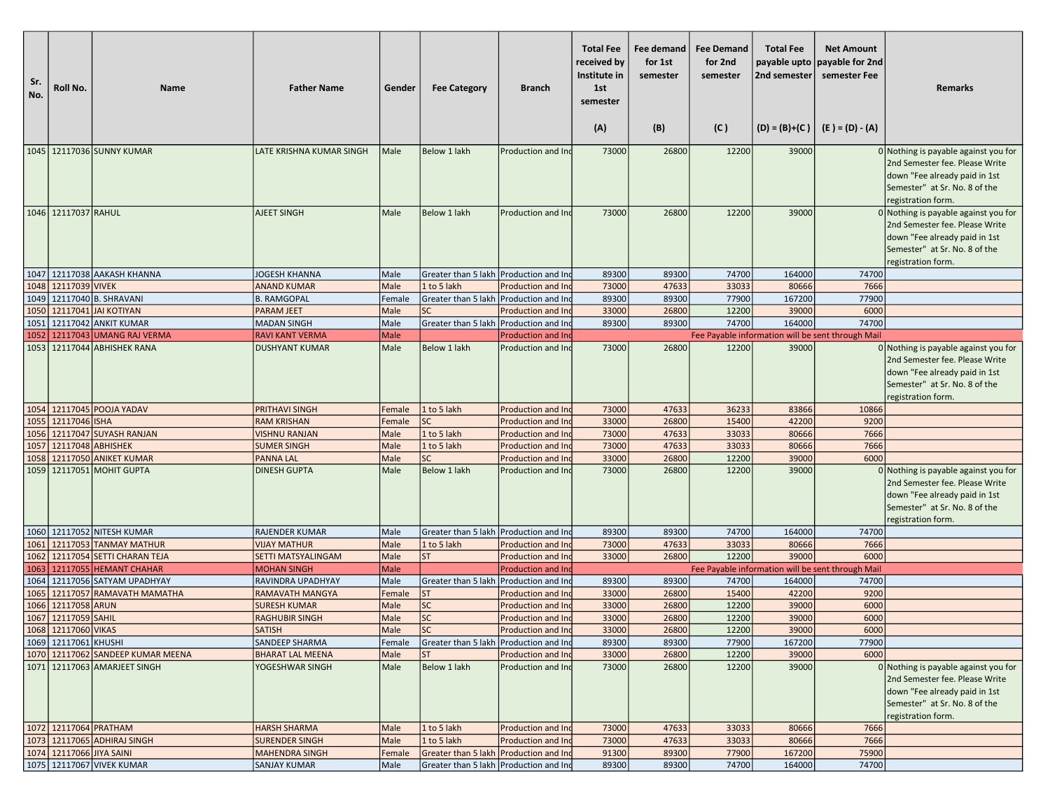| Sr. No. | Roll No. | Name | Father Name | Gender | Fee Category | Branch | Total Fee received by Institute in 1st semester (A) | Fee demand for 1st semester (B) | Fee Demand for 2nd semester (C ) | Total Fee payable upto 2nd semester (D) = (B)+(C ) | Net Amount payable for 2nd semester Fee (E ) = (D) - (A) | Remarks |
|---|---|---|---|---|---|---|---|---|---|---|---|---|
| 1045 | 12117036 | SUNNY KUMAR | LATE KRISHNA KUMAR SINGH | Male | Below 1 lakh | Production and Ind | 73000 | 26800 | 12200 | 39000 | 0 | Nothing is payable against you for 2nd Semester fee. Please Write down "Fee already paid in 1st Semester" at Sr. No. 8 of the registration form. |
| 1046 | 12117037 | RAHUL | AJEET SINGH | Male | Below 1 lakh | Production and Ind | 73000 | 26800 | 12200 | 39000 | 0 | Nothing is payable against you for 2nd Semester fee. Please Write down "Fee already paid in 1st Semester" at Sr. No. 8 of the registration form. |
| 1047 | 12117038 | AAKASH KHANNA | JOGESH KHANNA | Male | Greater than 5 lakh | Production and Ind | 89300 | 89300 | 74700 | 164000 | 74700 | |
| 1048 | 12117039 | VIVEK | ANAND KUMAR | Male | 1 to 5 lakh | Production and Ind | 73000 | 47633 | 33033 | 80666 | 7666 | |
| 1049 | 12117040 | B. SHRAVANI | B. RAMGOPAL | Female | Greater than 5 lakh | Production and Ind | 89300 | 89300 | 77900 | 167200 | 77900 | |
| 1050 | 12117041 | JAI KOTIYAN | PARAM JEET | Male | SC | Production and Ind | 33000 | 26800 | 12200 | 39000 | 6000 | |
| 1051 | 12117042 | ANKIT KUMAR | MADAN SINGH | Male | Greater than 5 lakh | Production and Ind | 89300 | 89300 | 74700 | 164000 | 74700 | |
| 1052 | 12117043 | UMANG RAJ VERMA | RAVI KANT VERMA | Male | | Production and Ind | Fee Payable information will be sent through Mail | | | | | |
| 1053 | 12117044 | ABHISHEK RANA | DUSHYANT KUMAR | Male | Below 1 lakh | Production and Ind | 73000 | 26800 | 12200 | 39000 | 0 | Nothing is payable against you for 2nd Semester fee. Please Write down "Fee already paid in 1st Semester" at Sr. No. 8 of the registration form. |
| 1054 | 12117045 | POOJA YADAV | PRITHAVI SINGH | Female | 1 to 5 lakh | Production and Ind | 73000 | 47633 | 36233 | 83866 | 10866 | |
| 1055 | 12117046 | ISHA | RAM KRISHAN | Female | SC | Production and Ind | 33000 | 26800 | 15400 | 42200 | 9200 | |
| 1056 | 12117047 | SUYASH RANJAN | VISHNU RANJAN | Male | 1 to 5 lakh | Production and Ind | 73000 | 47633 | 33033 | 80666 | 7666 | |
| 1057 | 12117048 | ABHISHEK | SUMER SINGH | Male | 1 to 5 lakh | Production and Ind | 73000 | 47633 | 33033 | 80666 | 7666 | |
| 1058 | 12117050 | ANIKET KUMAR | PANNA LAL | Male | SC | Production and Ind | 33000 | 26800 | 12200 | 39000 | 6000 | |
| 1059 | 12117051 | MOHIT GUPTA | DINESH GUPTA | Male | Below 1 lakh | Production and Ind | 73000 | 26800 | 12200 | 39000 | 0 | Nothing is payable against you for 2nd Semester fee. Please Write down "Fee already paid in 1st Semester" at Sr. No. 8 of the registration form. |
| 1060 | 12117052 | NITESH KUMAR | RAJENDER KUMAR | Male | Greater than 5 lakh | Production and Ind | 89300 | 89300 | 74700 | 164000 | 74700 | |
| 1061 | 12117053 | TANMAY MATHUR | VIJAY MATHUR | Male | 1 to 5 lakh | Production and Ind | 73000 | 47633 | 33033 | 80666 | 7666 | |
| 1062 | 12117054 | SETTI CHARAN TEJA | SETTI MATSYALINGAM | Male | ST | Production and Ind | 33000 | 26800 | 12200 | 39000 | 6000 | |
| 1063 | 12117055 | HEMANT CHAHAR | MOHAN SINGH | Male | | Production and Ind | Fee Payable information will be sent through Mail | | | | | |
| 1064 | 12117056 | SATYAM UPADHYAY | RAVINDRA UPADHYAY | Male | Greater than 5 lakh | Production and Ind | 89300 | 89300 | 74700 | 164000 | 74700 | |
| 1065 | 12117057 | RAMAVATH MAMATHA | RAMAVATH MANGYA | Female | ST | Production and Ind | 33000 | 26800 | 15400 | 42200 | 9200 | |
| 1066 | 12117058 | ARUN | SURESH KUMAR | Male | SC | Production and Ind | 33000 | 26800 | 12200 | 39000 | 6000 | |
| 1067 | 12117059 | SAHIL | RAGHUBIR SINGH | Male | SC | Production and Ind | 33000 | 26800 | 12200 | 39000 | 6000 | |
| 1068 | 12117060 | VIKAS | SATISH | Male | SC | Production and Ind | 33000 | 26800 | 12200 | 39000 | 6000 | |
| 1069 | 12117061 | KHUSHI | SANDEEP SHARMA | Female | Greater than 5 lakh | Production and Ind | 89300 | 89300 | 77900 | 167200 | 77900 | |
| 1070 | 12117062 | SANDEEP KUMAR MEENA | BHARAT LAL MEENA | Male | ST | Production and Ind | 33000 | 26800 | 12200 | 39000 | 6000 | |
| 1071 | 12117063 | AMARJEET SINGH | YOGESHWAR SINGH | Male | Below 1 lakh | Production and Ind | 73000 | 26800 | 12200 | 39000 | 0 | Nothing is payable against you for 2nd Semester fee. Please Write down "Fee already paid in 1st Semester" at Sr. No. 8 of the registration form. |
| 1072 | 12117064 | PRATHAM | HARSH SHARMA | Male | 1 to 5 lakh | Production and Ind | 73000 | 47633 | 33033 | 80666 | 7666 | |
| 1073 | 12117065 | ADHIRAJ SINGH | SURENDER SINGH | Male | 1 to 5 lakh | Production and Ind | 73000 | 47633 | 33033 | 80666 | 7666 | |
| 1074 | 12117066 | JIYA SAINI | MAHENDRA SINGH | Female | Greater than 5 lakh | Production and Ind | 91300 | 89300 | 77900 | 167200 | 75900 | |
| 1075 | 12117067 | VIVEK KUMAR | SANJAY KUMAR | Male | Greater than 5 lakh | Production and Ind | 89300 | 89300 | 74700 | 164000 | 74700 | |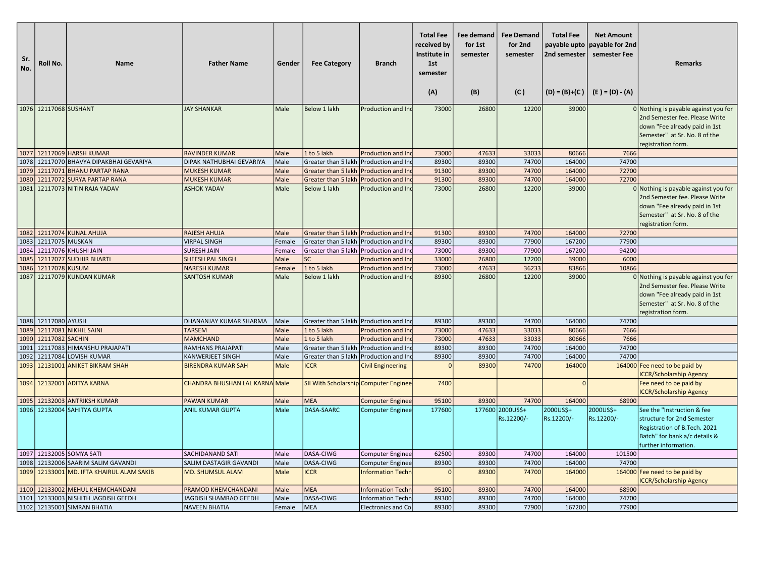| Sr. No. | Roll No. | Name | Father Name | Gender | Fee Category | Branch | Total Fee received by Institute in 1st semester (A) | Fee demand for 1st semester (B) | Fee Demand for 2nd semester (C) | Total Fee payable upto 2nd semester (D) = (B)+(C) | Net Amount payable for 2nd semester Fee (E) = (D) - (A) | Remarks |
|---|---|---|---|---|---|---|---|---|---|---|---|---|
| 1076 | 12117068 | SUSHANT | JAY SHANKAR | Male | Below 1 lakh | Production and Ind | 73000 | 26800 | 12200 | 39000 | 0 | Nothing is payable against you for 2nd Semester fee. Please Write down "Fee already paid in 1st Semester" at Sr. No. 8 of the registration form. |
| 1077 | 12117069 | HARSH KUMAR | RAVINDER KUMAR | Male | 1 to 5 lakh | Production and Ind | 73000 | 47633 | 33033 | 80666 | 7666 | |
| 1078 | 12117070 | BHAVYA DIPAKBHAI GEVARIYA | DIPAK NATHUBHAI GEVARIYA | Male | Greater than 5 lakh | Production and Ind | 89300 | 89300 | 74700 | 164000 | 74700 | |
| 1079 | 12117071 | BHANU PARTAP RANA | MUKESH KUMAR | Male | Greater than 5 lakh | Production and Ind | 91300 | 89300 | 74700 | 164000 | 72700 | |
| 1080 | 12117072 | SURYA PARTAP RANA | MUKESH KUMAR | Male | Greater than 5 lakh | Production and Ind | 91300 | 89300 | 74700 | 164000 | 72700 | |
| 1081 | 12117073 | NITIN RAJA YADAV | ASHOK YADAV | Male | Below 1 lakh | Production and Ind | 73000 | 26800 | 12200 | 39000 | 0 | Nothing is payable against you for 2nd Semester fee. Please Write down "Fee already paid in 1st Semester" at Sr. No. 8 of the registration form. |
| 1082 | 12117074 | KUNAL AHUJA | RAJESH AHUJA | Male | Greater than 5 lakh | Production and Ind | 91300 | 89300 | 74700 | 164000 | 72700 | |
| 1083 | 12117075 | MUSKAN | VIRPAL SINGH | Female | Greater than 5 lakh | Production and Ind | 89300 | 89300 | 77900 | 167200 | 77900 | |
| 1084 | 12117076 | KHUSHI JAIN | SURESH JAIN | Female | Greater than 5 lakh | Production and Ind | 73000 | 89300 | 77900 | 167200 | 94200 | |
| 1085 | 12117077 | SUDHIR BHARTI | SHEESH PAL SINGH | Male | SC | Production and Ind | 33000 | 26800 | 12200 | 39000 | 6000 | |
| 1086 | 12117078 | KUSUM | NARESH KUMAR | Female | 1 to 5 lakh | Production and Ind | 73000 | 47633 | 36233 | 83866 | 10866 | |
| 1087 | 12117079 | KUNDAN KUMAR | SANTOSH KUMAR | Male | Below 1 lakh | Production and Ind | 89300 | 26800 | 12200 | 39000 | 0 | Nothing is payable against you for 2nd Semester fee. Please Write down "Fee already paid in 1st Semester" at Sr. No. 8 of the registration form. |
| 1088 | 12117080 | AYUSH | DHANANJAY KUMAR SHARMA | Male | Greater than 5 lakh | Production and Ind | 89300 | 89300 | 74700 | 164000 | 74700 | |
| 1089 | 12117081 | NIKHIL SAINI | TARSEM | Male | 1 to 5 lakh | Production and Ind | 73000 | 47633 | 33033 | 80666 | 7666 | |
| 1090 | 12117082 | SACHIN | MAMCHAND | Male | 1 to 5 lakh | Production and Ind | 73000 | 47633 | 33033 | 80666 | 7666 | |
| 1091 | 12117083 | HIMANSHU PRAJAPATI | RAMHANS PRAJAPATI | Male | Greater than 5 lakh | Production and Ind | 89300 | 89300 | 74700 | 164000 | 74700 | |
| 1092 | 12117084 | LOVISH KUMAR | KANWERJEET SINGH | Male | Greater than 5 lakh | Production and Ind | 89300 | 89300 | 74700 | 164000 | 74700 | |
| 1093 | 12131001 | ANIKET BIKRAM SHAH | BIRENDRA KUMAR SAH | Male | ICCR | Civil Engineering | 0 | 89300 | 74700 | 164000 | 164000 | Fee need to be paid by ICCR/Scholarship Agency |
| 1094 | 12132001 | ADITYA KARNA | CHANDRA BHUSHAN LAL KARNA | Male | SII With Scholarship | Computer Enginee | 7400 | | | 0 | | Fee need to be paid by ICCR/Scholarship Agency |
| 1095 | 12132003 | ANTRIKSH KUMAR | PAWAN KUMAR | Male | MEA | Computer Enginee | 95100 | 89300 | 74700 | 164000 | 68900 | |
| 1096 | 12132004 | SAHITYA GUPTA | ANIL KUMAR GUPTA | Male | DASA-SAARC | Computer Enginee | 177600 | 177600 | 2000US$+ Rs.12200/- | 2000US$+ Rs.12200/- | 2000US$+ Rs.12200/- | See the "Instruction & fee structure for 2nd Semester Registration of B.Tech. 2021 Batch" for bank a/c details & further information. |
| 1097 | 12132005 | SOMYA SATI | SACHIDANAND SATI | Male | DASA-CIWG | Computer Enginee | 62500 | 89300 | 74700 | 164000 | 101500 | |
| 1098 | 12132006 | SAARIM SALIM GAVANDI | SALIM DASTAGIR GAVANDI | Male | DASA-CIWG | Computer Enginee | 89300 | 89300 | 74700 | 164000 | 74700 | |
| 1099 | 12133001 | MD. IFTA KHAIRUL ALAM SAKIB | MD. SHUMSUL ALAM | Male | ICCR | Information Techn | 0 | 89300 | 74700 | 164000 | 164000 | Fee need to be paid by ICCR/Scholarship Agency |
| 1100 | 12133002 | MEHUL KHEMCHANDANI | PRAMOD KHEMCHANDANI | Male | MEA | Information Techn | 95100 | 89300 | 74700 | 164000 | 68900 | |
| 1101 | 12133003 | NISHITH JAGDISH GEEDH | JAGDISH SHAMRAO GEEDH | Male | DASA-CIWG | Information Techn | 89300 | 89300 | 74700 | 164000 | 74700 | |
| 1102 | 12135001 | SIMRAN BHATIA | NAVEEN BHATIA | Female | MEA | Electronics and Co | 89300 | 89300 | 77900 | 167200 | 77900 | |